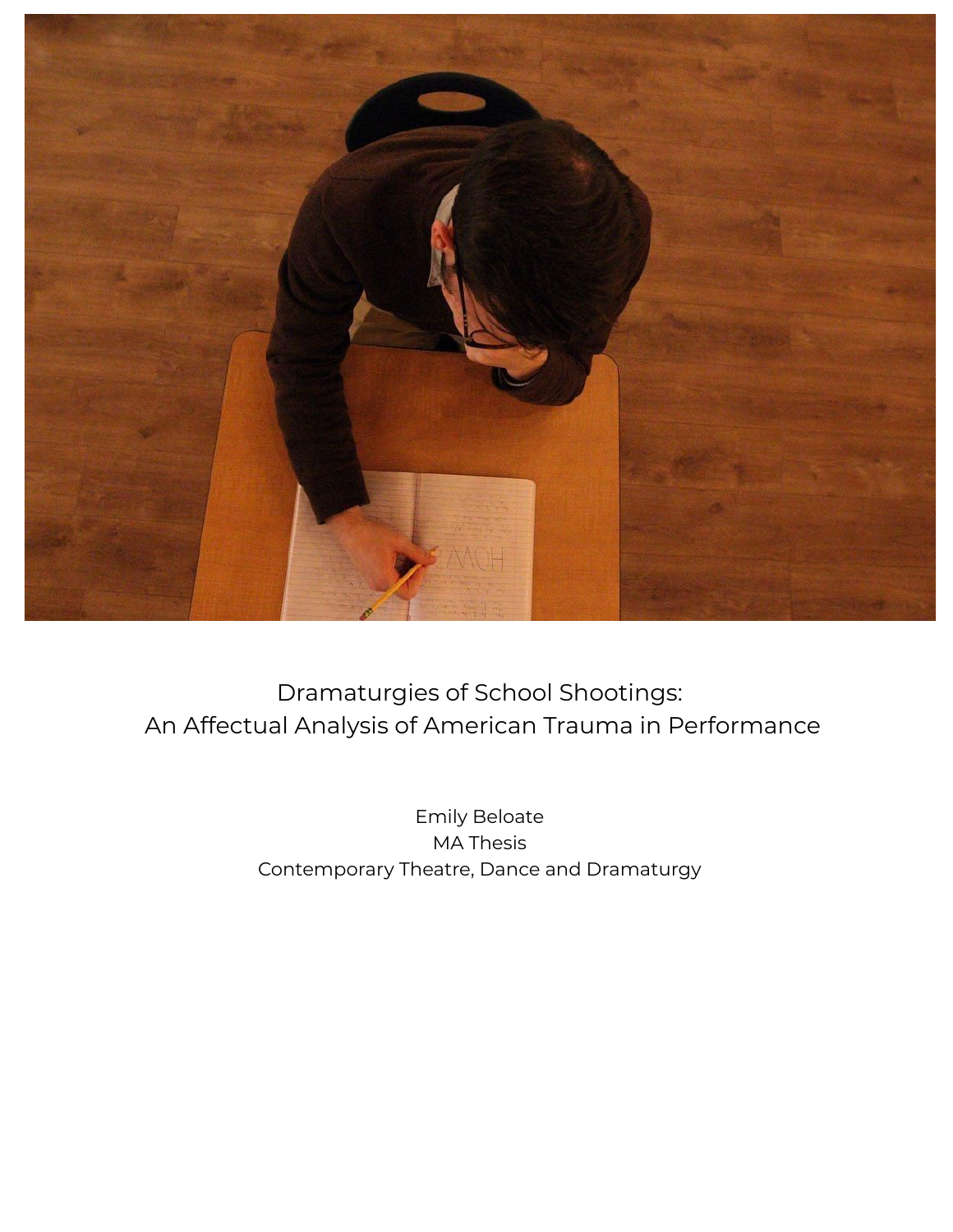# Dramaturgies of School Shootings:
# An Affectual Analysis of American Trauma in Performance

Emily Beloate
MA Thesis
Contemporary Theatre, Dance and Dramaturgy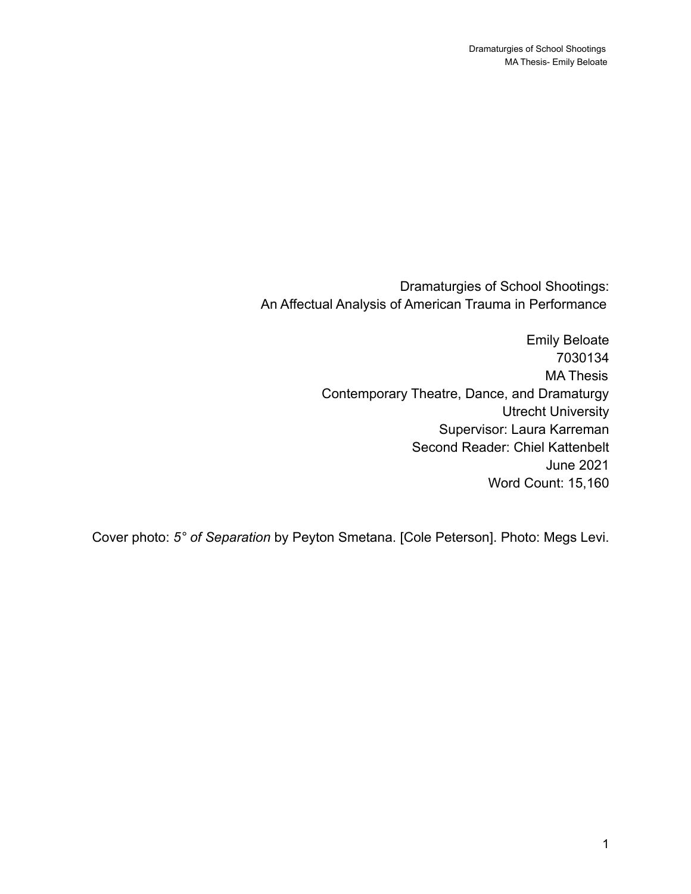# Dramaturgies of School Shootings: An Affectual Analysis of American Trauma in Performance

Emily Beloate
7030134
MA Thesis
Contemporary Theatre, Dance, and Dramaturgy
Utrecht University
Supervisor: Laura Karreman
Second Reader: Chiel Kattenbelt
June 2021
Word Count: 15,160

Cover photo: *5° of Separation* by Peyton Smetana. [Cole Peterson]. Photo: Megs Levi.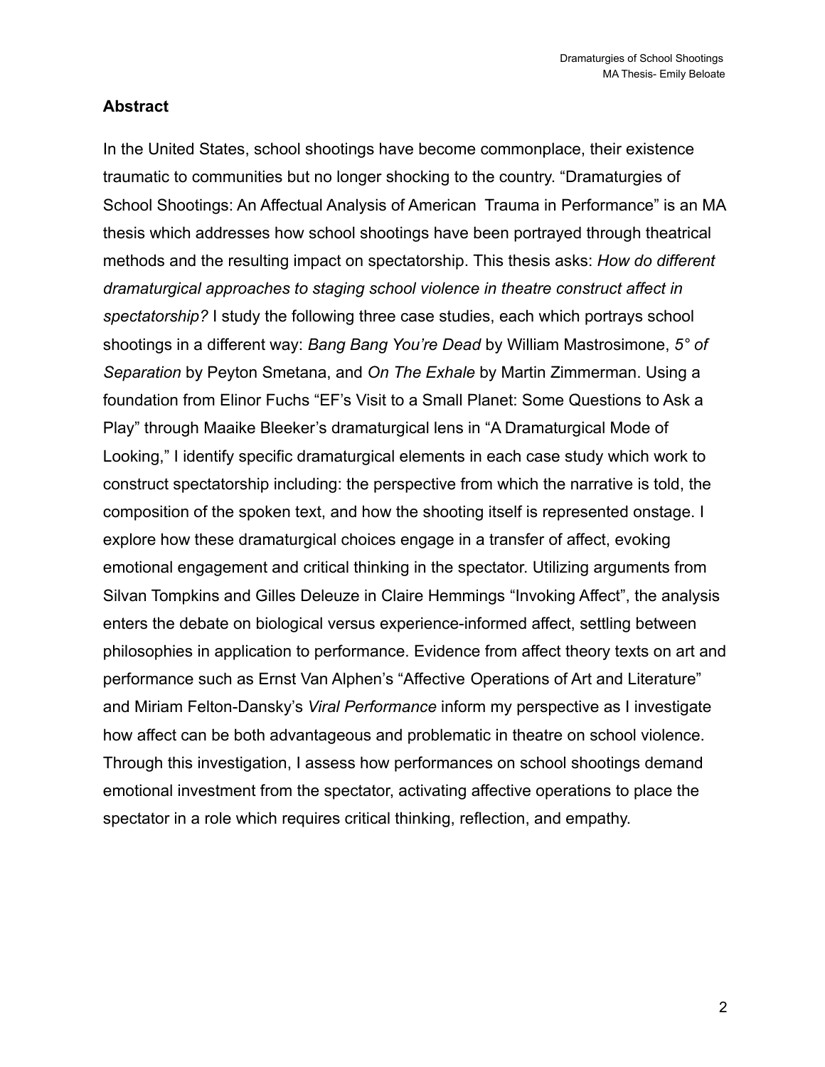## Abstract

In the United States, school shootings have become commonplace, their existence traumatic to communities but no longer shocking to the country. "Dramaturgies of School Shootings: An Affectual Analysis of American Trauma in Performance" is an MA thesis which addresses how school shootings have been portrayed through theatrical methods and the resulting impact on spectatorship. This thesis asks: *How do different dramaturgical approaches to staging school violence in theatre construct affect in spectatorship?* I study the following three case studies, each which portrays school shootings in a different way: *Bang Bang You're Dead* by William Mastrosimone, *5° of Separation* by Peyton Smetana, and *On The Exhale* by Martin Zimmerman. Using a foundation from Elinor Fuchs "EF's Visit to a Small Planet: Some Questions to Ask a Play" through Maaike Bleeker's dramaturgical lens in "A Dramaturgical Mode of Looking," I identify specific dramaturgical elements in each case study which work to construct spectatorship including: the perspective from which the narrative is told, the composition of the spoken text, and how the shooting itself is represented onstage. I explore how these dramaturgical choices engage in a transfer of affect, evoking emotional engagement and critical thinking in the spectator. Utilizing arguments from Silvan Tompkins and Gilles Deleuze in Claire Hemmings "Invoking Affect", the analysis enters the debate on biological versus experience-informed affect, settling between philosophies in application to performance. Evidence from affect theory texts on art and performance such as Ernst Van Alphen's "Affective Operations of Art and Literature" and Miriam Felton-Dansky's *Viral Performance* inform my perspective as I investigate how affect can be both advantageous and problematic in theatre on school violence. Through this investigation, I assess how performances on school shootings demand emotional investment from the spectator, activating affective operations to place the spectator in a role which requires critical thinking, reflection, and empathy.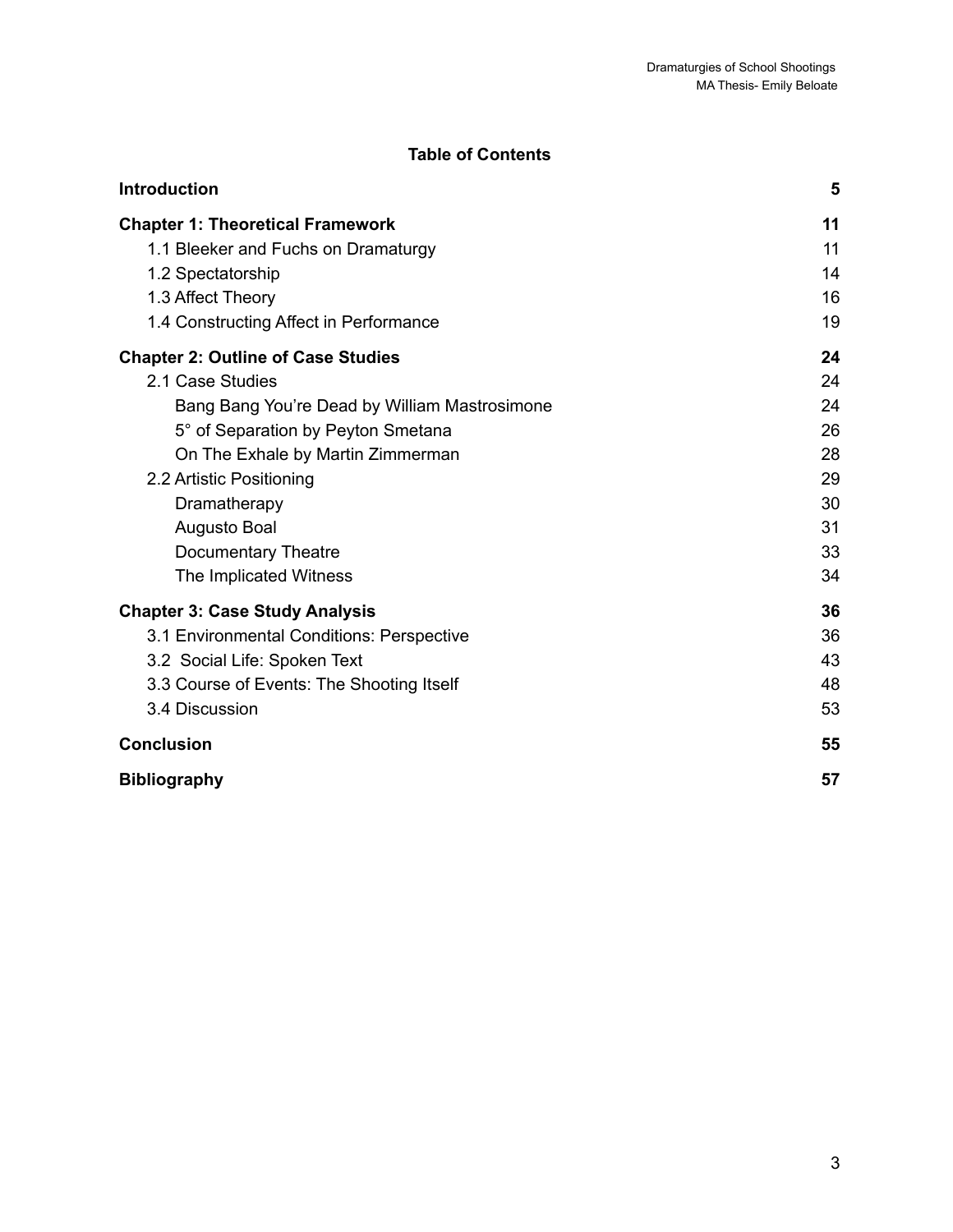# Table of Contents

| | |
|---|---|
| **Introduction** | **5** |
| **Chapter 1: Theoretical Framework** | **11** |
| 1.1 Bleeker and Fuchs on Dramaturgy | 11 |
| 1.2 Spectatorship | 14 |
| 1.3 Affect Theory | 16 |
| 1.4 Constructing Affect in Performance | 19 |
| **Chapter 2: Outline of Case Studies** | **24** |
| 2.1 Case Studies | 24 |
| Bang Bang You're Dead by William Mastrosimone | 24 |
| 5° of Separation by Peyton Smetana | 26 |
| On The Exhale by Martin Zimmerman | 28 |
| 2.2 Artistic Positioning | 29 |
| Dramatherapy | 30 |
| Augusto Boal | 31 |
| Documentary Theatre | 33 |
| The Implicated Witness | 34 |
| **Chapter 3: Case Study Analysis** | **36** |
| 3.1 Environmental Conditions: Perspective | 36 |
| 3.2 Social Life: Spoken Text | 43 |
| 3.3 Course of Events: The Shooting Itself | 48 |
| 3.4 Discussion | 53 |
| **Conclusion** | **55** |
| **Bibliography** | **57** |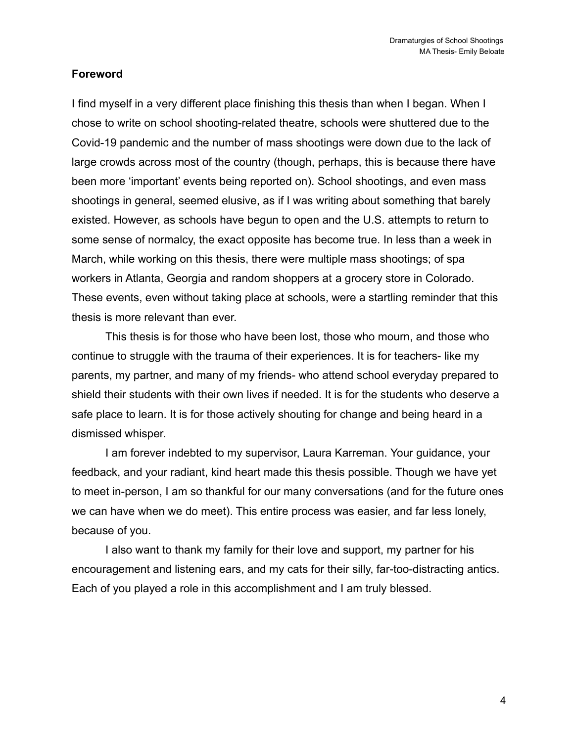## Foreword

I find myself in a very different place finishing this thesis than when I began. When I chose to write on school shooting-related theatre, schools were shuttered due to the Covid-19 pandemic and the number of mass shootings were down due to the lack of large crowds across most of the country (though, perhaps, this is because there have been more 'important' events being reported on). School shootings, and even mass shootings in general, seemed elusive, as if I was writing about something that barely existed. However, as schools have begun to open and the U.S. attempts to return to some sense of normalcy, the exact opposite has become true. In less than a week in March, while working on this thesis, there were multiple mass shootings; of spa workers in Atlanta, Georgia and random shoppers at a grocery store in Colorado. These events, even without taking place at schools, were a startling reminder that this thesis is more relevant than ever.

This thesis is for those who have been lost, those who mourn, and those who continue to struggle with the trauma of their experiences. It is for teachers- like my parents, my partner, and many of my friends- who attend school everyday prepared to shield their students with their own lives if needed. It is for the students who deserve a safe place to learn. It is for those actively shouting for change and being heard in a dismissed whisper.

I am forever indebted to my supervisor, Laura Karreman. Your guidance, your feedback, and your radiant, kind heart made this thesis possible. Though we have yet to meet in-person, I am so thankful for our many conversations (and for the future ones we can have when we do meet). This entire process was easier, and far less lonely, because of you.

I also want to thank my family for their love and support, my partner for his encouragement and listening ears, and my cats for their silly, far-too-distracting antics. Each of you played a role in this accomplishment and I am truly blessed.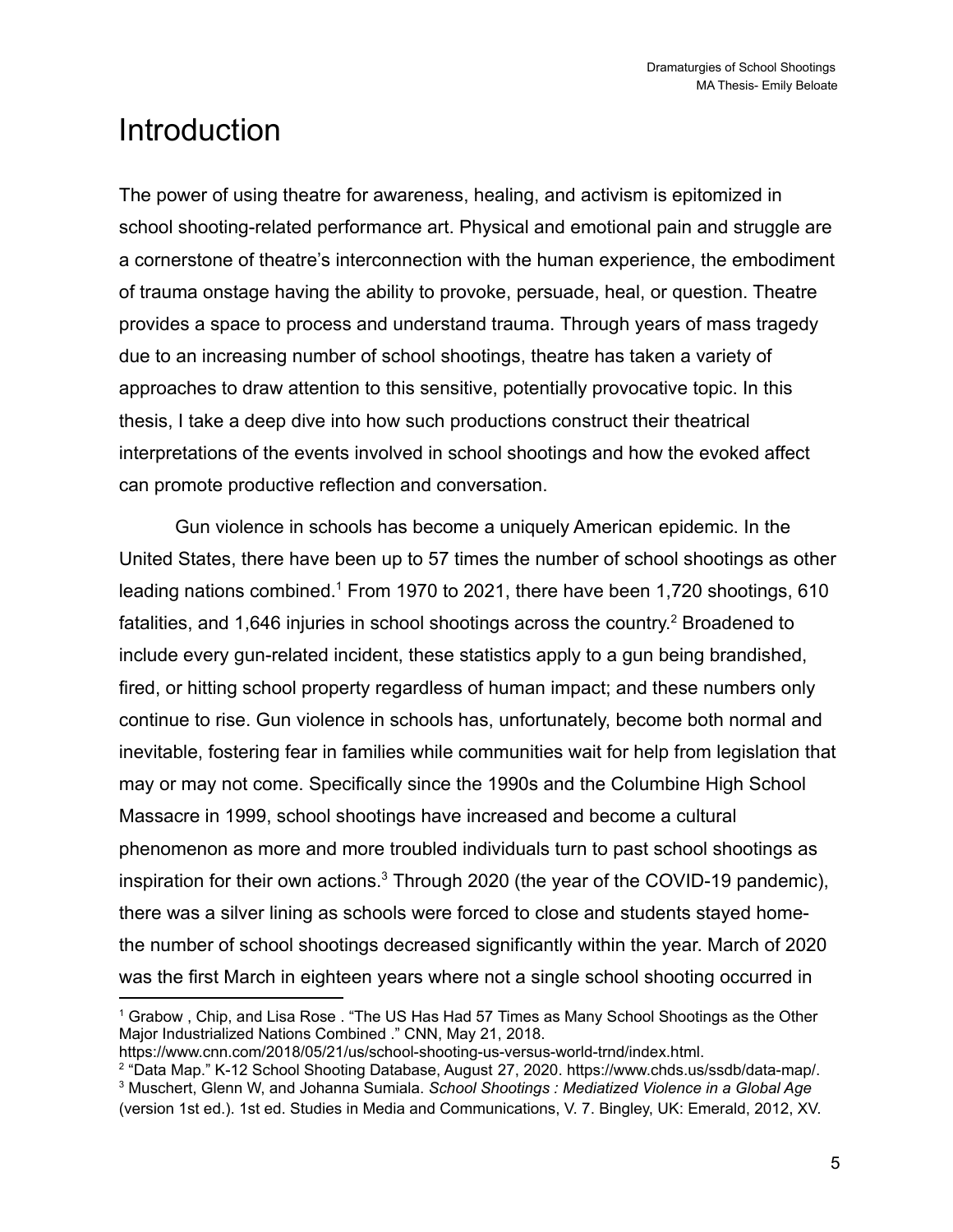# Introduction

The power of using theatre for awareness, healing, and activism is epitomized in school shooting-related performance art. Physical and emotional pain and struggle are a cornerstone of theatre's interconnection with the human experience, the embodiment of trauma onstage having the ability to provoke, persuade, heal, or question. Theatre provides a space to process and understand trauma. Through years of mass tragedy due to an increasing number of school shootings, theatre has taken a variety of approaches to draw attention to this sensitive, potentially provocative topic. In this thesis, I take a deep dive into how such productions construct their theatrical interpretations of the events involved in school shootings and how the evoked affect can promote productive reflection and conversation.

Gun violence in schools has become a uniquely American epidemic. In the United States, there have been up to 57 times the number of school shootings as other leading nations combined.[1] From 1970 to 2021, there have been 1,720 shootings, 610 fatalities, and 1,646 injuries in school shootings across the country.[2] Broadened to include every gun-related incident, these statistics apply to a gun being brandished, fired, or hitting school property regardless of human impact; and these numbers only continue to rise. Gun violence in schools has, unfortunately, become both normal and inevitable, fostering fear in families while communities wait for help from legislation that may or may not come. Specifically since the 1990s and the Columbine High School Massacre in 1999, school shootings have increased and become a cultural phenomenon as more and more troubled individuals turn to past school shootings as inspiration for their own actions.[3] Through 2020 (the year of the COVID-19 pandemic), there was a silver lining as schools were forced to close and students stayed home- the number of school shootings decreased significantly within the year. March of 2020 was the first March in eighteen years where not a single school shooting occurred in

---

[1] Grabow , Chip, and Lisa Rose . "The US Has Had 57 Times as Many School Shootings as the Other Major Industrialized Nations Combined ." CNN, May 21, 2018. https://www.cnn.com/2018/05/21/us/school-shooting-us-versus-world-trnd/index.html.

[2] "Data Map." K-12 School Shooting Database, August 27, 2020. https://www.chds.us/ssdb/data-map/.

[3] Muschert, Glenn W, and Johanna Sumiala. *School Shootings : Mediatized Violence in a Global Age* (version 1st ed.). 1st ed. Studies in Media and Communications, V. 7. Bingley, UK: Emerald, 2012, XV.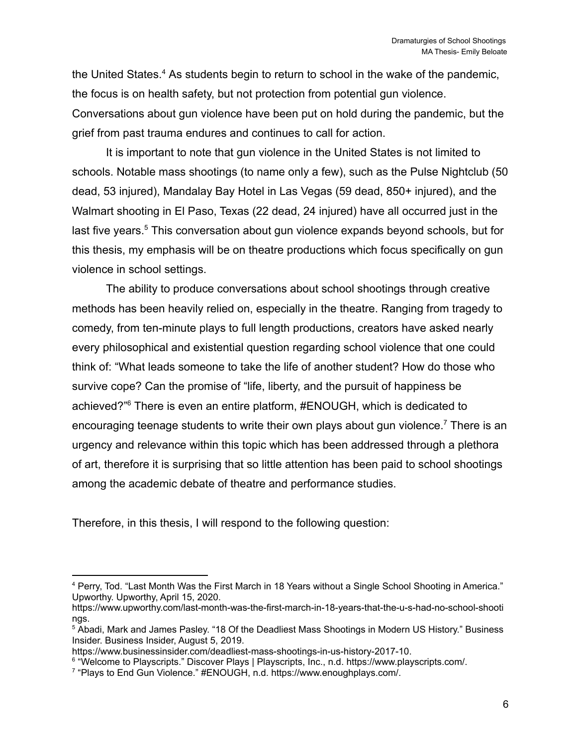the United States.[4] As students begin to return to school in the wake of the pandemic, the focus is on health safety, but not protection from potential gun violence. Conversations about gun violence have been put on hold during the pandemic, but the grief from past trauma endures and continues to call for action.

It is important to note that gun violence in the United States is not limited to schools. Notable mass shootings (to name only a few), such as the Pulse Nightclub (50 dead, 53 injured), Mandalay Bay Hotel in Las Vegas (59 dead, 850+ injured), and the Walmart shooting in El Paso, Texas (22 dead, 24 injured) have all occurred just in the last five years.[5] This conversation about gun violence expands beyond schools, but for this thesis, my emphasis will be on theatre productions which focus specifically on gun violence in school settings.

The ability to produce conversations about school shootings through creative methods has been heavily relied on, especially in the theatre. Ranging from tragedy to comedy, from ten-minute plays to full length productions, creators have asked nearly every philosophical and existential question regarding school violence that one could think of: "What leads someone to take the life of another student? How do those who survive cope? Can the promise of "life, liberty, and the pursuit of happiness be achieved?"[6] There is even an entire platform, #ENOUGH, which is dedicated to encouraging teenage students to write their own plays about gun violence.[7] There is an urgency and relevance within this topic which has been addressed through a plethora of art, therefore it is surprising that so little attention has been paid to school shootings among the academic debate of theatre and performance studies.

Therefore, in this thesis, I will respond to the following question:

---

[4] Perry, Tod. "Last Month Was the First March in 18 Years without a Single School Shooting in America." Upworthy. Upworthy, April 15, 2020. https://www.upworthy.com/last-month-was-the-first-march-in-18-years-that-the-u-s-had-no-school-shootings.

[5] Abadi, Mark and James Pasley. "18 Of the Deadliest Mass Shootings in Modern US History." Business Insider. Business Insider, August 5, 2019. https://www.businessinsider.com/deadliest-mass-shootings-in-us-history-2017-10.

[6] "Welcome to Playscripts." Discover Plays | Playscripts, Inc., n.d. https://www.playscripts.com/.

[7] "Plays to End Gun Violence." #ENOUGH, n.d. https://www.enoughplays.com/.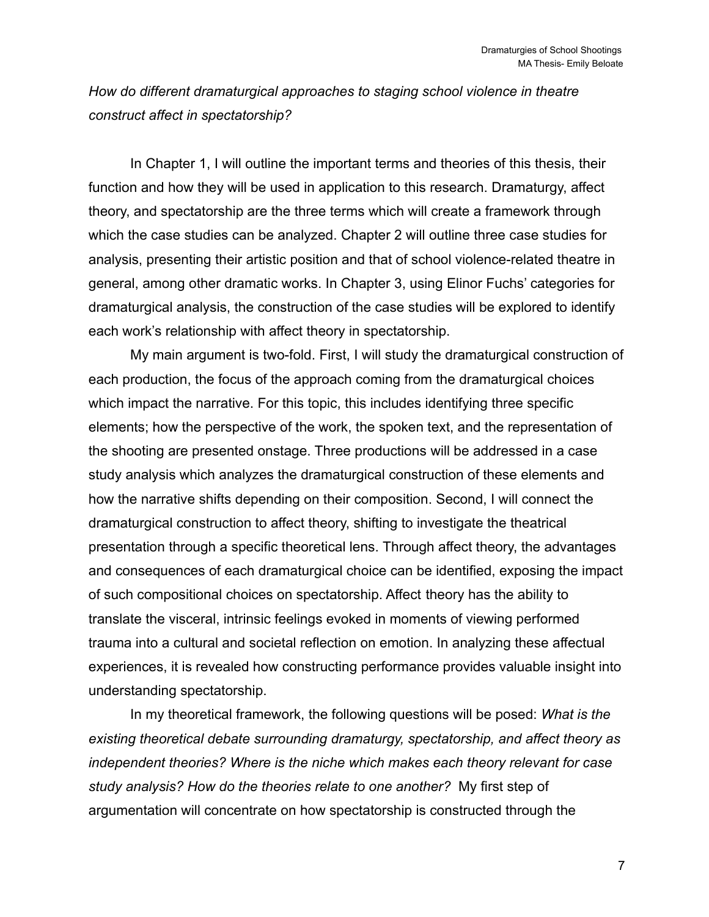*How do different dramaturgical approaches to staging school violence in theatre construct affect in spectatorship?*

In Chapter 1, I will outline the important terms and theories of this thesis, their function and how they will be used in application to this research. Dramaturgy, affect theory, and spectatorship are the three terms which will create a framework through which the case studies can be analyzed. Chapter 2 will outline three case studies for analysis, presenting their artistic position and that of school violence-related theatre in general, among other dramatic works. In Chapter 3, using Elinor Fuchs' categories for dramaturgical analysis, the construction of the case studies will be explored to identify each work's relationship with affect theory in spectatorship.

My main argument is two-fold. First, I will study the dramaturgical construction of each production, the focus of the approach coming from the dramaturgical choices which impact the narrative. For this topic, this includes identifying three specific elements; how the perspective of the work, the spoken text, and the representation of the shooting are presented onstage. Three productions will be addressed in a case study analysis which analyzes the dramaturgical construction of these elements and how the narrative shifts depending on their composition. Second, I will connect the dramaturgical construction to affect theory, shifting to investigate the theatrical presentation through a specific theoretical lens. Through affect theory, the advantages and consequences of each dramaturgical choice can be identified, exposing the impact of such compositional choices on spectatorship. Affect theory has the ability to translate the visceral, intrinsic feelings evoked in moments of viewing performed trauma into a cultural and societal reflection on emotion. In analyzing these affectual experiences, it is revealed how constructing performance provides valuable insight into understanding spectatorship.

In my theoretical framework, the following questions will be posed: *What is the existing theoretical debate surrounding dramaturgy, spectatorship, and affect theory as independent theories? Where is the niche which makes each theory relevant for case study analysis? How do the theories relate to one another?* My first step of argumentation will concentrate on how spectatorship is constructed through the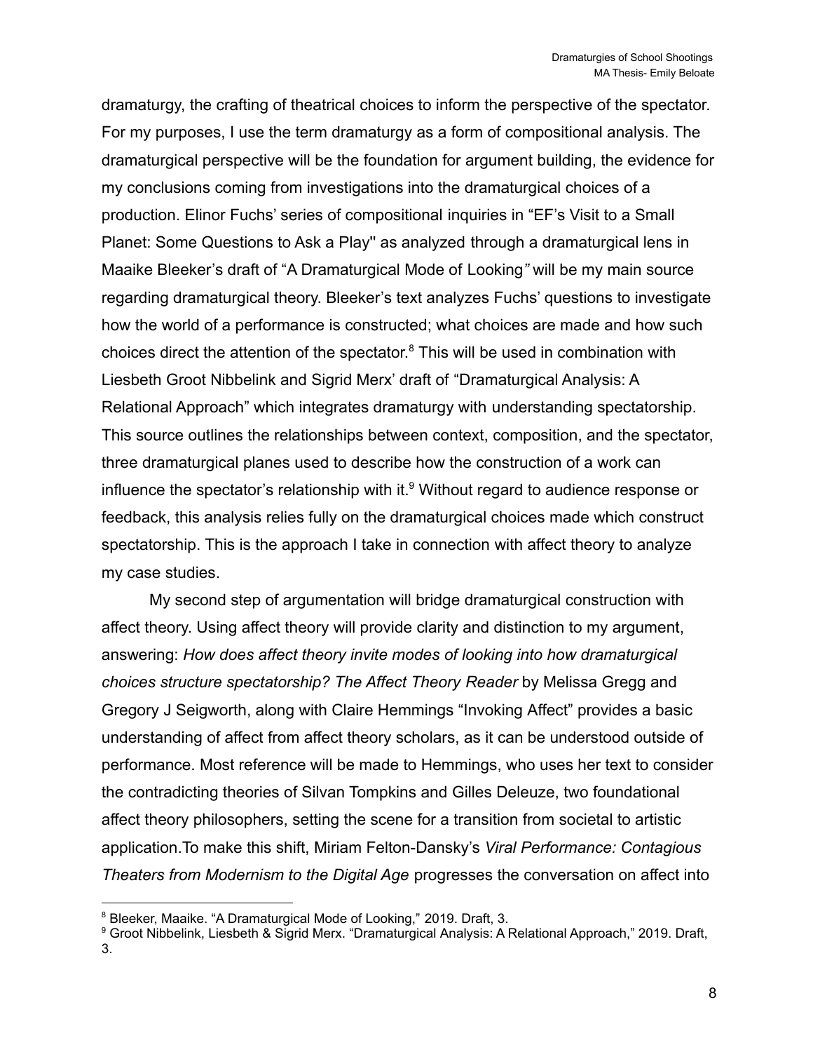dramaturgy, the crafting of theatrical choices to inform the perspective of the spectator. For my purposes, I use the term dramaturgy as a form of compositional analysis. The dramaturgical perspective will be the foundation for argument building, the evidence for my conclusions coming from investigations into the dramaturgical choices of a production. Elinor Fuchs' series of compositional inquiries in "EF's Visit to a Small Planet: Some Questions to Ask a Play'' as analyzed through a dramaturgical lens in Maaike Bleeker's draft of "A Dramaturgical Mode of Looking*"* will be my main source regarding dramaturgical theory. Bleeker's text analyzes Fuchs' questions to investigate how the world of a performance is constructed; what choices are made and how such choices direct the attention of the spectator.[8] This will be used in combination with Liesbeth Groot Nibbelink and Sigrid Merx' draft of "Dramaturgical Analysis: A Relational Approach" which integrates dramaturgy with understanding spectatorship. This source outlines the relationships between context, composition, and the spectator, three dramaturgical planes used to describe how the construction of a work can influence the spectator's relationship with it.[9] Without regard to audience response or feedback, this analysis relies fully on the dramaturgical choices made which construct spectatorship. This is the approach I take in connection with affect theory to analyze my case studies.

My second step of argumentation will bridge dramaturgical construction with affect theory. Using affect theory will provide clarity and distinction to my argument, answering: *How does affect theory invite modes of looking into how dramaturgical choices structure spectatorship? The Affect Theory Reader* by Melissa Gregg and Gregory J Seigworth, along with Claire Hemmings "Invoking Affect" provides a basic understanding of affect from affect theory scholars, as it can be understood outside of performance. Most reference will be made to Hemmings, who uses her text to consider the contradicting theories of Silvan Tompkins and Gilles Deleuze, two foundational affect theory philosophers, setting the scene for a transition from societal to artistic application.To make this shift, Miriam Felton-Dansky's *Viral Performance: Contagious Theaters from Modernism to the Digital Age* progresses the conversation on affect into

---

[8] Bleeker, Maaike. "A Dramaturgical Mode of Looking," 2019. Draft, 3.

[9] Groot Nibbelink, Liesbeth & Sigrid Merx. "Dramaturgical Analysis: A Relational Approach," 2019. Draft, 3.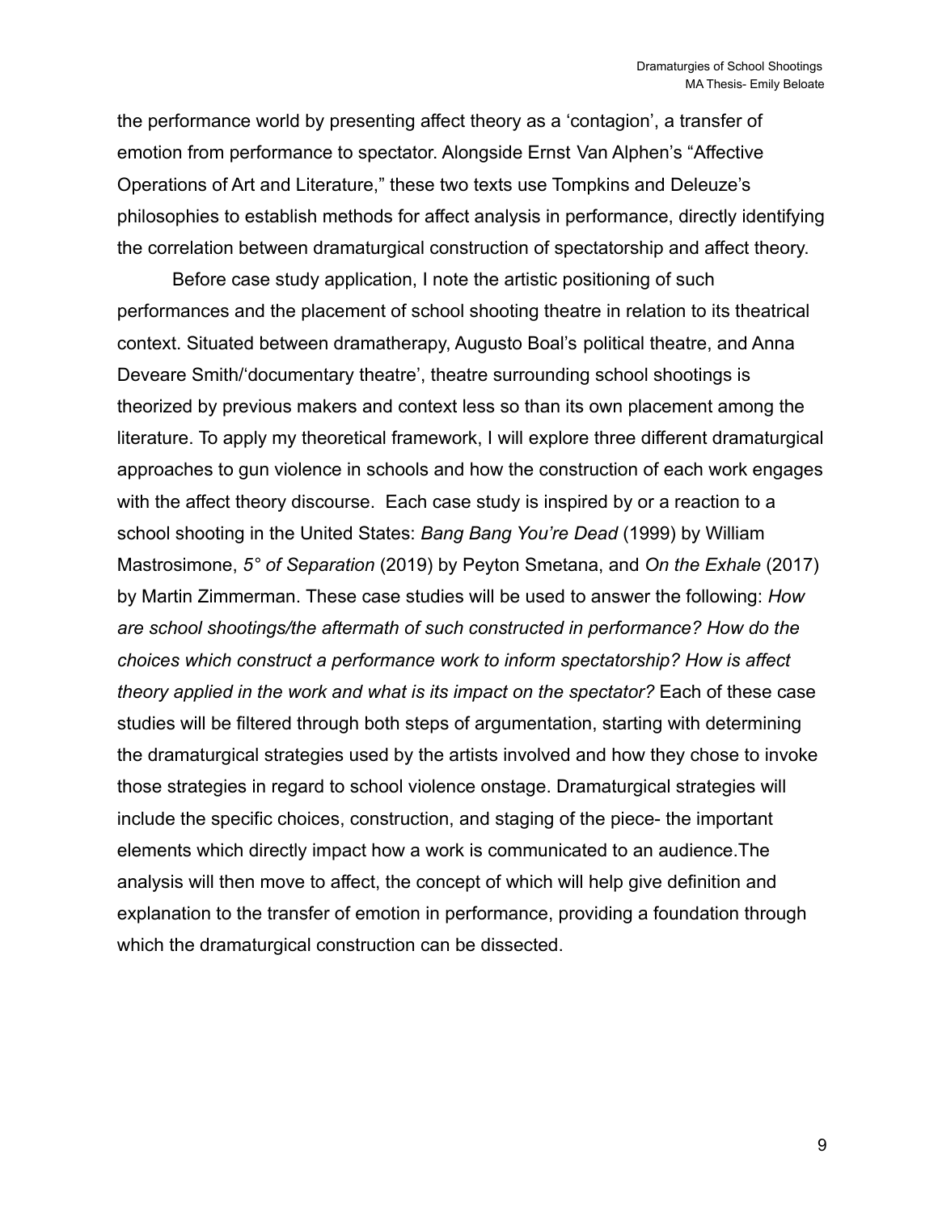the performance world by presenting affect theory as a 'contagion', a transfer of emotion from performance to spectator. Alongside Ernst Van Alphen's "Affective Operations of Art and Literature," these two texts use Tompkins and Deleuze's philosophies to establish methods for affect analysis in performance, directly identifying the correlation between dramaturgical construction of spectatorship and affect theory.

Before case study application, I note the artistic positioning of such performances and the placement of school shooting theatre in relation to its theatrical context. Situated between dramatherapy, Augusto Boal's political theatre, and Anna Deveare Smith/'documentary theatre', theatre surrounding school shootings is theorized by previous makers and context less so than its own placement among the literature. To apply my theoretical framework, I will explore three different dramaturgical approaches to gun violence in schools and how the construction of each work engages with the affect theory discourse. Each case study is inspired by or a reaction to a school shooting in the United States: *Bang Bang You're Dead* (1999) by William Mastrosimone, *5° of Separation* (2019) by Peyton Smetana, and *On the Exhale* (2017) by Martin Zimmerman. These case studies will be used to answer the following: *How are school shootings/the aftermath of such constructed in performance? How do the choices which construct a performance work to inform spectatorship? How is affect theory applied in the work and what is its impact on the spectator?* Each of these case studies will be filtered through both steps of argumentation, starting with determining the dramaturgical strategies used by the artists involved and how they chose to invoke those strategies in regard to school violence onstage. Dramaturgical strategies will include the specific choices, construction, and staging of the piece- the important elements which directly impact how a work is communicated to an audience.The analysis will then move to affect, the concept of which will help give definition and explanation to the transfer of emotion in performance, providing a foundation through which the dramaturgical construction can be dissected.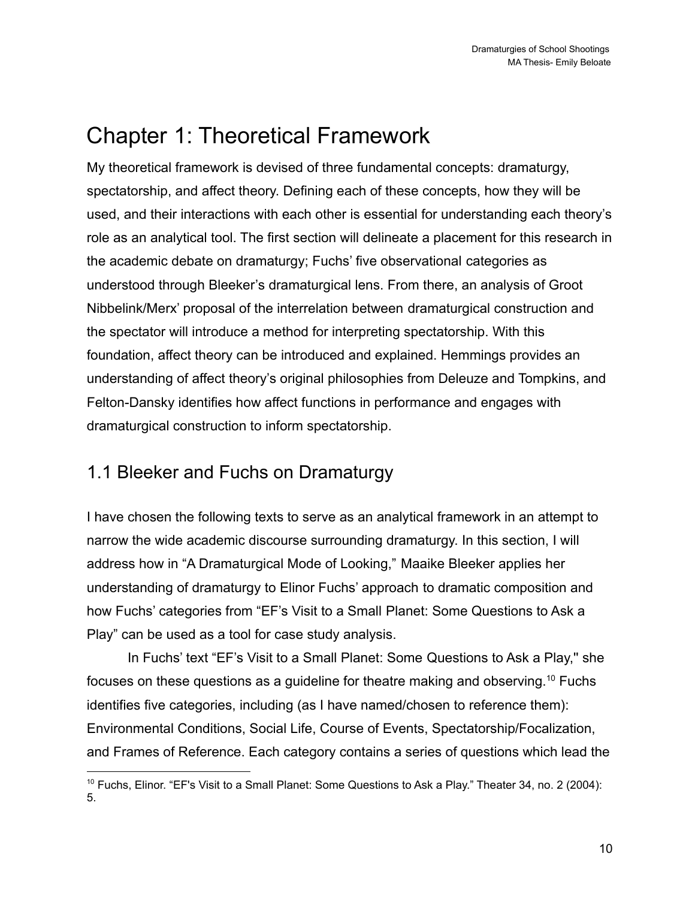# Chapter 1: Theoretical Framework

My theoretical framework is devised of three fundamental concepts: dramaturgy, spectatorship, and affect theory. Defining each of these concepts, how they will be used, and their interactions with each other is essential for understanding each theory's role as an analytical tool. The first section will delineate a placement for this research in the academic debate on dramaturgy; Fuchs' five observational categories as understood through Bleeker's dramaturgical lens. From there, an analysis of Groot Nibbelink/Merx' proposal of the interrelation between dramaturgical construction and the spectator will introduce a method for interpreting spectatorship. With this foundation, affect theory can be introduced and explained. Hemmings provides an understanding of affect theory's original philosophies from Deleuze and Tompkins, and Felton-Dansky identifies how affect functions in performance and engages with dramaturgical construction to inform spectatorship.

## 1.1 Bleeker and Fuchs on Dramaturgy

I have chosen the following texts to serve as an analytical framework in an attempt to narrow the wide academic discourse surrounding dramaturgy. In this section, I will address how in "A Dramaturgical Mode of Looking," Maaike Bleeker applies her understanding of dramaturgy to Elinor Fuchs' approach to dramatic composition and how Fuchs' categories from "EF's Visit to a Small Planet: Some Questions to Ask a Play" can be used as a tool for case study analysis.

In Fuchs' text "EF's Visit to a Small Planet: Some Questions to Ask a Play," she focuses on these questions as a guideline for theatre making and observing.[10] Fuchs identifies five categories, including (as I have named/chosen to reference them): Environmental Conditions, Social Life, Course of Events, Spectatorship/Focalization, and Frames of Reference. Each category contains a series of questions which lead the

[10] Fuchs, Elinor. "EF's Visit to a Small Planet: Some Questions to Ask a Play." Theater 34, no. 2 (2004): 5.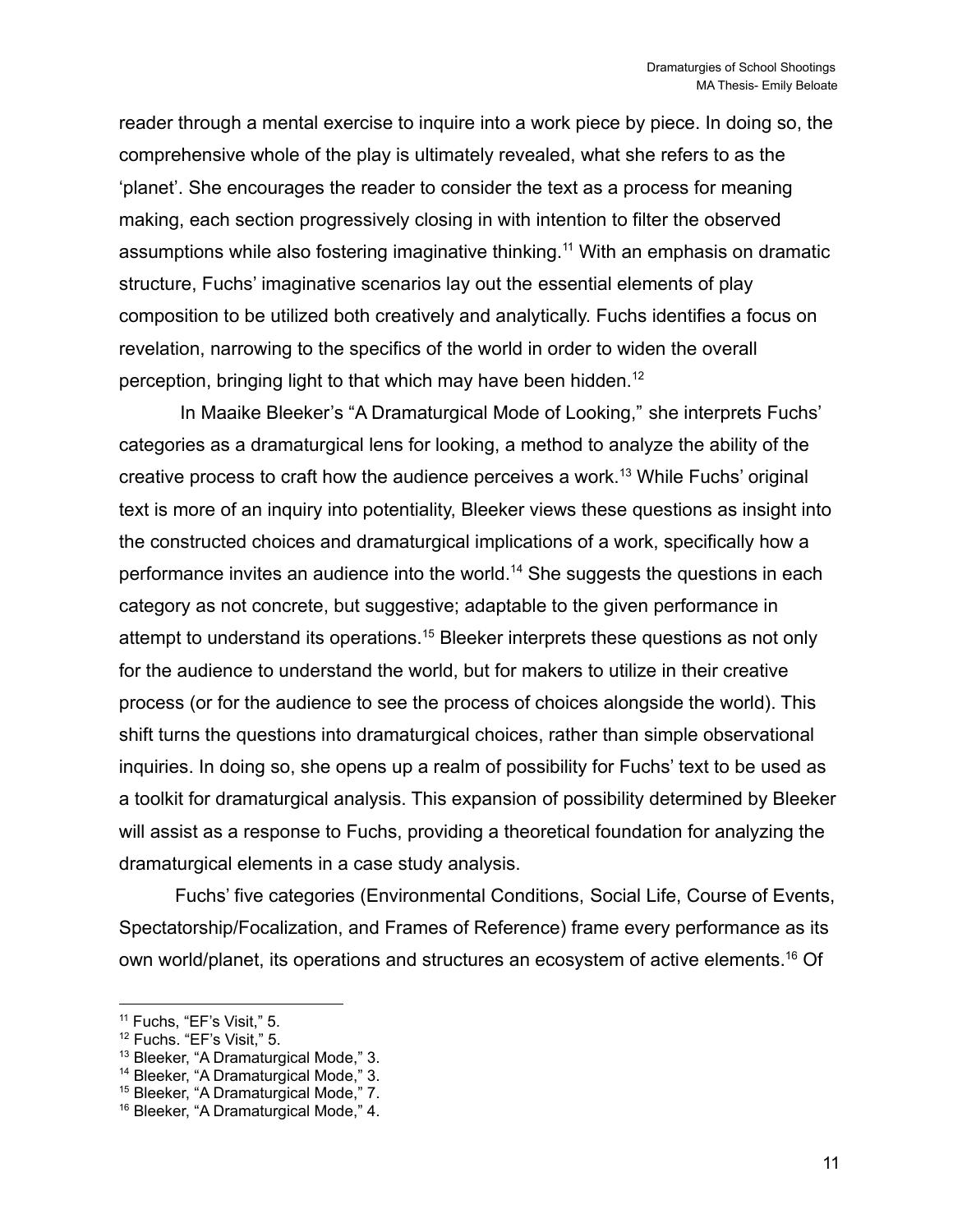reader through a mental exercise to inquire into a work piece by piece. In doing so, the comprehensive whole of the play is ultimately revealed, what she refers to as the 'planet'. She encourages the reader to consider the text as a process for meaning making, each section progressively closing in with intention to filter the observed assumptions while also fostering imaginative thinking.[11] With an emphasis on dramatic structure, Fuchs' imaginative scenarios lay out the essential elements of play composition to be utilized both creatively and analytically. Fuchs identifies a focus on revelation, narrowing to the specifics of the world in order to widen the overall perception, bringing light to that which may have been hidden.[12]

In Maaike Bleeker's "A Dramaturgical Mode of Looking," she interprets Fuchs' categories as a dramaturgical lens for looking, a method to analyze the ability of the creative process to craft how the audience perceives a work.[13] While Fuchs' original text is more of an inquiry into potentiality, Bleeker views these questions as insight into the constructed choices and dramaturgical implications of a work, specifically how a performance invites an audience into the world.[14] She suggests the questions in each category as not concrete, but suggestive; adaptable to the given performance in attempt to understand its operations.[15] Bleeker interprets these questions as not only for the audience to understand the world, but for makers to utilize in their creative process (or for the audience to see the process of choices alongside the world). This shift turns the questions into dramaturgical choices, rather than simple observational inquiries. In doing so, she opens up a realm of possibility for Fuchs' text to be used as a toolkit for dramaturgical analysis. This expansion of possibility determined by Bleeker will assist as a response to Fuchs, providing a theoretical foundation for analyzing the dramaturgical elements in a case study analysis.

Fuchs' five categories (Environmental Conditions, Social Life, Course of Events, Spectatorship/Focalization, and Frames of Reference) frame every performance as its own world/planet, its operations and structures an ecosystem of active elements.[16] Of

---

[11] Fuchs, "EF's Visit," 5.
[12] Fuchs. "EF's Visit," 5.
[13] Bleeker, "A Dramaturgical Mode," 3.
[14] Bleeker, "A Dramaturgical Mode," 3.
[15] Bleeker, "A Dramaturgical Mode," 7.
[16] Bleeker, "A Dramaturgical Mode," 4.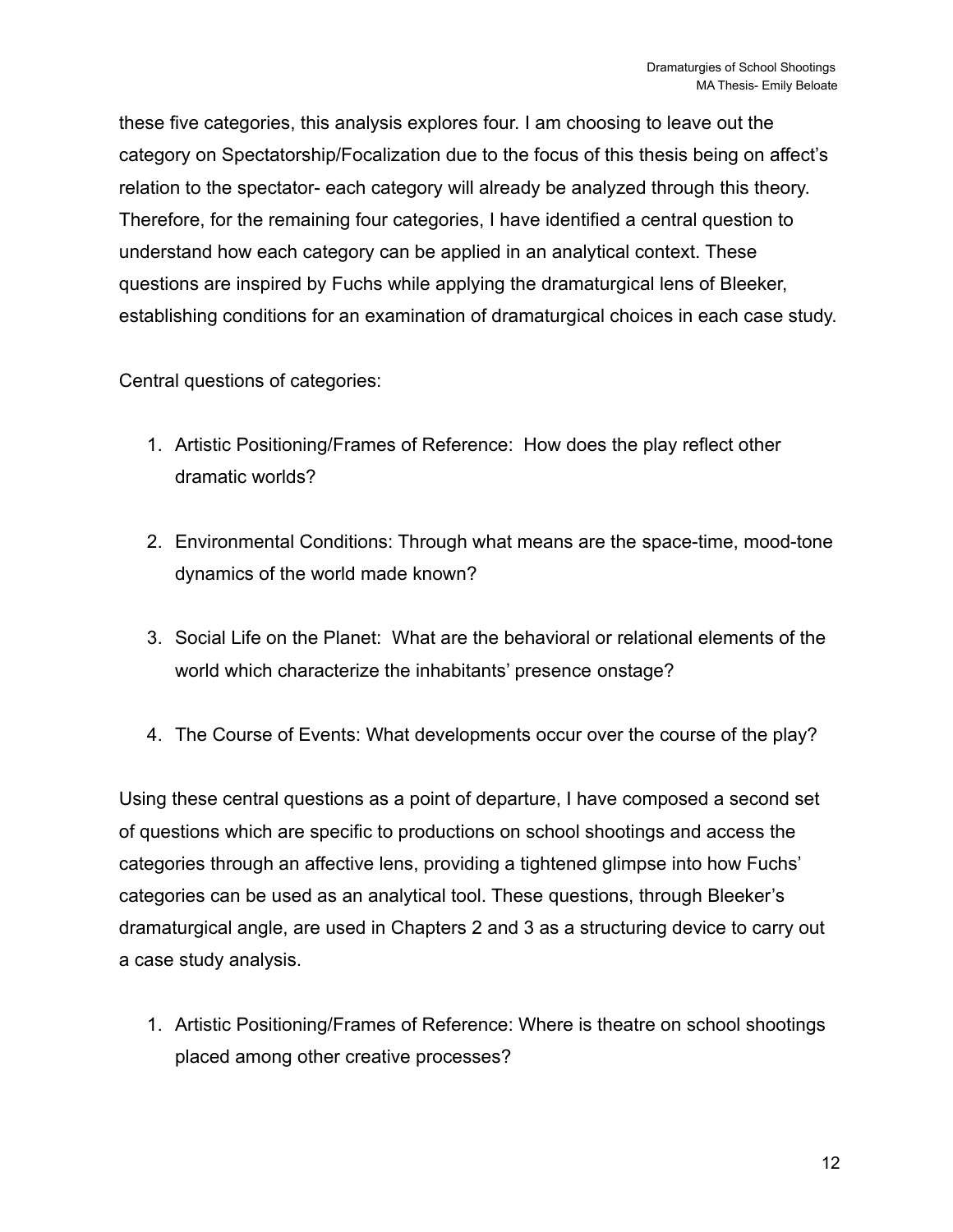these five categories, this analysis explores four. I am choosing to leave out the category on Spectatorship/Focalization due to the focus of this thesis being on affect's relation to the spectator- each category will already be analyzed through this theory. Therefore, for the remaining four categories, I have identified a central question to understand how each category can be applied in an analytical context. These questions are inspired by Fuchs while applying the dramaturgical lens of Bleeker, establishing conditions for an examination of dramaturgical choices in each case study.

Central questions of categories:

1. Artistic Positioning/Frames of Reference: How does the play reflect other dramatic worlds?
2. Environmental Conditions: Through what means are the space-time, mood-tone dynamics of the world made known?
3. Social Life on the Planet: What are the behavioral or relational elements of the world which characterize the inhabitants' presence onstage?
4. The Course of Events: What developments occur over the course of the play?

Using these central questions as a point of departure, I have composed a second set of questions which are specific to productions on school shootings and access the categories through an affective lens, providing a tightened glimpse into how Fuchs' categories can be used as an analytical tool. These questions, through Bleeker's dramaturgical angle, are used in Chapters 2 and 3 as a structuring device to carry out a case study analysis.

1. Artistic Positioning/Frames of Reference: Where is theatre on school shootings placed among other creative processes?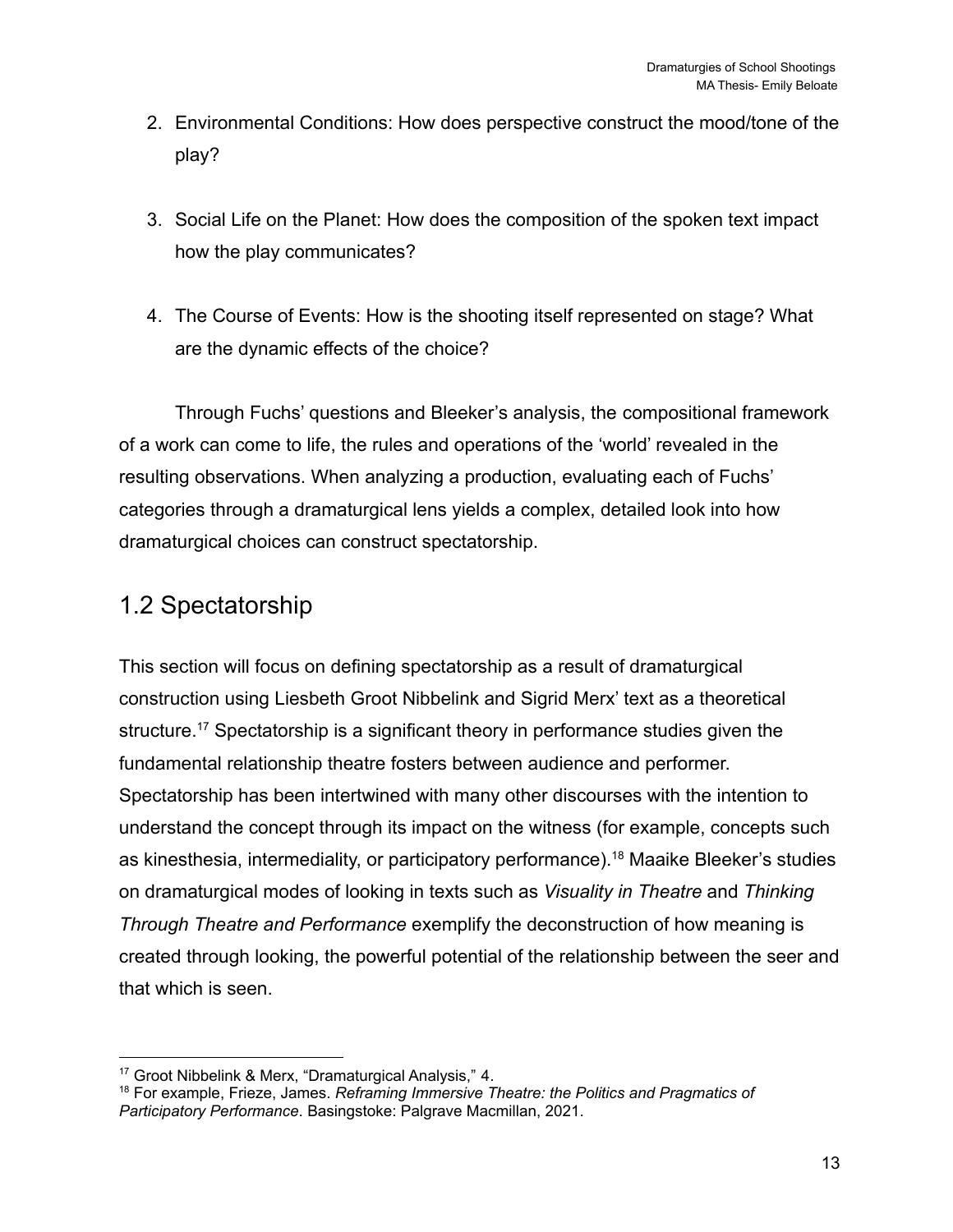2. Environmental Conditions: How does perspective construct the mood/tone of the play?

3. Social Life on the Planet: How does the composition of the spoken text impact how the play communicates?

4. The Course of Events: How is the shooting itself represented on stage? What are the dynamic effects of the choice?

Through Fuchs' questions and Bleeker's analysis, the compositional framework of a work can come to life, the rules and operations of the 'world' revealed in the resulting observations. When analyzing a production, evaluating each of Fuchs' categories through a dramaturgical lens yields a complex, detailed look into how dramaturgical choices can construct spectatorship.

## 1.2 Spectatorship

This section will focus on defining spectatorship as a result of dramaturgical construction using Liesbeth Groot Nibbelink and Sigrid Merx' text as a theoretical structure.[17] Spectatorship is a significant theory in performance studies given the fundamental relationship theatre fosters between audience and performer. Spectatorship has been intertwined with many other discourses with the intention to understand the concept through its impact on the witness (for example, concepts such as kinesthesia, intermediality, or participatory performance).[18] Maaike Bleeker's studies on dramaturgical modes of looking in texts such as *Visuality in Theatre* and *Thinking Through Theatre and Performance* exemplify the deconstruction of how meaning is created through looking, the powerful potential of the relationship between the seer and that which is seen.

---

[17] Groot Nibbelink & Merx, "Dramaturgical Analysis," 4.

[18] For example, Frieze, James. *Reframing Immersive Theatre: the Politics and Pragmatics of Participatory Performance*. Basingstoke: Palgrave Macmillan, 2021.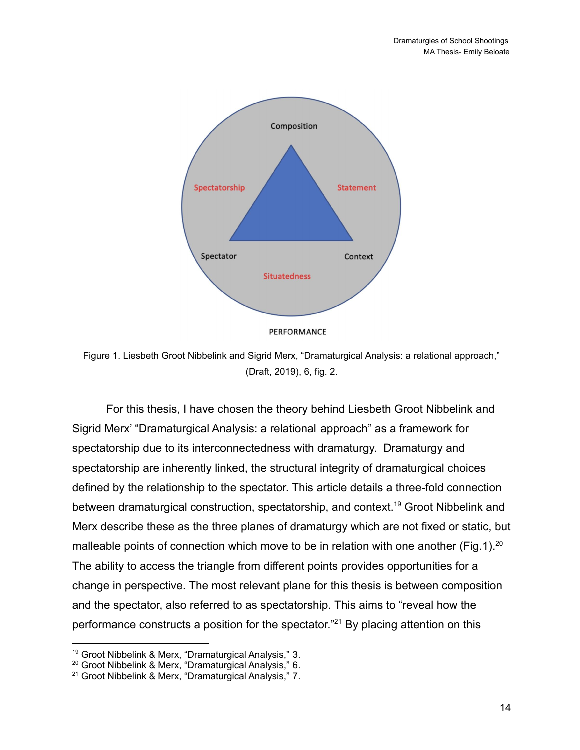Figure 1. Liesbeth Groot Nibbelink and Sigrid Merx, "Dramaturgical Analysis: a relational approach," (Draft, 2019), 6, fig. 2.

For this thesis, I have chosen the theory behind Liesbeth Groot Nibbelink and Sigrid Merx' "Dramaturgical Analysis: a relational approach" as a framework for spectatorship due to its interconnectedness with dramaturgy. Dramaturgy and spectatorship are inherently linked, the structural integrity of dramaturgical choices defined by the relationship to the spectator. This article details a three-fold connection between dramaturgical construction, spectatorship, and context.[19] Groot Nibbelink and Merx describe these as the three planes of dramaturgy which are not fixed or static, but malleable points of connection which move to be in relation with one another (Fig.1).[20] The ability to access the triangle from different points provides opportunities for a change in perspective. The most relevant plane for this thesis is between composition and the spectator, also referred to as spectatorship. This aims to "reveal how the performance constructs a position for the spectator."[21] By placing attention on this

[19] Groot Nibbelink & Merx, "Dramaturgical Analysis," 3.
[20] Groot Nibbelink & Merx, "Dramaturgical Analysis," 6.
[21] Groot Nibbelink & Merx, "Dramaturgical Analysis," 7.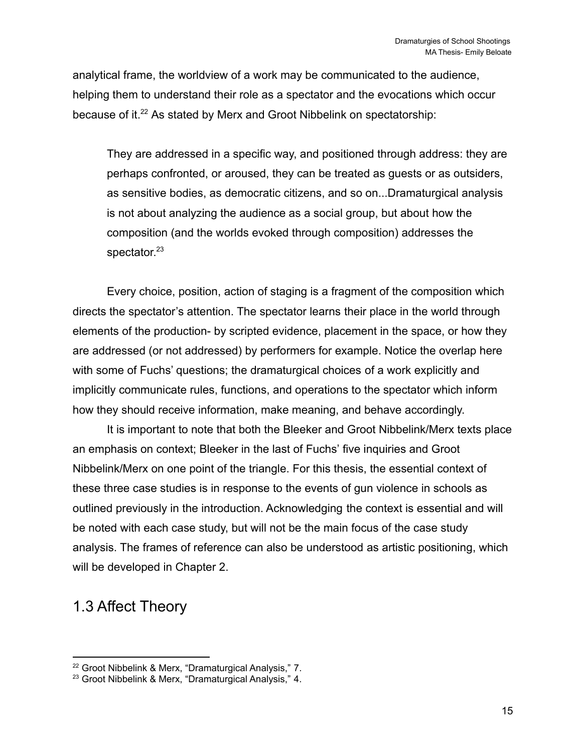analytical frame, the worldview of a work may be communicated to the audience, helping them to understand their role as a spectator and the evocations which occur because of it.[22] As stated by Merx and Groot Nibbelink on spectatorship:

> They are addressed in a specific way, and positioned through address: they are perhaps confronted, or aroused, they can be treated as guests or as outsiders, as sensitive bodies, as democratic citizens, and so on...Dramaturgical analysis is not about analyzing the audience as a social group, but about how the composition (and the worlds evoked through composition) addresses the spectator.[23]

Every choice, position, action of staging is a fragment of the composition which directs the spectator's attention. The spectator learns their place in the world through elements of the production- by scripted evidence, placement in the space, or how they are addressed (or not addressed) by performers for example. Notice the overlap here with some of Fuchs' questions; the dramaturgical choices of a work explicitly and implicitly communicate rules, functions, and operations to the spectator which inform how they should receive information, make meaning, and behave accordingly.

It is important to note that both the Bleeker and Groot Nibbelink/Merx texts place an emphasis on context; Bleeker in the last of Fuchs' five inquiries and Groot Nibbelink/Merx on one point of the triangle. For this thesis, the essential context of these three case studies is in response to the events of gun violence in schools as outlined previously in the introduction. Acknowledging the context is essential and will be noted with each case study, but will not be the main focus of the case study analysis. The frames of reference can also be understood as artistic positioning, which will be developed in Chapter 2.

## 1.3 Affect Theory

---

[22] Groot Nibbelink & Merx, "Dramaturgical Analysis," 7.

[23] Groot Nibbelink & Merx, "Dramaturgical Analysis," 4.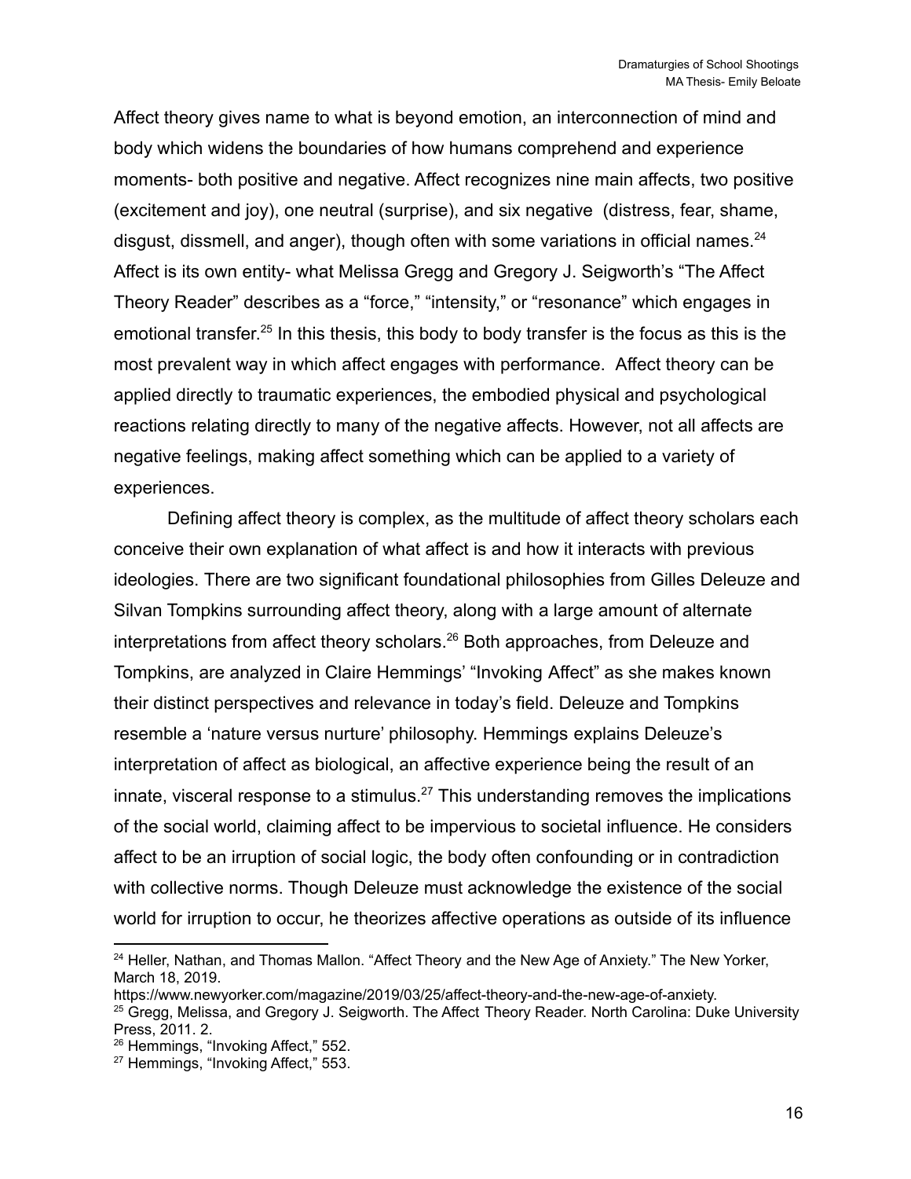Affect theory gives name to what is beyond emotion, an interconnection of mind and body which widens the boundaries of how humans comprehend and experience moments- both positive and negative. Affect recognizes nine main affects, two positive (excitement and joy), one neutral (surprise), and six negative (distress, fear, shame, disgust, dissmell, and anger), though often with some variations in official names.[24] Affect is its own entity- what Melissa Gregg and Gregory J. Seigworth's "The Affect Theory Reader" describes as a "force," "intensity," or "resonance" which engages in emotional transfer.[25] In this thesis, this body to body transfer is the focus as this is the most prevalent way in which affect engages with performance. Affect theory can be applied directly to traumatic experiences, the embodied physical and psychological reactions relating directly to many of the negative affects. However, not all affects are negative feelings, making affect something which can be applied to a variety of experiences.

Defining affect theory is complex, as the multitude of affect theory scholars each conceive their own explanation of what affect is and how it interacts with previous ideologies. There are two significant foundational philosophies from Gilles Deleuze and Silvan Tompkins surrounding affect theory, along with a large amount of alternate interpretations from affect theory scholars.[26] Both approaches, from Deleuze and Tompkins, are analyzed in Claire Hemmings' "Invoking Affect" as she makes known their distinct perspectives and relevance in today's field. Deleuze and Tompkins resemble a 'nature versus nurture' philosophy. Hemmings explains Deleuze's interpretation of affect as biological, an affective experience being the result of an innate, visceral response to a stimulus.[27] This understanding removes the implications of the social world, claiming affect to be impervious to societal influence. He considers affect to be an irruption of social logic, the body often confounding or in contradiction with collective norms. Though Deleuze must acknowledge the existence of the social world for irruption to occur, he theorizes affective operations as outside of its influence

---

[24] Heller, Nathan, and Thomas Mallon. "Affect Theory and the New Age of Anxiety." The New Yorker, March 18, 2019. https://www.newyorker.com/magazine/2019/03/25/affect-theory-and-the-new-age-of-anxiety.

[25] Gregg, Melissa, and Gregory J. Seigworth. The Affect Theory Reader. North Carolina: Duke University Press, 2011. 2.

[26] Hemmings, "Invoking Affect," 552.

[27] Hemmings, "Invoking Affect," 553.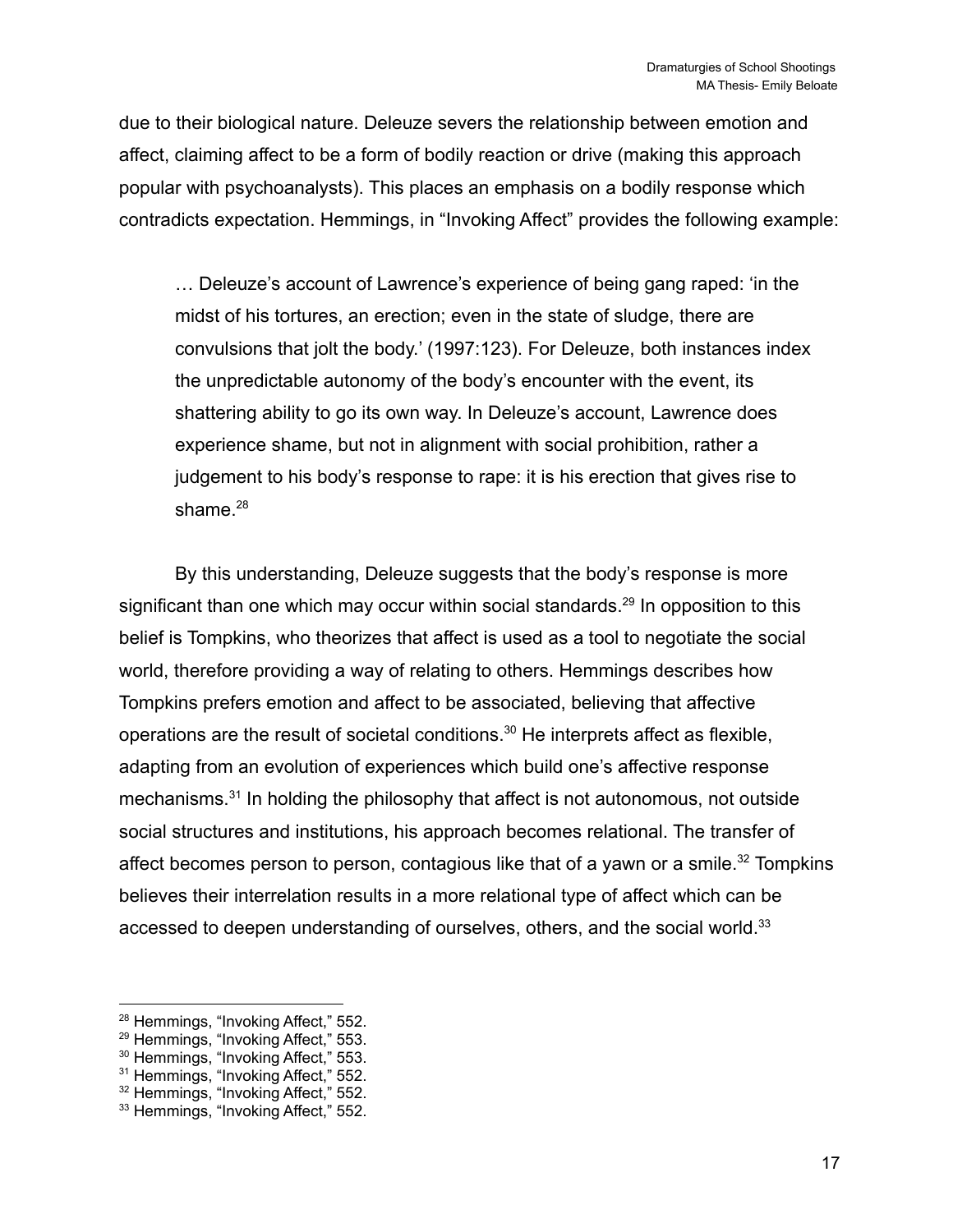due to their biological nature. Deleuze severs the relationship between emotion and affect, claiming affect to be a form of bodily reaction or drive (making this approach popular with psychoanalysts). This places an emphasis on a bodily response which contradicts expectation. Hemmings, in "Invoking Affect" provides the following example:

> … Deleuze's account of Lawrence's experience of being gang raped: 'in the midst of his tortures, an erection; even in the state of sludge, there are convulsions that jolt the body.' (1997:123). For Deleuze, both instances index the unpredictable autonomy of the body's encounter with the event, its shattering ability to go its own way. In Deleuze's account, Lawrence does experience shame, but not in alignment with social prohibition, rather a judgement to his body's response to rape: it is his erection that gives rise to shame.[28]

By this understanding, Deleuze suggests that the body's response is more significant than one which may occur within social standards.[29] In opposition to this belief is Tompkins, who theorizes that affect is used as a tool to negotiate the social world, therefore providing a way of relating to others. Hemmings describes how Tompkins prefers emotion and affect to be associated, believing that affective operations are the result of societal conditions.[30] He interprets affect as flexible, adapting from an evolution of experiences which build one's affective response mechanisms.[31] In holding the philosophy that affect is not autonomous, not outside social structures and institutions, his approach becomes relational. The transfer of affect becomes person to person, contagious like that of a yawn or a smile.[32] Tompkins believes their interrelation results in a more relational type of affect which can be accessed to deepen understanding of ourselves, others, and the social world.[33]

---

[28] Hemmings, "Invoking Affect," 552.
[29] Hemmings, "Invoking Affect," 553.
[30] Hemmings, "Invoking Affect," 553.
[31] Hemmings, "Invoking Affect," 552.
[32] Hemmings, "Invoking Affect," 552.
[33] Hemmings, "Invoking Affect," 552.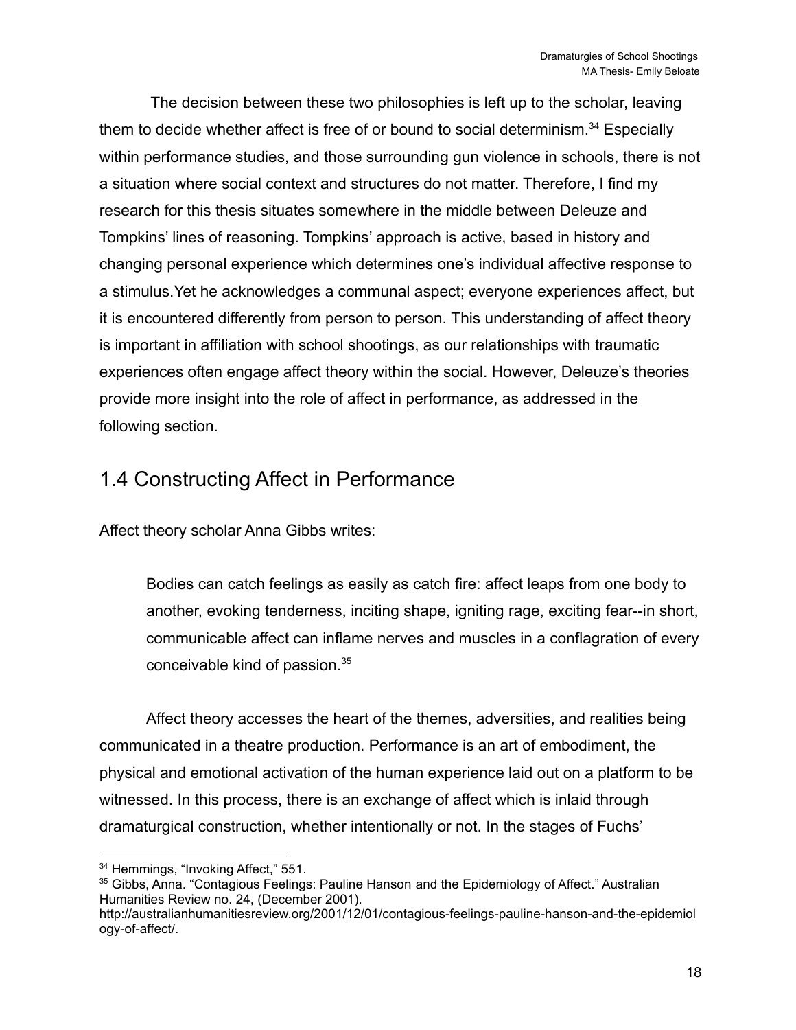The decision between these two philosophies is left up to the scholar, leaving them to decide whether affect is free of or bound to social determinism.[34] Especially within performance studies, and those surrounding gun violence in schools, there is not a situation where social context and structures do not matter. Therefore, I find my research for this thesis situates somewhere in the middle between Deleuze and Tompkins' lines of reasoning. Tompkins' approach is active, based in history and changing personal experience which determines one's individual affective response to a stimulus.Yet he acknowledges a communal aspect; everyone experiences affect, but it is encountered differently from person to person. This understanding of affect theory is important in affiliation with school shootings, as our relationships with traumatic experiences often engage affect theory within the social. However, Deleuze's theories provide more insight into the role of affect in performance, as addressed in the following section.

## 1.4 Constructing Affect in Performance

Affect theory scholar Anna Gibbs writes:

> Bodies can catch feelings as easily as catch fire: affect leaps from one body to another, evoking tenderness, inciting shape, igniting rage, exciting fear--in short, communicable affect can inflame nerves and muscles in a conflagration of every conceivable kind of passion.[35]

Affect theory accesses the heart of the themes, adversities, and realities being communicated in a theatre production. Performance is an art of embodiment, the physical and emotional activation of the human experience laid out on a platform to be witnessed. In this process, there is an exchange of affect which is inlaid through dramaturgical construction, whether intentionally or not. In the stages of Fuchs'

---

[34] Hemmings, "Invoking Affect," 551.

[35] Gibbs, Anna. "Contagious Feelings: Pauline Hanson and the Epidemiology of Affect." Australian Humanities Review no. 24, (December 2001). http://australianhumanitiesreview.org/2001/12/01/contagious-feelings-pauline-hanson-and-the-epidemiology-of-affect/.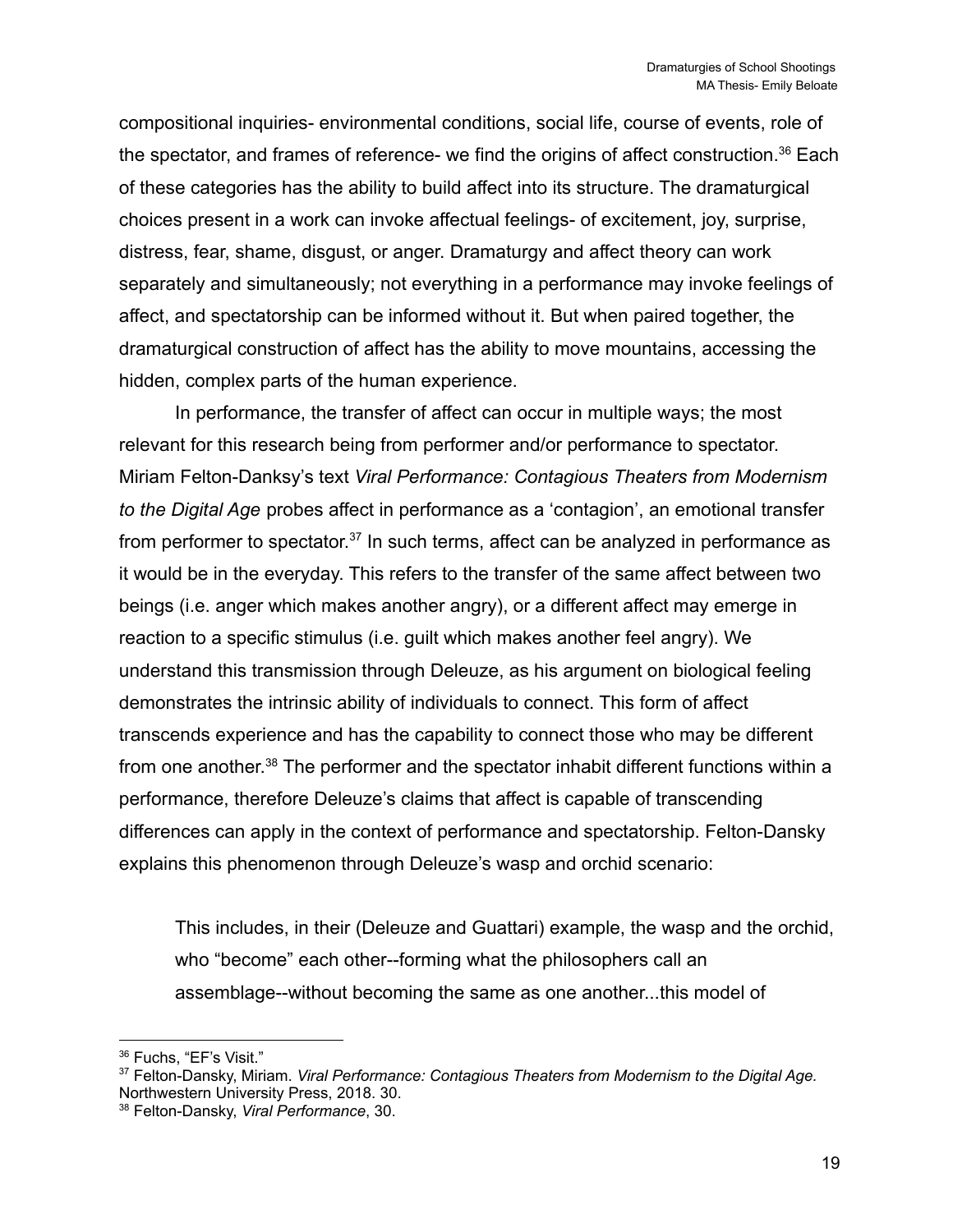compositional inquiries- environmental conditions, social life, course of events, role of the spectator, and frames of reference- we find the origins of affect construction.[36] Each of these categories has the ability to build affect into its structure. The dramaturgical choices present in a work can invoke affectual feelings- of excitement, joy, surprise, distress, fear, shame, disgust, or anger. Dramaturgy and affect theory can work separately and simultaneously; not everything in a performance may invoke feelings of affect, and spectatorship can be informed without it. But when paired together, the dramaturgical construction of affect has the ability to move mountains, accessing the hidden, complex parts of the human experience.

In performance, the transfer of affect can occur in multiple ways; the most relevant for this research being from performer and/or performance to spectator. Miriam Felton-Danksy's text *Viral Performance: Contagious Theaters from Modernism to the Digital Age* probes affect in performance as a 'contagion', an emotional transfer from performer to spectator.[37] In such terms, affect can be analyzed in performance as it would be in the everyday. This refers to the transfer of the same affect between two beings (i.e. anger which makes another angry), or a different affect may emerge in reaction to a specific stimulus (i.e. guilt which makes another feel angry). We understand this transmission through Deleuze, as his argument on biological feeling demonstrates the intrinsic ability of individuals to connect. This form of affect transcends experience and has the capability to connect those who may be different from one another.[38] The performer and the spectator inhabit different functions within a performance, therefore Deleuze's claims that affect is capable of transcending differences can apply in the context of performance and spectatorship. Felton-Dansky explains this phenomenon through Deleuze's wasp and orchid scenario:

> This includes, in their (Deleuze and Guattari) example, the wasp and the orchid, who "become" each other--forming what the philosophers call an assemblage--without becoming the same as one another...this model of

---

[36] Fuchs, "EF's Visit."

[37] Felton-Dansky, Miriam. *Viral Performance: Contagious Theaters from Modernism to the Digital Age.* Northwestern University Press, 2018. 30.

[38] Felton-Dansky, *Viral Performance*, 30.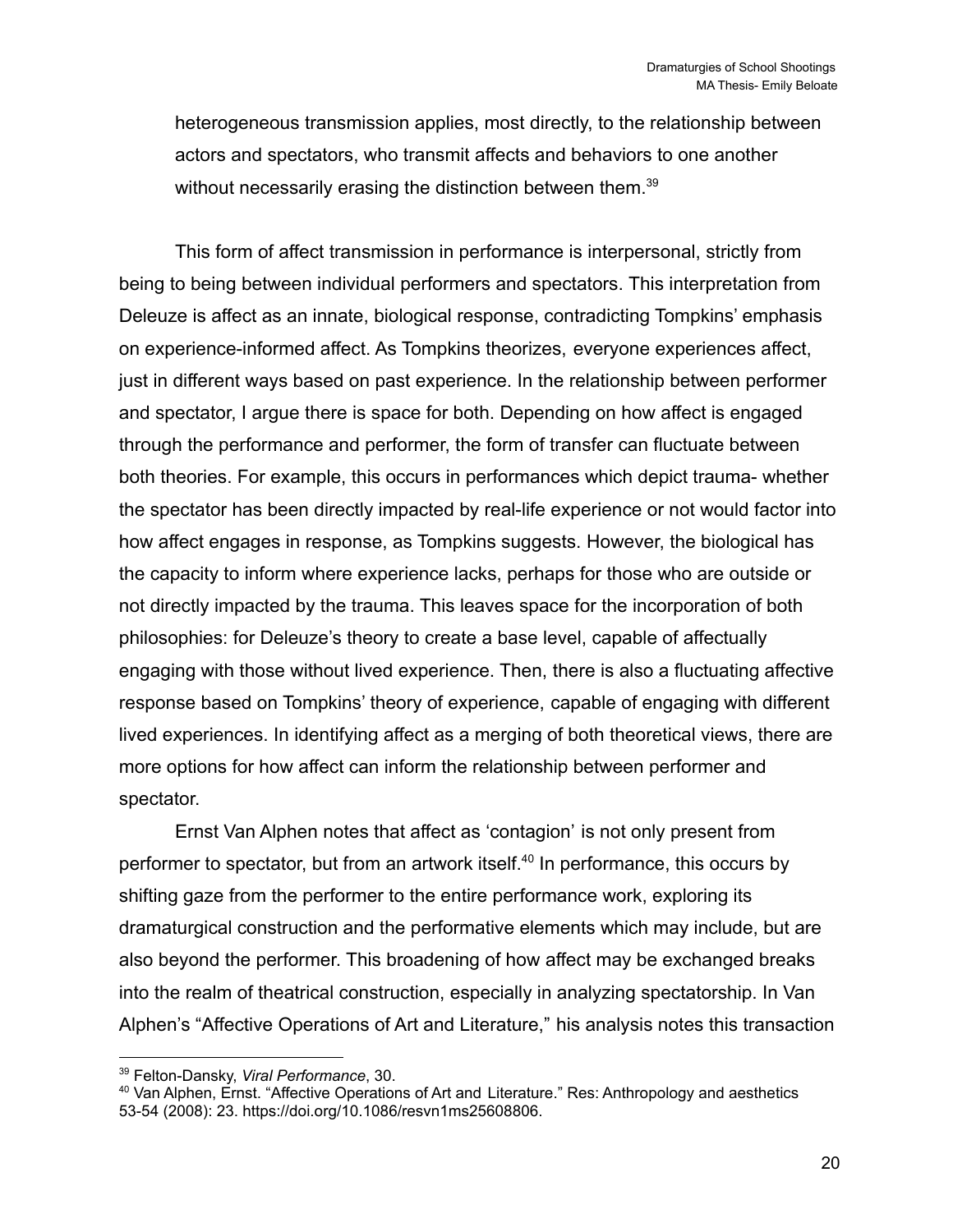> heterogeneous transmission applies, most directly, to the relationship between actors and spectators, who transmit affects and behaviors to one another without necessarily erasing the distinction between them.[39]

This form of affect transmission in performance is interpersonal, strictly from being to being between individual performers and spectators. This interpretation from Deleuze is affect as an innate, biological response, contradicting Tompkins' emphasis on experience-informed affect. As Tompkins theorizes, everyone experiences affect, just in different ways based on past experience. In the relationship between performer and spectator, I argue there is space for both. Depending on how affect is engaged through the performance and performer, the form of transfer can fluctuate between both theories. For example, this occurs in performances which depict trauma- whether the spectator has been directly impacted by real-life experience or not would factor into how affect engages in response, as Tompkins suggests. However, the biological has the capacity to inform where experience lacks, perhaps for those who are outside or not directly impacted by the trauma. This leaves space for the incorporation of both philosophies: for Deleuze's theory to create a base level, capable of affectually engaging with those without lived experience. Then, there is also a fluctuating affective response based on Tompkins' theory of experience, capable of engaging with different lived experiences. In identifying affect as a merging of both theoretical views, there are more options for how affect can inform the relationship between performer and spectator.

Ernst Van Alphen notes that affect as 'contagion' is not only present from performer to spectator, but from an artwork itself.[40] In performance, this occurs by shifting gaze from the performer to the entire performance work, exploring its dramaturgical construction and the performative elements which may include, but are also beyond the performer. This broadening of how affect may be exchanged breaks into the realm of theatrical construction, especially in analyzing spectatorship. In Van Alphen's "Affective Operations of Art and Literature," his analysis notes this transaction

---

[39] Felton-Dansky, *Viral Performance*, 30.

[40] Van Alphen, Ernst. "Affective Operations of Art and Literature." Res: Anthropology and aesthetics 53-54 (2008): 23. https://doi.org/10.1086/resvn1ms25608806.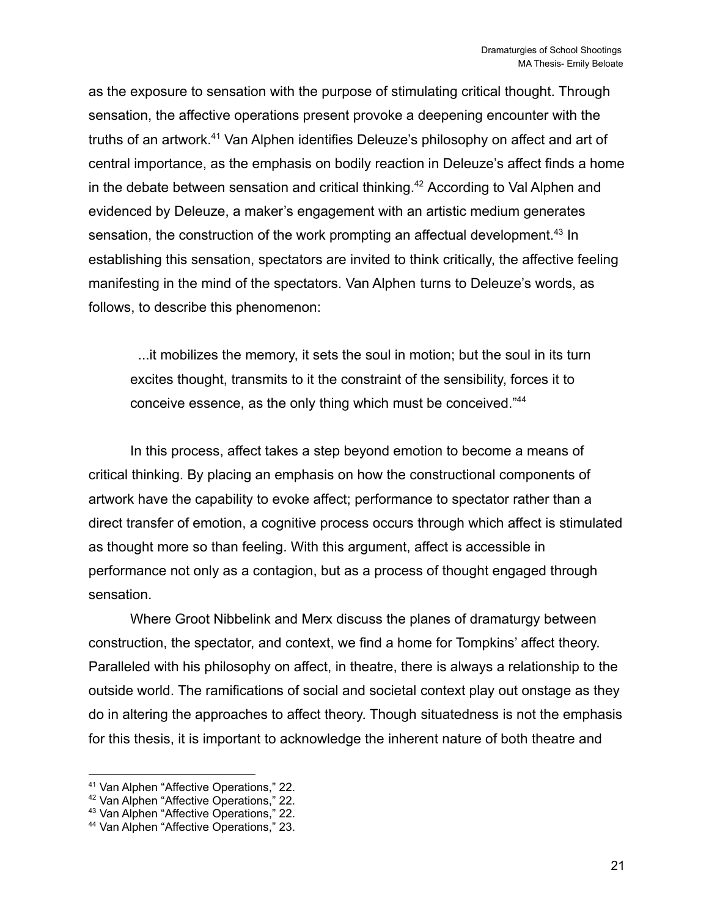as the exposure to sensation with the purpose of stimulating critical thought. Through sensation, the affective operations present provoke a deepening encounter with the truths of an artwork.[41] Van Alphen identifies Deleuze's philosophy on affect and art of central importance, as the emphasis on bodily reaction in Deleuze's affect finds a home in the debate between sensation and critical thinking.[42] According to Val Alphen and evidenced by Deleuze, a maker's engagement with an artistic medium generates sensation, the construction of the work prompting an affectual development.[43] In establishing this sensation, spectators are invited to think critically, the affective feeling manifesting in the mind of the spectators. Van Alphen turns to Deleuze's words, as follows, to describe this phenomenon:

> ...it mobilizes the memory, it sets the soul in motion; but the soul in its turn excites thought, transmits to it the constraint of the sensibility, forces it to conceive essence, as the only thing which must be conceived."[44]

In this process, affect takes a step beyond emotion to become a means of critical thinking. By placing an emphasis on how the constructional components of artwork have the capability to evoke affect; performance to spectator rather than a direct transfer of emotion, a cognitive process occurs through which affect is stimulated as thought more so than feeling. With this argument, affect is accessible in performance not only as a contagion, but as a process of thought engaged through sensation.

Where Groot Nibbelink and Merx discuss the planes of dramaturgy between construction, the spectator, and context, we find a home for Tompkins' affect theory. Paralleled with his philosophy on affect, in theatre, there is always a relationship to the outside world. The ramifications of social and societal context play out onstage as they do in altering the approaches to affect theory. Though situatedness is not the emphasis for this thesis, it is important to acknowledge the inherent nature of both theatre and

---

[41] Van Alphen "Affective Operations," 22.

[42] Van Alphen "Affective Operations," 22.

[43] Van Alphen "Affective Operations," 22.

[44] Van Alphen "Affective Operations," 23.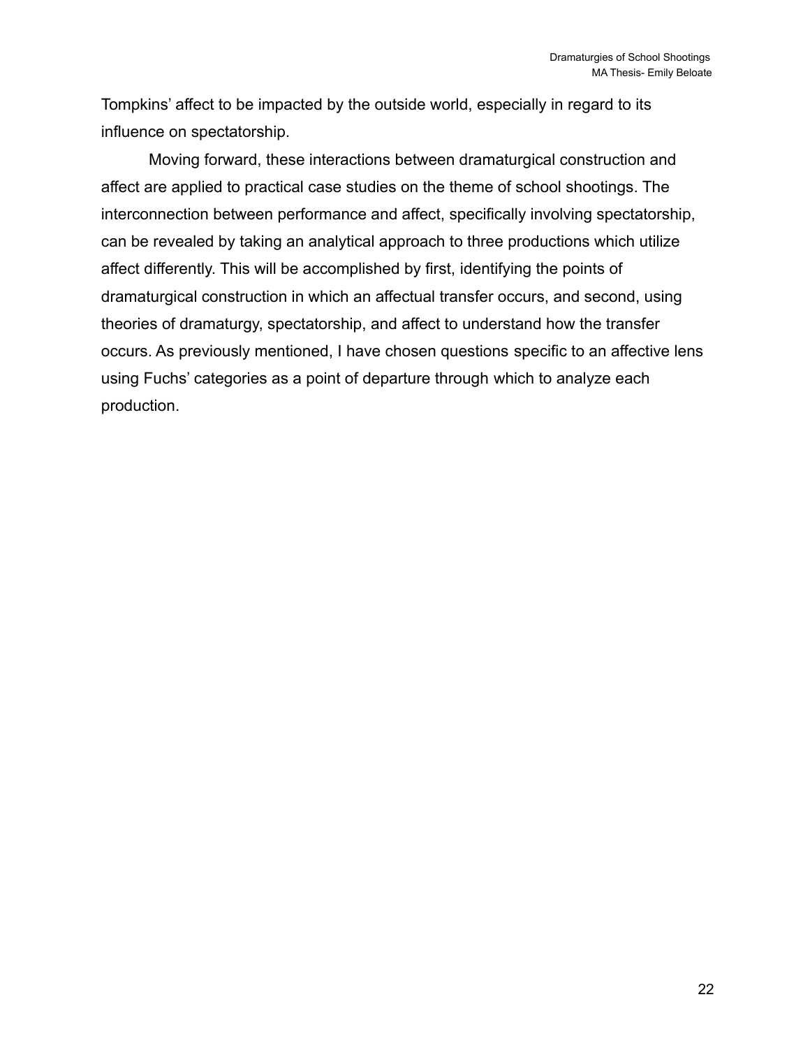Tompkins' affect to be impacted by the outside world, especially in regard to its influence on spectatorship.

Moving forward, these interactions between dramaturgical construction and affect are applied to practical case studies on the theme of school shootings. The interconnection between performance and affect, specifically involving spectatorship, can be revealed by taking an analytical approach to three productions which utilize affect differently. This will be accomplished by first, identifying the points of dramaturgical construction in which an affectual transfer occurs, and second, using theories of dramaturgy, spectatorship, and affect to understand how the transfer occurs. As previously mentioned, I have chosen questions specific to an affective lens using Fuchs' categories as a point of departure through which to analyze each production.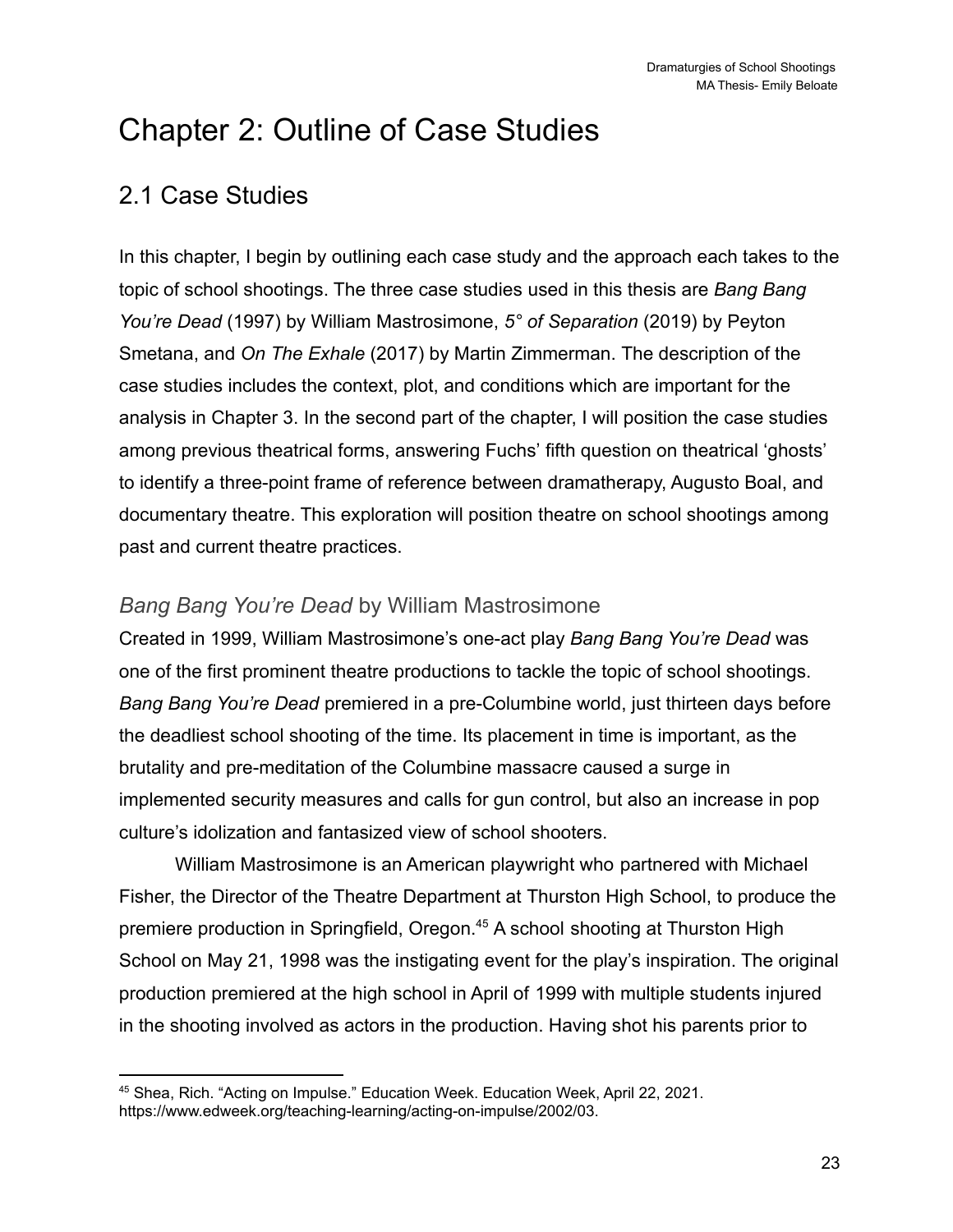# Chapter 2: Outline of Case Studies

## 2.1 Case Studies

In this chapter, I begin by outlining each case study and the approach each takes to the topic of school shootings. The three case studies used in this thesis are *Bang Bang You're Dead* (1997) by William Mastrosimone, *5° of Separation* (2019) by Peyton Smetana, and *On The Exhale* (2017) by Martin Zimmerman. The description of the case studies includes the context, plot, and conditions which are important for the analysis in Chapter 3. In the second part of the chapter, I will position the case studies among previous theatrical forms, answering Fuchs' fifth question on theatrical 'ghosts' to identify a three-point frame of reference between dramatherapy, Augusto Boal, and documentary theatre. This exploration will position theatre on school shootings among past and current theatre practices.

### *Bang Bang You're Dead* by William Mastrosimone

Created in 1999, William Mastrosimone's one-act play *Bang Bang You're Dead* was one of the first prominent theatre productions to tackle the topic of school shootings. *Bang Bang You're Dead* premiered in a pre-Columbine world, just thirteen days before the deadliest school shooting of the time. Its placement in time is important, as the brutality and pre-meditation of the Columbine massacre caused a surge in implemented security measures and calls for gun control, but also an increase in pop culture's idolization and fantasized view of school shooters.

William Mastrosimone is an American playwright who partnered with Michael Fisher, the Director of the Theatre Department at Thurston High School, to produce the premiere production in Springfield, Oregon.[45] A school shooting at Thurston High School on May 21, 1998 was the instigating event for the play's inspiration. The original production premiered at the high school in April of 1999 with multiple students injured in the shooting involved as actors in the production. Having shot his parents prior to

---

[45] Shea, Rich. "Acting on Impulse." Education Week. Education Week, April 22, 2021. https://www.edweek.org/teaching-learning/acting-on-impulse/2002/03.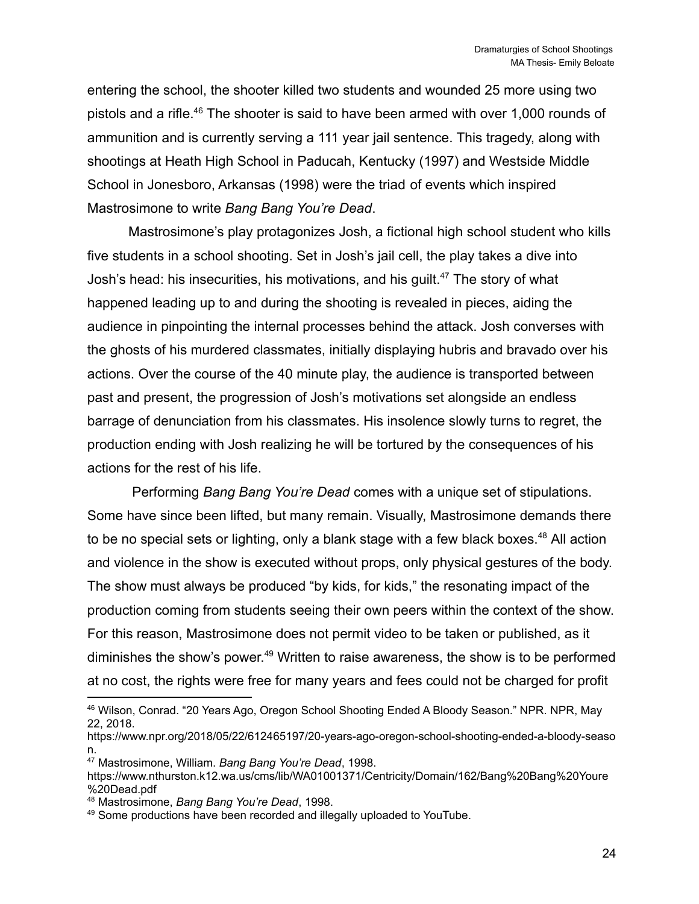entering the school, the shooter killed two students and wounded 25 more using two pistols and a rifle.[46] The shooter is said to have been armed with over 1,000 rounds of ammunition and is currently serving a 111 year jail sentence. This tragedy, along with shootings at Heath High School in Paducah, Kentucky (1997) and Westside Middle School in Jonesboro, Arkansas (1998) were the triad of events which inspired Mastrosimone to write *Bang Bang You're Dead*.

Mastrosimone's play protagonizes Josh, a fictional high school student who kills five students in a school shooting. Set in Josh's jail cell, the play takes a dive into Josh's head: his insecurities, his motivations, and his guilt.[47] The story of what happened leading up to and during the shooting is revealed in pieces, aiding the audience in pinpointing the internal processes behind the attack. Josh converses with the ghosts of his murdered classmates, initially displaying hubris and bravado over his actions. Over the course of the 40 minute play, the audience is transported between past and present, the progression of Josh's motivations set alongside an endless barrage of denunciation from his classmates. His insolence slowly turns to regret, the production ending with Josh realizing he will be tortured by the consequences of his actions for the rest of his life.

Performing *Bang Bang You're Dead* comes with a unique set of stipulations. Some have since been lifted, but many remain. Visually, Mastrosimone demands there to be no special sets or lighting, only a blank stage with a few black boxes.[48] All action and violence in the show is executed without props, only physical gestures of the body. The show must always be produced "by kids, for kids," the resonating impact of the production coming from students seeing their own peers within the context of the show. For this reason, Mastrosimone does not permit video to be taken or published, as it diminishes the show's power.[49] Written to raise awareness, the show is to be performed at no cost, the rights were free for many years and fees could not be charged for profit

---

[46] Wilson, Conrad. "20 Years Ago, Oregon School Shooting Ended A Bloody Season." NPR. NPR, May 22, 2018. https://www.npr.org/2018/05/22/612465197/20-years-ago-oregon-school-shooting-ended-a-bloody-season.

[47] Mastrosimone, William. *Bang Bang You're Dead*, 1998. https://www.nthurston.k12.wa.us/cms/lib/WA01001371/Centricity/Domain/162/Bang%20Bang%20Youre%20Dead.pdf

[48] Mastrosimone, *Bang Bang You're Dead*, 1998.

[49] Some productions have been recorded and illegally uploaded to YouTube.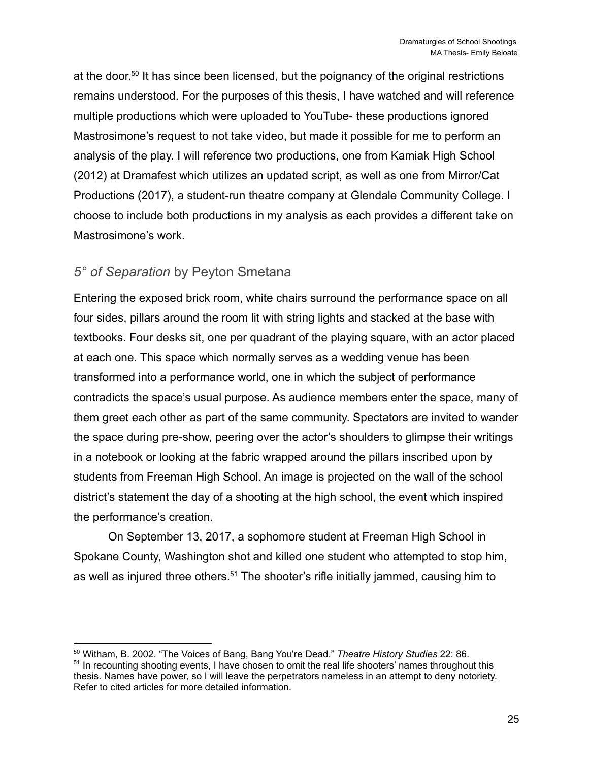at the door.[50] It has since been licensed, but the poignancy of the original restrictions remains understood. For the purposes of this thesis, I have watched and will reference multiple productions which were uploaded to YouTube- these productions ignored Mastrosimone's request to not take video, but made it possible for me to perform an analysis of the play. I will reference two productions, one from Kamiak High School (2012) at Dramafest which utilizes an updated script, as well as one from Mirror/Cat Productions (2017), a student-run theatre company at Glendale Community College. I choose to include both productions in my analysis as each provides a different take on Mastrosimone's work.

## *5° of Separation* by Peyton Smetana

Entering the exposed brick room, white chairs surround the performance space on all four sides, pillars around the room lit with string lights and stacked at the base with textbooks. Four desks sit, one per quadrant of the playing square, with an actor placed at each one. This space which normally serves as a wedding venue has been transformed into a performance world, one in which the subject of performance contradicts the space's usual purpose. As audience members enter the space, many of them greet each other as part of the same community. Spectators are invited to wander the space during pre-show, peering over the actor's shoulders to glimpse their writings in a notebook or looking at the fabric wrapped around the pillars inscribed upon by students from Freeman High School. An image is projected on the wall of the school district's statement the day of a shooting at the high school, the event which inspired the performance's creation.

On September 13, 2017, a sophomore student at Freeman High School in Spokane County, Washington shot and killed one student who attempted to stop him, as well as injured three others.[51] The shooter's rifle initially jammed, causing him to

---

[50] Witham, B. 2002. "The Voices of Bang, Bang You're Dead." *Theatre History Studies* 22: 86.

[51] In recounting shooting events, I have chosen to omit the real life shooters' names throughout this thesis. Names have power, so I will leave the perpetrators nameless in an attempt to deny notoriety. Refer to cited articles for more detailed information.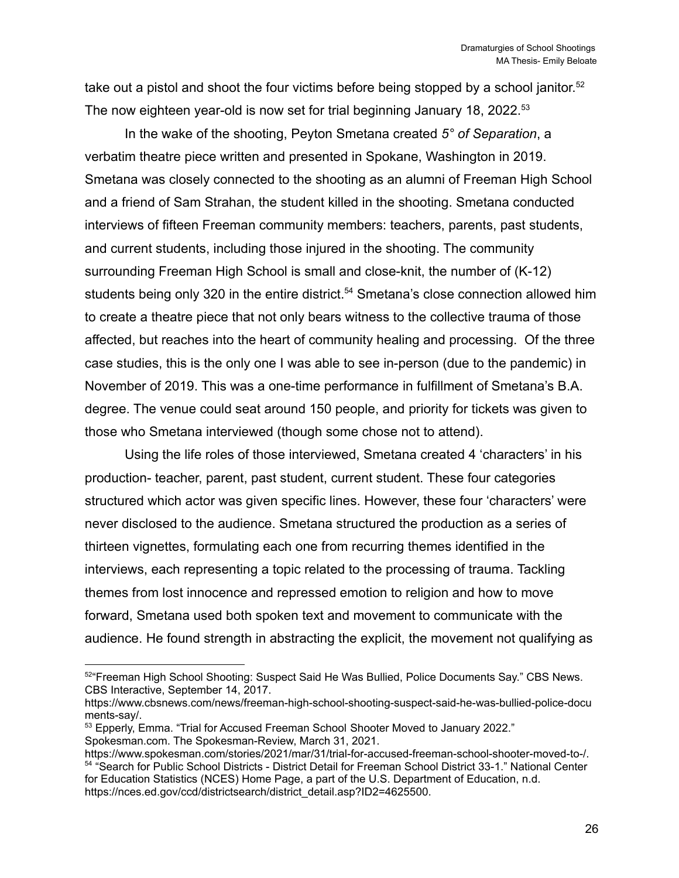take out a pistol and shoot the four victims before being stopped by a school janitor.[52] The now eighteen year-old is now set for trial beginning January 18, 2022.[53]

In the wake of the shooting, Peyton Smetana created *5° of Separation*, a verbatim theatre piece written and presented in Spokane, Washington in 2019. Smetana was closely connected to the shooting as an alumni of Freeman High School and a friend of Sam Strahan, the student killed in the shooting. Smetana conducted interviews of fifteen Freeman community members: teachers, parents, past students, and current students, including those injured in the shooting. The community surrounding Freeman High School is small and close-knit, the number of (K-12) students being only 320 in the entire district.[54] Smetana's close connection allowed him to create a theatre piece that not only bears witness to the collective trauma of those affected, but reaches into the heart of community healing and processing. Of the three case studies, this is the only one I was able to see in-person (due to the pandemic) in November of 2019. This was a one-time performance in fulfillment of Smetana's B.A. degree. The venue could seat around 150 people, and priority for tickets was given to those who Smetana interviewed (though some chose not to attend).

Using the life roles of those interviewed, Smetana created 4 'characters' in his production- teacher, parent, past student, current student. These four categories structured which actor was given specific lines. However, these four 'characters' were never disclosed to the audience. Smetana structured the production as a series of thirteen vignettes, formulating each one from recurring themes identified in the interviews, each representing a topic related to the processing of trauma. Tackling themes from lost innocence and repressed emotion to religion and how to move forward, Smetana used both spoken text and movement to communicate with the audience. He found strength in abstracting the explicit, the movement not qualifying as

---

[52] "Freeman High School Shooting: Suspect Said He Was Bullied, Police Documents Say." CBS News. CBS Interactive, September 14, 2017. https://www.cbsnews.com/news/freeman-high-school-shooting-suspect-said-he-was-bullied-police-documents-say/.

[53] Epperly, Emma. "Trial for Accused Freeman School Shooter Moved to January 2022." Spokesman.com. The Spokesman-Review, March 31, 2021. https://www.spokesman.com/stories/2021/mar/31/trial-for-accused-freeman-school-shooter-moved-to-/.

[54] "Search for Public School Districts - District Detail for Freeman School District 33-1." National Center for Education Statistics (NCES) Home Page, a part of the U.S. Department of Education, n.d. https://nces.ed.gov/ccd/districtsearch/district_detail.asp?ID2=4625500.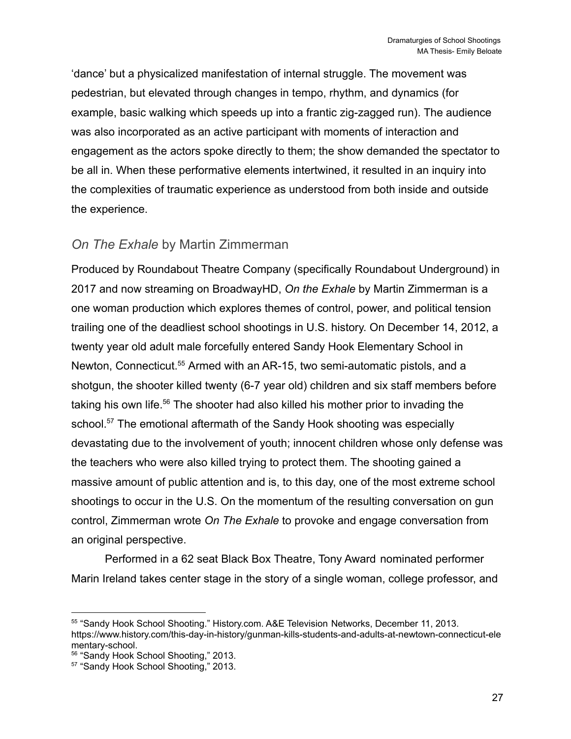'dance' but a physicalized manifestation of internal struggle. The movement was pedestrian, but elevated through changes in tempo, rhythm, and dynamics (for example, basic walking which speeds up into a frantic zig-zagged run). The audience was also incorporated as an active participant with moments of interaction and engagement as the actors spoke directly to them; the show demanded the spectator to be all in. When these performative elements intertwined, it resulted in an inquiry into the complexities of traumatic experience as understood from both inside and outside the experience.

## *On The Exhale* by Martin Zimmerman

Produced by Roundabout Theatre Company (specifically Roundabout Underground) in 2017 and now streaming on BroadwayHD, *On the Exhale* by Martin Zimmerman is a one woman production which explores themes of control, power, and political tension trailing one of the deadliest school shootings in U.S. history. On December 14, 2012, a twenty year old adult male forcefully entered Sandy Hook Elementary School in Newton, Connecticut.[55] Armed with an AR-15, two semi-automatic pistols, and a shotgun, the shooter killed twenty (6-7 year old) children and six staff members before taking his own life.[56] The shooter had also killed his mother prior to invading the school.[57] The emotional aftermath of the Sandy Hook shooting was especially devastating due to the involvement of youth; innocent children whose only defense was the teachers who were also killed trying to protect them. The shooting gained a massive amount of public attention and is, to this day, one of the most extreme school shootings to occur in the U.S. On the momentum of the resulting conversation on gun control, Zimmerman wrote *On The Exhale* to provoke and engage conversation from an original perspective.

Performed in a 62 seat Black Box Theatre, Tony Award nominated performer Marin Ireland takes center stage in the story of a single woman, college professor, and

---

[55] "Sandy Hook School Shooting." History.com. A&E Television Networks, December 11, 2013. https://www.history.com/this-day-in-history/gunman-kills-students-and-adults-at-newtown-connecticut-elementary-school.

[56] "Sandy Hook School Shooting," 2013.

[57] "Sandy Hook School Shooting," 2013.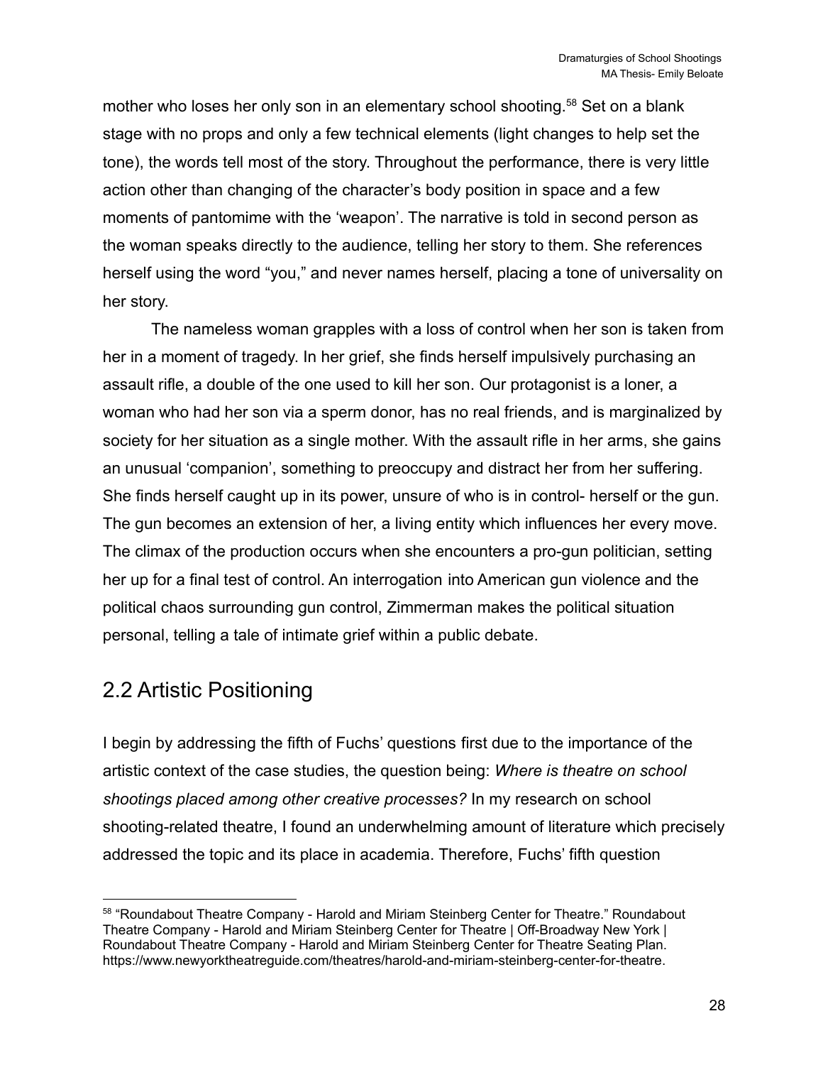mother who loses her only son in an elementary school shooting.[58] Set on a blank stage with no props and only a few technical elements (light changes to help set the tone), the words tell most of the story. Throughout the performance, there is very little action other than changing of the character's body position in space and a few moments of pantomime with the 'weapon'. The narrative is told in second person as the woman speaks directly to the audience, telling her story to them. She references herself using the word "you," and never names herself, placing a tone of universality on her story.

The nameless woman grapples with a loss of control when her son is taken from her in a moment of tragedy. In her grief, she finds herself impulsively purchasing an assault rifle, a double of the one used to kill her son. Our protagonist is a loner, a woman who had her son via a sperm donor, has no real friends, and is marginalized by society for her situation as a single mother. With the assault rifle in her arms, she gains an unusual 'companion', something to preoccupy and distract her from her suffering. She finds herself caught up in its power, unsure of who is in control- herself or the gun. The gun becomes an extension of her, a living entity which influences her every move. The climax of the production occurs when she encounters a pro-gun politician, setting her up for a final test of control. An interrogation into American gun violence and the political chaos surrounding gun control, Zimmerman makes the political situation personal, telling a tale of intimate grief within a public debate.

## 2.2 Artistic Positioning

I begin by addressing the fifth of Fuchs' questions first due to the importance of the artistic context of the case studies, the question being: *Where is theatre on school shootings placed among other creative processes?* In my research on school shooting-related theatre, I found an underwhelming amount of literature which precisely addressed the topic and its place in academia. Therefore, Fuchs' fifth question

---

[58] "Roundabout Theatre Company - Harold and Miriam Steinberg Center for Theatre." Roundabout Theatre Company - Harold and Miriam Steinberg Center for Theatre | Off-Broadway New York | Roundabout Theatre Company - Harold and Miriam Steinberg Center for Theatre Seating Plan. https://www.newyorktheatreguide.com/theatres/harold-and-miriam-steinberg-center-for-theatre.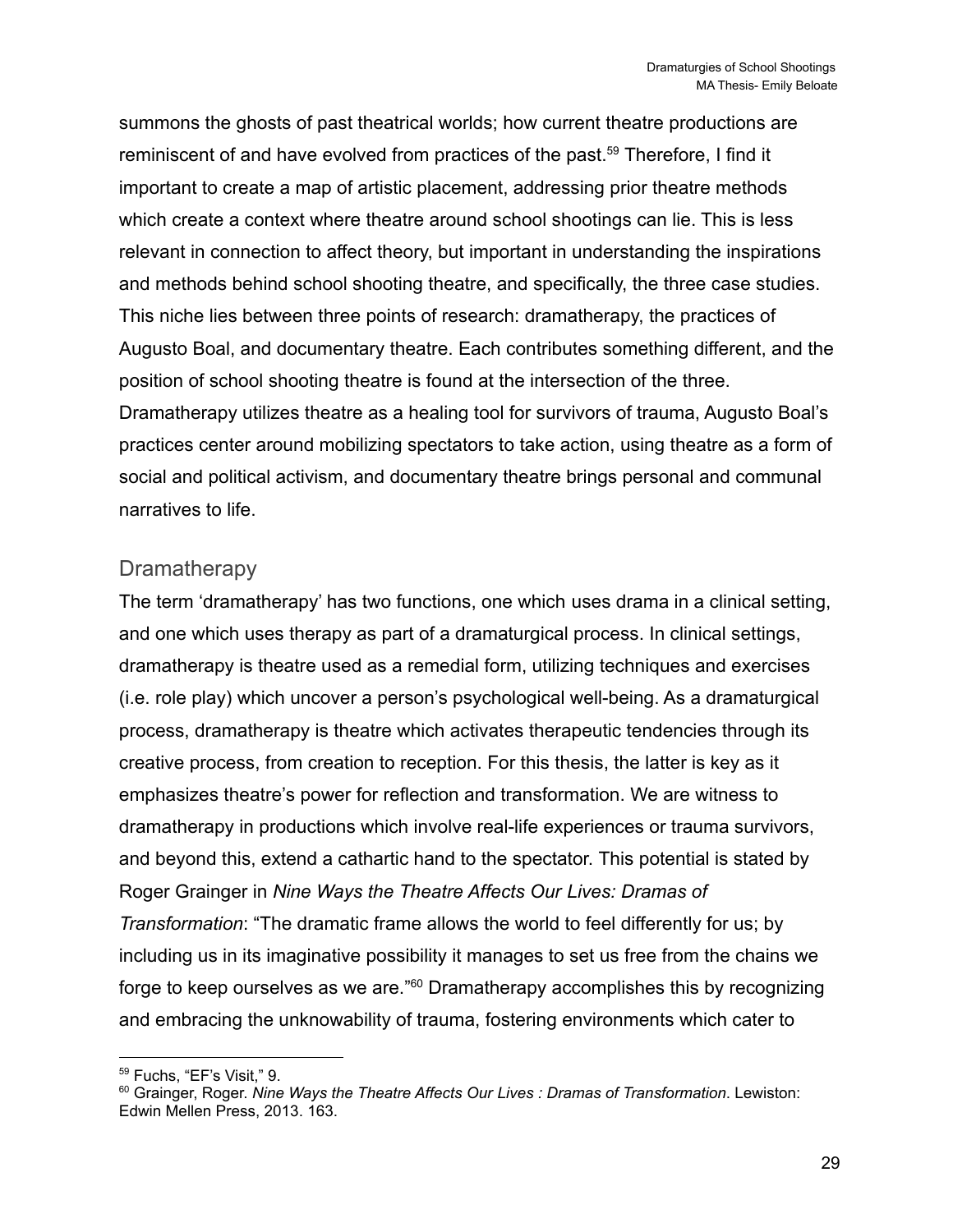summons the ghosts of past theatrical worlds; how current theatre productions are reminiscent of and have evolved from practices of the past.[59] Therefore, I find it important to create a map of artistic placement, addressing prior theatre methods which create a context where theatre around school shootings can lie. This is less relevant in connection to affect theory, but important in understanding the inspirations and methods behind school shooting theatre, and specifically, the three case studies. This niche lies between three points of research: dramatherapy, the practices of Augusto Boal, and documentary theatre. Each contributes something different, and the position of school shooting theatre is found at the intersection of the three. Dramatherapy utilizes theatre as a healing tool for survivors of trauma, Augusto Boal's practices center around mobilizing spectators to take action, using theatre as a form of social and political activism, and documentary theatre brings personal and communal narratives to life.

## Dramatherapy

The term 'dramatherapy' has two functions, one which uses drama in a clinical setting, and one which uses therapy as part of a dramaturgical process. In clinical settings, dramatherapy is theatre used as a remedial form, utilizing techniques and exercises (i.e. role play) which uncover a person's psychological well-being. As a dramaturgical process, dramatherapy is theatre which activates therapeutic tendencies through its creative process, from creation to reception. For this thesis, the latter is key as it emphasizes theatre's power for reflection and transformation. We are witness to dramatherapy in productions which involve real-life experiences or trauma survivors, and beyond this, extend a cathartic hand to the spectator. This potential is stated by Roger Grainger in *Nine Ways the Theatre Affects Our Lives: Dramas of Transformation*: "The dramatic frame allows the world to feel differently for us; by including us in its imaginative possibility it manages to set us free from the chains we forge to keep ourselves as we are."[60] Dramatherapy accomplishes this by recognizing and embracing the unknowability of trauma, fostering environments which cater to

---

[59] Fuchs, "EF's Visit," 9.

[60] Grainger, Roger. *Nine Ways the Theatre Affects Our Lives : Dramas of Transformation*. Lewiston: Edwin Mellen Press, 2013. 163.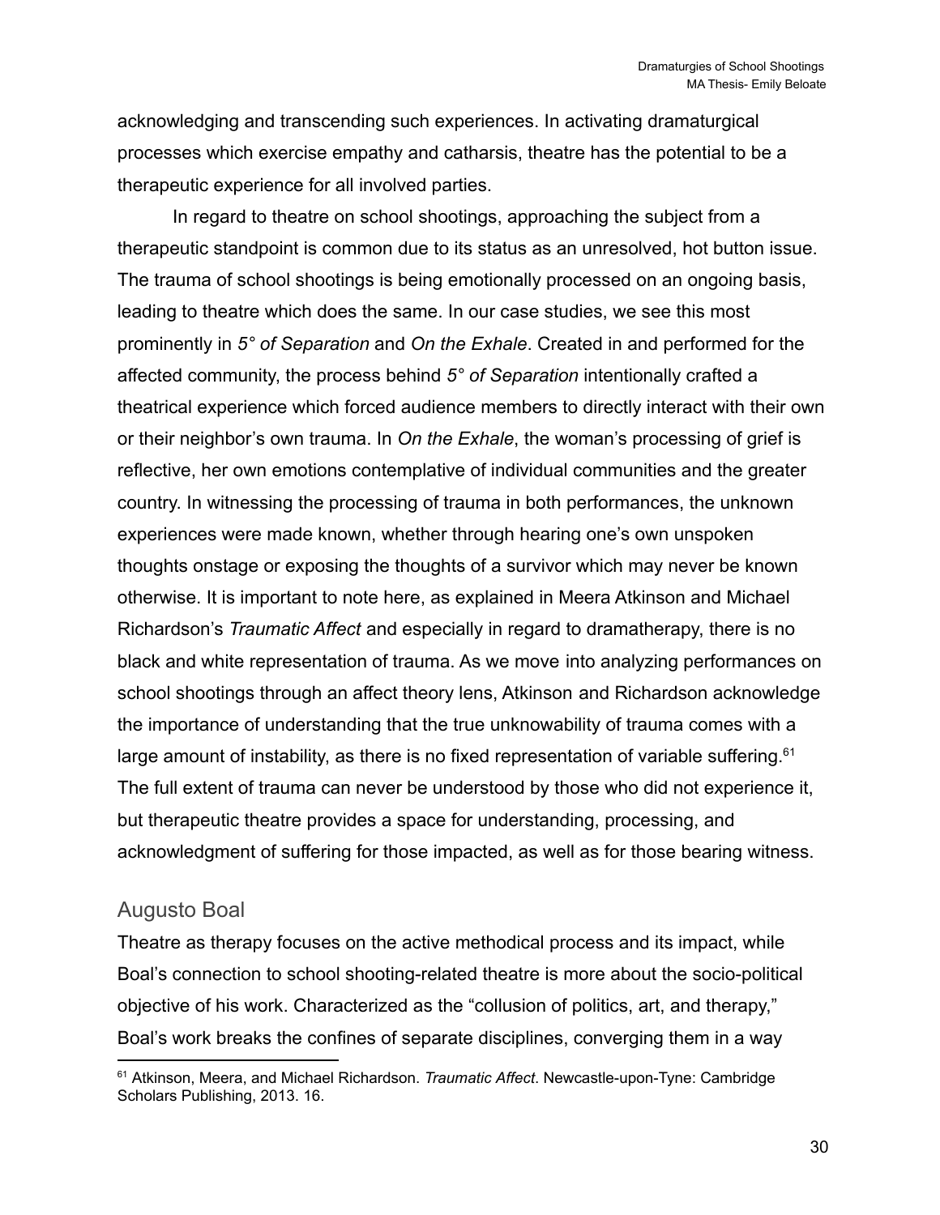acknowledging and transcending such experiences. In activating dramaturgical processes which exercise empathy and catharsis, theatre has the potential to be a therapeutic experience for all involved parties.

In regard to theatre on school shootings, approaching the subject from a therapeutic standpoint is common due to its status as an unresolved, hot button issue. The trauma of school shootings is being emotionally processed on an ongoing basis, leading to theatre which does the same. In our case studies, we see this most prominently in *5° of Separation* and *On the Exhale*. Created in and performed for the affected community, the process behind *5° of Separation* intentionally crafted a theatrical experience which forced audience members to directly interact with their own or their neighbor's own trauma. In *On the Exhale*, the woman's processing of grief is reflective, her own emotions contemplative of individual communities and the greater country. In witnessing the processing of trauma in both performances, the unknown experiences were made known, whether through hearing one's own unspoken thoughts onstage or exposing the thoughts of a survivor which may never be known otherwise. It is important to note here, as explained in Meera Atkinson and Michael Richardson's *Traumatic Affect* and especially in regard to dramatherapy, there is no black and white representation of trauma. As we move into analyzing performances on school shootings through an affect theory lens, Atkinson and Richardson acknowledge the importance of understanding that the true unknowability of trauma comes with a large amount of instability, as there is no fixed representation of variable suffering.[61] The full extent of trauma can never be understood by those who did not experience it, but therapeutic theatre provides a space for understanding, processing, and acknowledgment of suffering for those impacted, as well as for those bearing witness.

## Augusto Boal

Theatre as therapy focuses on the active methodical process and its impact, while Boal's connection to school shooting-related theatre is more about the socio-political objective of his work. Characterized as the "collusion of politics, art, and therapy," Boal's work breaks the confines of separate disciplines, converging them in a way

[61] Atkinson, Meera, and Michael Richardson. *Traumatic Affect*. Newcastle-upon-Tyne: Cambridge Scholars Publishing, 2013. 16.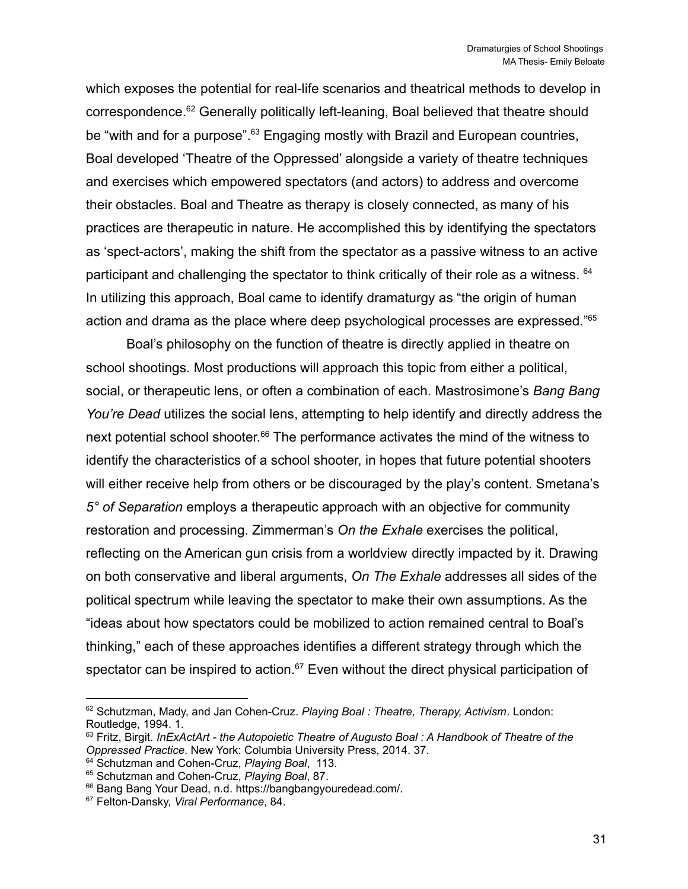which exposes the potential for real-life scenarios and theatrical methods to develop in correspondence.[62] Generally politically left-leaning, Boal believed that theatre should be "with and for a purpose".[63] Engaging mostly with Brazil and European countries, Boal developed 'Theatre of the Oppressed' alongside a variety of theatre techniques and exercises which empowered spectators (and actors) to address and overcome their obstacles. Boal and Theatre as therapy is closely connected, as many of his practices are therapeutic in nature. He accomplished this by identifying the spectators as 'spect-actors', making the shift from the spectator as a passive witness to an active participant and challenging the spectator to think critically of their role as a witness. [64] In utilizing this approach, Boal came to identify dramaturgy as "the origin of human action and drama as the place where deep psychological processes are expressed."[65]

Boal's philosophy on the function of theatre is directly applied in theatre on school shootings. Most productions will approach this topic from either a political, social, or therapeutic lens, or often a combination of each. Mastrosimone's *Bang Bang You're Dead* utilizes the social lens, attempting to help identify and directly address the next potential school shooter.[66] The performance activates the mind of the witness to identify the characteristics of a school shooter, in hopes that future potential shooters will either receive help from others or be discouraged by the play's content. Smetana's *5° of Separation* employs a therapeutic approach with an objective for community restoration and processing. Zimmerman's *On the Exhale* exercises the political, reflecting on the American gun crisis from a worldview directly impacted by it. Drawing on both conservative and liberal arguments, *On The Exhale* addresses all sides of the political spectrum while leaving the spectator to make their own assumptions. As the "ideas about how spectators could be mobilized to action remained central to Boal's thinking," each of these approaches identifies a different strategy through which the spectator can be inspired to action.[67] Even without the direct physical participation of

---

[62] Schutzman, Mady, and Jan Cohen-Cruz. *Playing Boal : Theatre, Therapy, Activism*. London: Routledge, 1994. 1.

[63] Fritz, Birgit. *InExActArt - the Autopoietic Theatre of Augusto Boal : A Handbook of Theatre of the Oppressed Practice*. New York: Columbia University Press, 2014. 37.

[64] Schutzman and Cohen-Cruz, *Playing Boal*, 113.

[65] Schutzman and Cohen-Cruz, *Playing Boal*, 87.

[66] Bang Bang Your Dead, n.d. https://bangbangyouredead.com/.

[67] Felton-Dansky, *Viral Performance*, 84.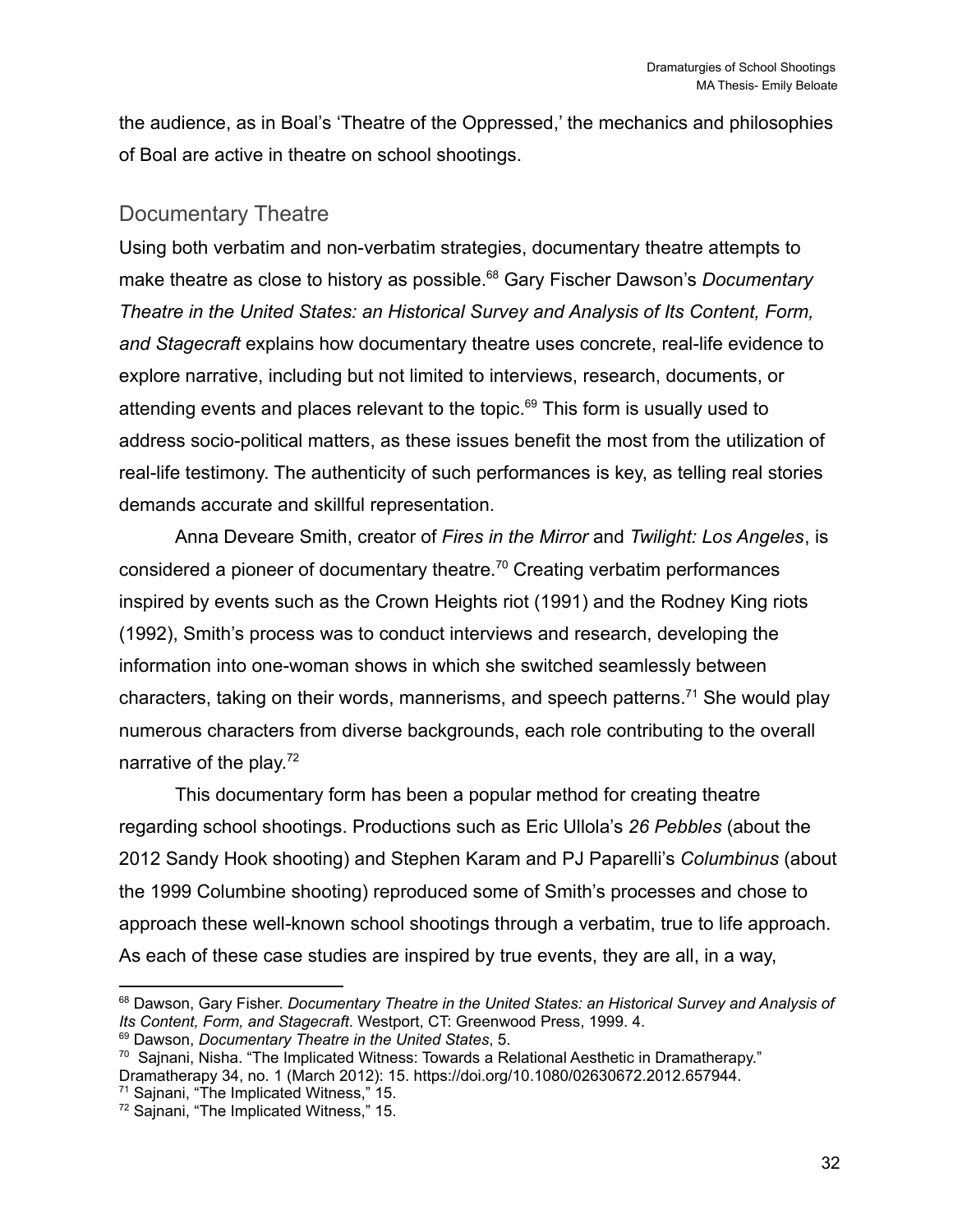the audience, as in Boal's 'Theatre of the Oppressed,' the mechanics and philosophies of Boal are active in theatre on school shootings.

## Documentary Theatre

Using both verbatim and non-verbatim strategies, documentary theatre attempts to make theatre as close to history as possible.[68] Gary Fischer Dawson's *Documentary Theatre in the United States: an Historical Survey and Analysis of Its Content, Form, and Stagecraft* explains how documentary theatre uses concrete, real-life evidence to explore narrative, including but not limited to interviews, research, documents, or attending events and places relevant to the topic.[69] This form is usually used to address socio-political matters, as these issues benefit the most from the utilization of real-life testimony. The authenticity of such performances is key, as telling real stories demands accurate and skillful representation.

Anna Deveare Smith, creator of *Fires in the Mirror* and *Twilight: Los Angeles*, is considered a pioneer of documentary theatre.[70] Creating verbatim performances inspired by events such as the Crown Heights riot (1991) and the Rodney King riots (1992), Smith's process was to conduct interviews and research, developing the information into one-woman shows in which she switched seamlessly between characters, taking on their words, mannerisms, and speech patterns.[71] She would play numerous characters from diverse backgrounds, each role contributing to the overall narrative of the play.[72]

This documentary form has been a popular method for creating theatre regarding school shootings. Productions such as Eric Ullola's *26 Pebbles* (about the 2012 Sandy Hook shooting) and Stephen Karam and PJ Paparelli's *Columbinus* (about the 1999 Columbine shooting) reproduced some of Smith's processes and chose to approach these well-known school shootings through a verbatim, true to life approach. As each of these case studies are inspired by true events, they are all, in a way,

---

[68] Dawson, Gary Fisher. *Documentary Theatre in the United States: an Historical Survey and Analysis of Its Content, Form, and Stagecraft*. Westport, CT: Greenwood Press, 1999. 4.

[69] Dawson, *Documentary Theatre in the United States*, 5.

[70] Sajnani, Nisha. "The Implicated Witness: Towards a Relational Aesthetic in Dramatherapy." Dramatherapy 34, no. 1 (March 2012): 15. https://doi.org/10.1080/02630672.2012.657944.

[71] Sajnani, "The Implicated Witness," 15.

[72] Sajnani, "The Implicated Witness," 15.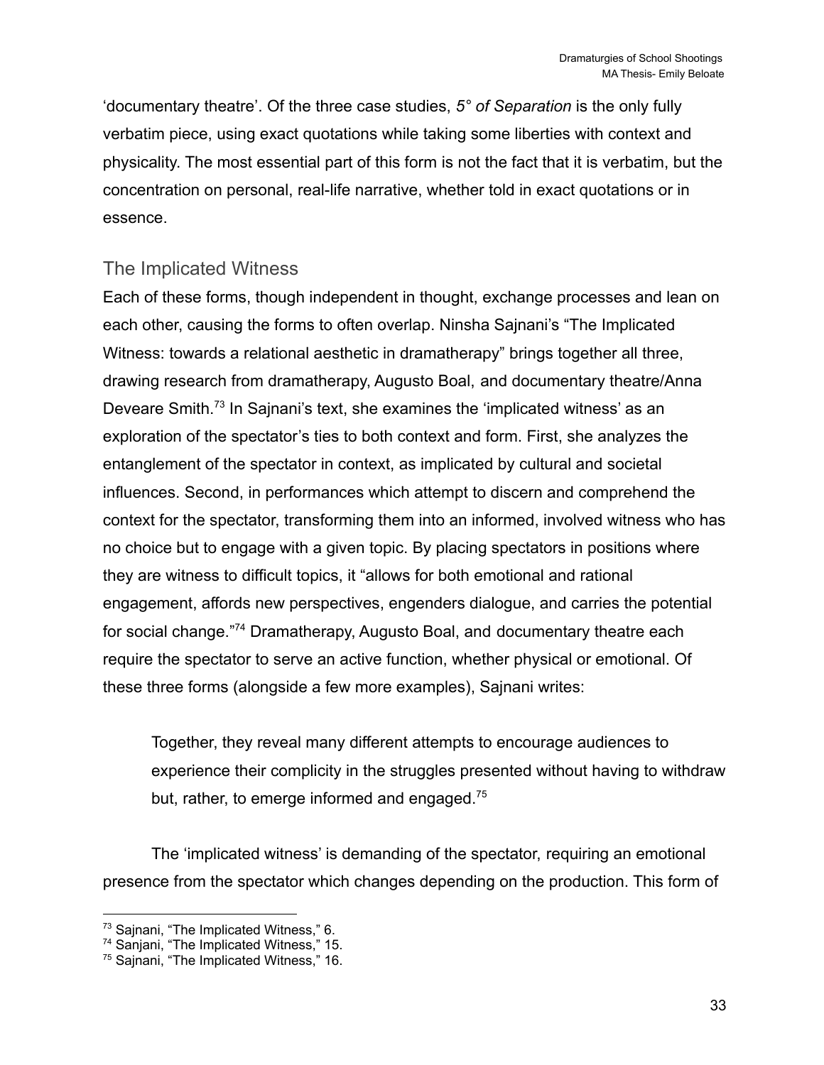‘documentary theatre’. Of the three case studies, *5° of Separation* is the only fully verbatim piece, using exact quotations while taking some liberties with context and physicality. The most essential part of this form is not the fact that it is verbatim, but the concentration on personal, real-life narrative, whether told in exact quotations or in essence.

## The Implicated Witness

Each of these forms, though independent in thought, exchange processes and lean on each other, causing the forms to often overlap. Ninsha Sajnani’s “The Implicated Witness: towards a relational aesthetic in dramatherapy” brings together all three, drawing research from dramatherapy, Augusto Boal, and documentary theatre/Anna Deveare Smith.[73] In Sajnani’s text, she examines the ‘implicated witness’ as an exploration of the spectator’s ties to both context and form. First, she analyzes the entanglement of the spectator in context, as implicated by cultural and societal influences. Second, in performances which attempt to discern and comprehend the context for the spectator, transforming them into an informed, involved witness who has no choice but to engage with a given topic. By placing spectators in positions where they are witness to difficult topics, it “allows for both emotional and rational engagement, affords new perspectives, engenders dialogue, and carries the potential for social change.”[74] Dramatherapy, Augusto Boal, and documentary theatre each require the spectator to serve an active function, whether physical or emotional. Of these three forms (alongside a few more examples), Sajnani writes:

> Together, they reveal many different attempts to encourage audiences to experience their complicity in the struggles presented without having to withdraw but, rather, to emerge informed and engaged.[75]

The ‘implicated witness’ is demanding of the spectator, requiring an emotional presence from the spectator which changes depending on the production. This form of

---

[73] Sajnani, “The Implicated Witness,” 6.

[74] Sanjani, “The Implicated Witness,” 15.

[75] Sajnani, “The Implicated Witness,” 16.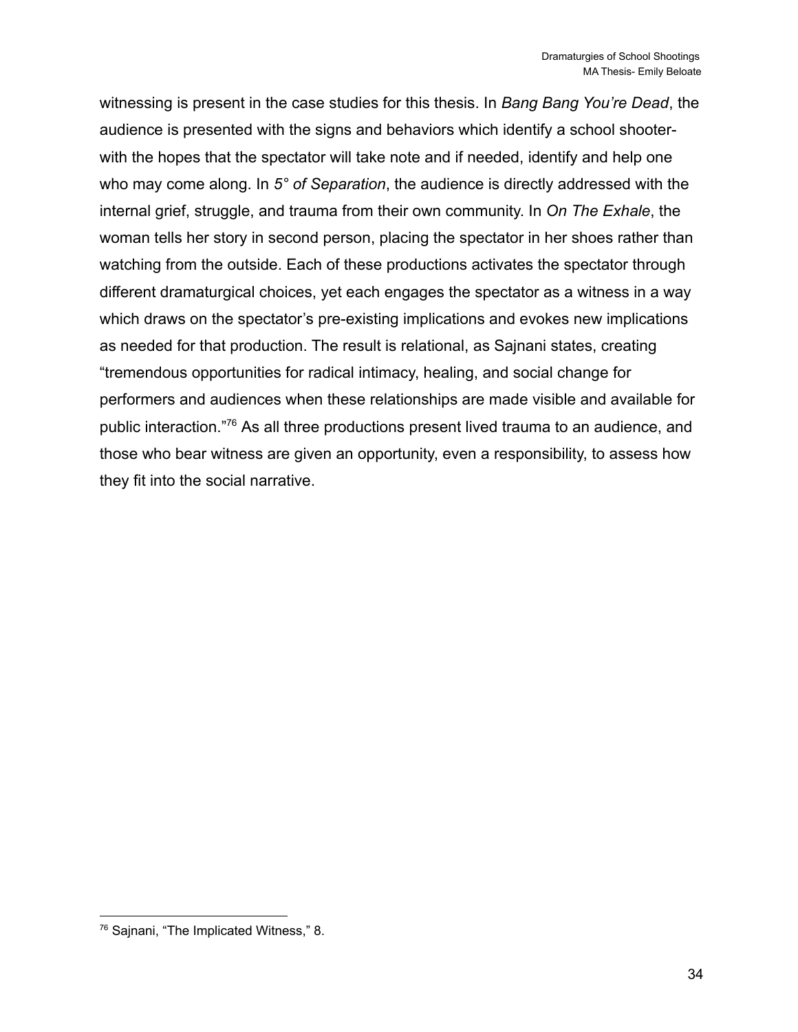witnessing is present in the case studies for this thesis. In *Bang Bang You're Dead*, the audience is presented with the signs and behaviors which identify a school shooter- with the hopes that the spectator will take note and if needed, identify and help one who may come along. In *5° of Separation*, the audience is directly addressed with the internal grief, struggle, and trauma from their own community. In *On The Exhale*, the woman tells her story in second person, placing the spectator in her shoes rather than watching from the outside. Each of these productions activates the spectator through different dramaturgical choices, yet each engages the spectator as a witness in a way which draws on the spectator's pre-existing implications and evokes new implications as needed for that production. The result is relational, as Sajnani states, creating "tremendous opportunities for radical intimacy, healing, and social change for performers and audiences when these relationships are made visible and available for public interaction."[76] As all three productions present lived trauma to an audience, and those who bear witness are given an opportunity, even a responsibility, to assess how they fit into the social narrative.

[76] Sajnani, "The Implicated Witness," 8.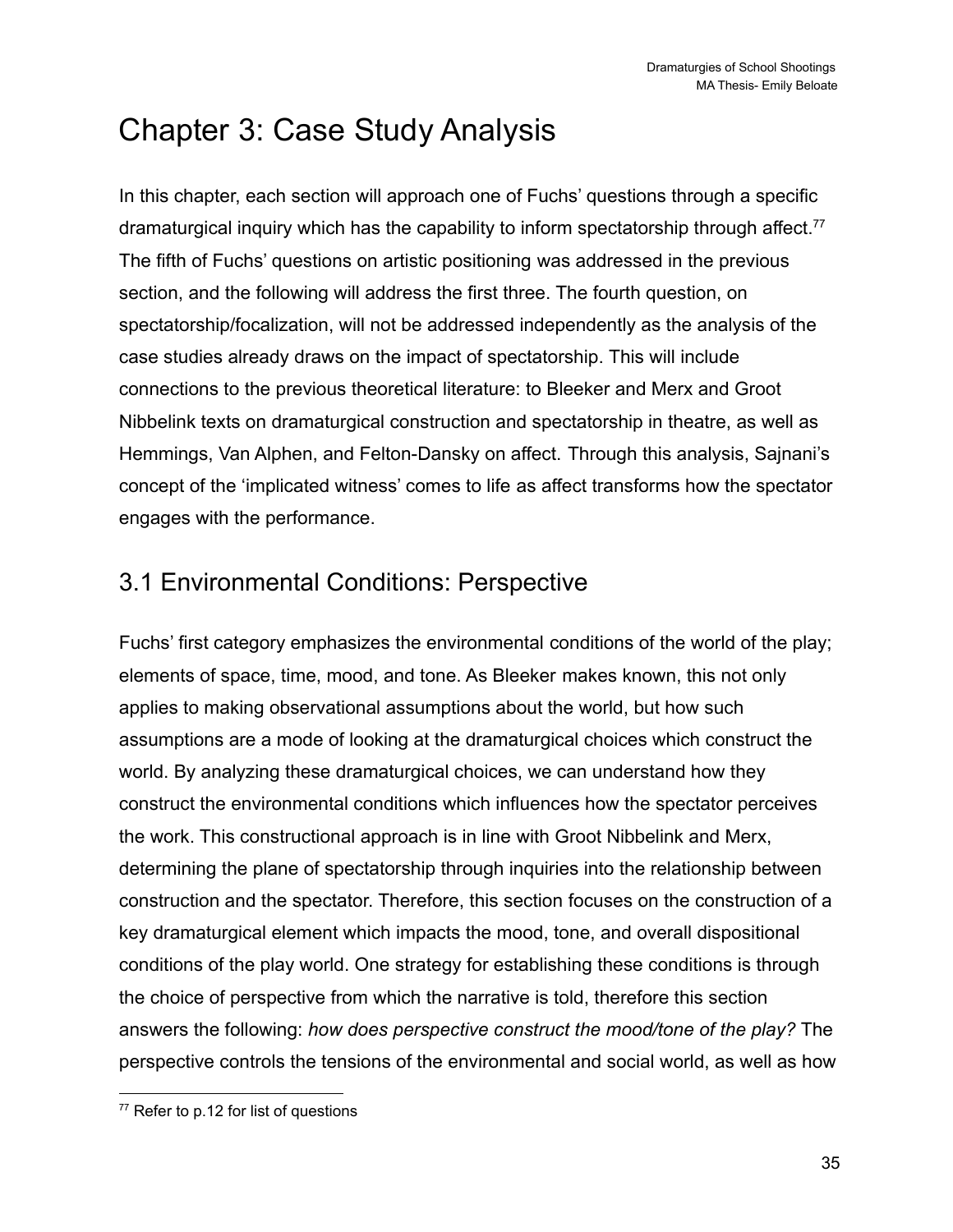# Chapter 3: Case Study Analysis

In this chapter, each section will approach one of Fuchs' questions through a specific dramaturgical inquiry which has the capability to inform spectatorship through affect.[77] The fifth of Fuchs' questions on artistic positioning was addressed in the previous section, and the following will address the first three. The fourth question, on spectatorship/focalization, will not be addressed independently as the analysis of the case studies already draws on the impact of spectatorship. This will include connections to the previous theoretical literature: to Bleeker and Merx and Groot Nibbelink texts on dramaturgical construction and spectatorship in theatre, as well as Hemmings, Van Alphen, and Felton-Dansky on affect. Through this analysis, Sajnani's concept of the 'implicated witness' comes to life as affect transforms how the spectator engages with the performance.

## 3.1 Environmental Conditions: Perspective

Fuchs' first category emphasizes the environmental conditions of the world of the play; elements of space, time, mood, and tone. As Bleeker makes known, this not only applies to making observational assumptions about the world, but how such assumptions are a mode of looking at the dramaturgical choices which construct the world. By analyzing these dramaturgical choices, we can understand how they construct the environmental conditions which influences how the spectator perceives the work. This constructional approach is in line with Groot Nibbelink and Merx, determining the plane of spectatorship through inquiries into the relationship between construction and the spectator. Therefore, this section focuses on the construction of a key dramaturgical element which impacts the mood, tone, and overall dispositional conditions of the play world. One strategy for establishing these conditions is through the choice of perspective from which the narrative is told, therefore this section answers the following: *how does perspective construct the mood/tone of the play?* The perspective controls the tensions of the environmental and social world, as well as how

[77] Refer to p.12 for list of questions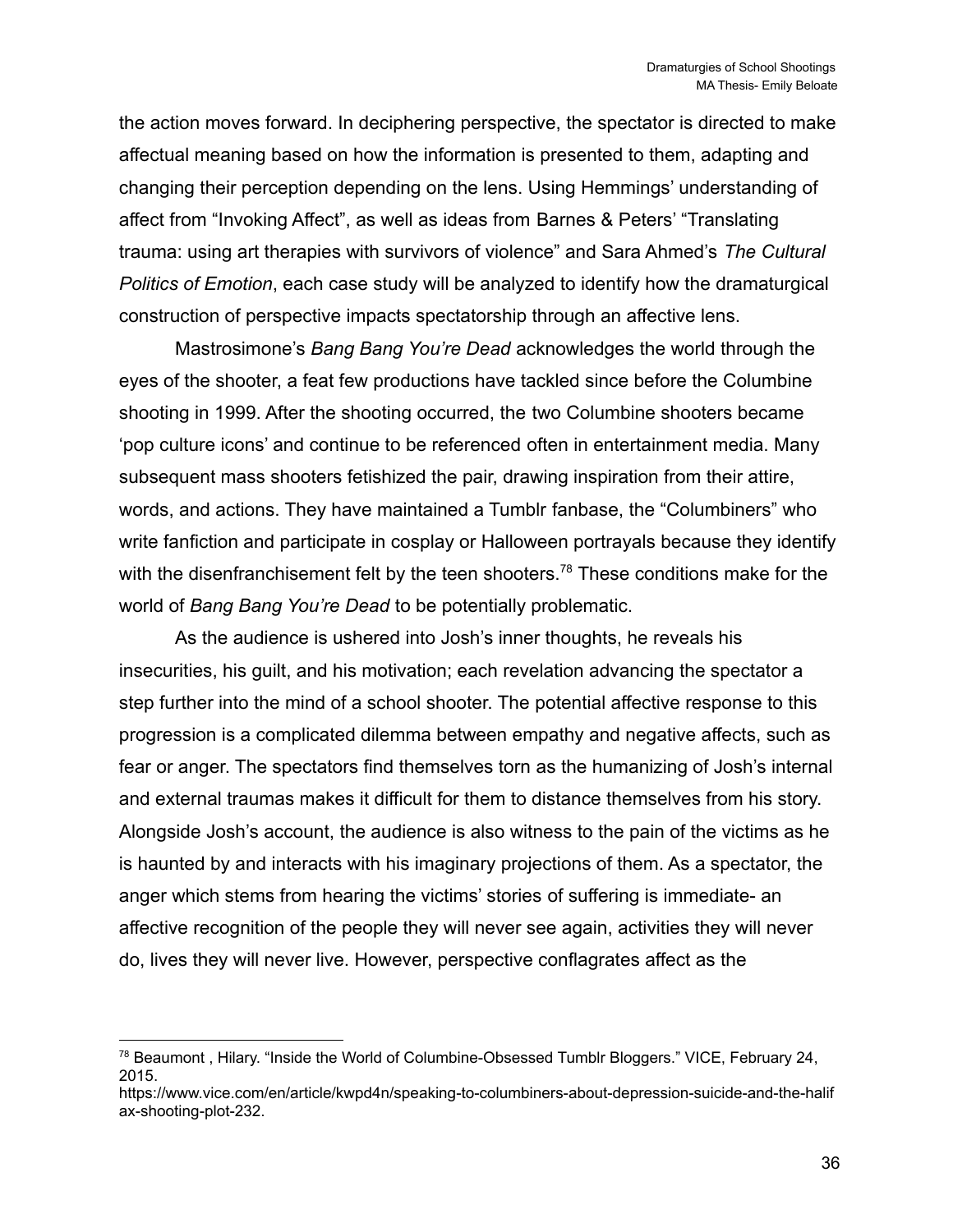the action moves forward. In deciphering perspective, the spectator is directed to make affectual meaning based on how the information is presented to them, adapting and changing their perception depending on the lens. Using Hemmings' understanding of affect from "Invoking Affect", as well as ideas from Barnes & Peters' "Translating trauma: using art therapies with survivors of violence" and Sara Ahmed's *The Cultural Politics of Emotion*, each case study will be analyzed to identify how the dramaturgical construction of perspective impacts spectatorship through an affective lens.

Mastrosimone's *Bang Bang You're Dead* acknowledges the world through the eyes of the shooter, a feat few productions have tackled since before the Columbine shooting in 1999. After the shooting occurred, the two Columbine shooters became 'pop culture icons' and continue to be referenced often in entertainment media. Many subsequent mass shooters fetishized the pair, drawing inspiration from their attire, words, and actions. They have maintained a Tumblr fanbase, the "Columbiners" who write fanfiction and participate in cosplay or Halloween portrayals because they identify with the disenfranchisement felt by the teen shooters.[78] These conditions make for the world of *Bang Bang You're Dead* to be potentially problematic.

As the audience is ushered into Josh's inner thoughts, he reveals his insecurities, his guilt, and his motivation; each revelation advancing the spectator a step further into the mind of a school shooter. The potential affective response to this progression is a complicated dilemma between empathy and negative affects, such as fear or anger. The spectators find themselves torn as the humanizing of Josh's internal and external traumas makes it difficult for them to distance themselves from his story. Alongside Josh's account, the audience is also witness to the pain of the victims as he is haunted by and interacts with his imaginary projections of them. As a spectator, the anger which stems from hearing the victims' stories of suffering is immediate- an affective recognition of the people they will never see again, activities they will never do, lives they will never live. However, perspective conflagrates affect as the

---

[78] Beaumont , Hilary. "Inside the World of Columbine-Obsessed Tumblr Bloggers." VICE, February 24, 2015. https://www.vice.com/en/article/kwpd4n/speaking-to-columbiners-about-depression-suicide-and-the-halifax-shooting-plot-232.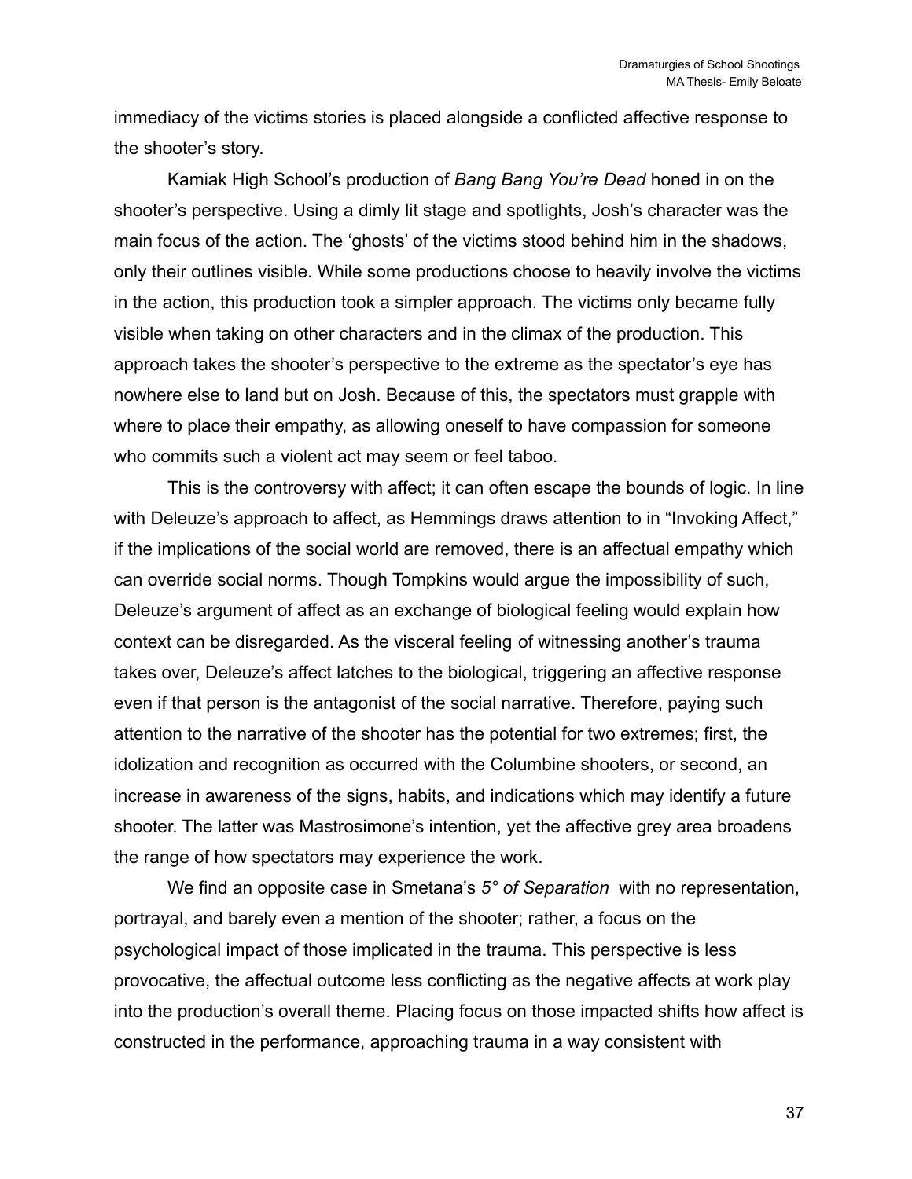immediacy of the victims stories is placed alongside a conflicted affective response to the shooter's story.

Kamiak High School's production of *Bang Bang You're Dead* honed in on the shooter's perspective. Using a dimly lit stage and spotlights, Josh's character was the main focus of the action. The 'ghosts' of the victims stood behind him in the shadows, only their outlines visible. While some productions choose to heavily involve the victims in the action, this production took a simpler approach. The victims only became fully visible when taking on other characters and in the climax of the production. This approach takes the shooter's perspective to the extreme as the spectator's eye has nowhere else to land but on Josh. Because of this, the spectators must grapple with where to place their empathy, as allowing oneself to have compassion for someone who commits such a violent act may seem or feel taboo.

This is the controversy with affect; it can often escape the bounds of logic. In line with Deleuze's approach to affect, as Hemmings draws attention to in "Invoking Affect," if the implications of the social world are removed, there is an affectual empathy which can override social norms. Though Tompkins would argue the impossibility of such, Deleuze's argument of affect as an exchange of biological feeling would explain how context can be disregarded. As the visceral feeling of witnessing another's trauma takes over, Deleuze's affect latches to the biological, triggering an affective response even if that person is the antagonist of the social narrative. Therefore, paying such attention to the narrative of the shooter has the potential for two extremes; first, the idolization and recognition as occurred with the Columbine shooters, or second, an increase in awareness of the signs, habits, and indications which may identify a future shooter. The latter was Mastrosimone's intention, yet the affective grey area broadens the range of how spectators may experience the work.

We find an opposite case in Smetana's *5° of Separation* with no representation, portrayal, and barely even a mention of the shooter; rather, a focus on the psychological impact of those implicated in the trauma. This perspective is less provocative, the affectual outcome less conflicting as the negative affects at work play into the production's overall theme. Placing focus on those impacted shifts how affect is constructed in the performance, approaching trauma in a way consistent with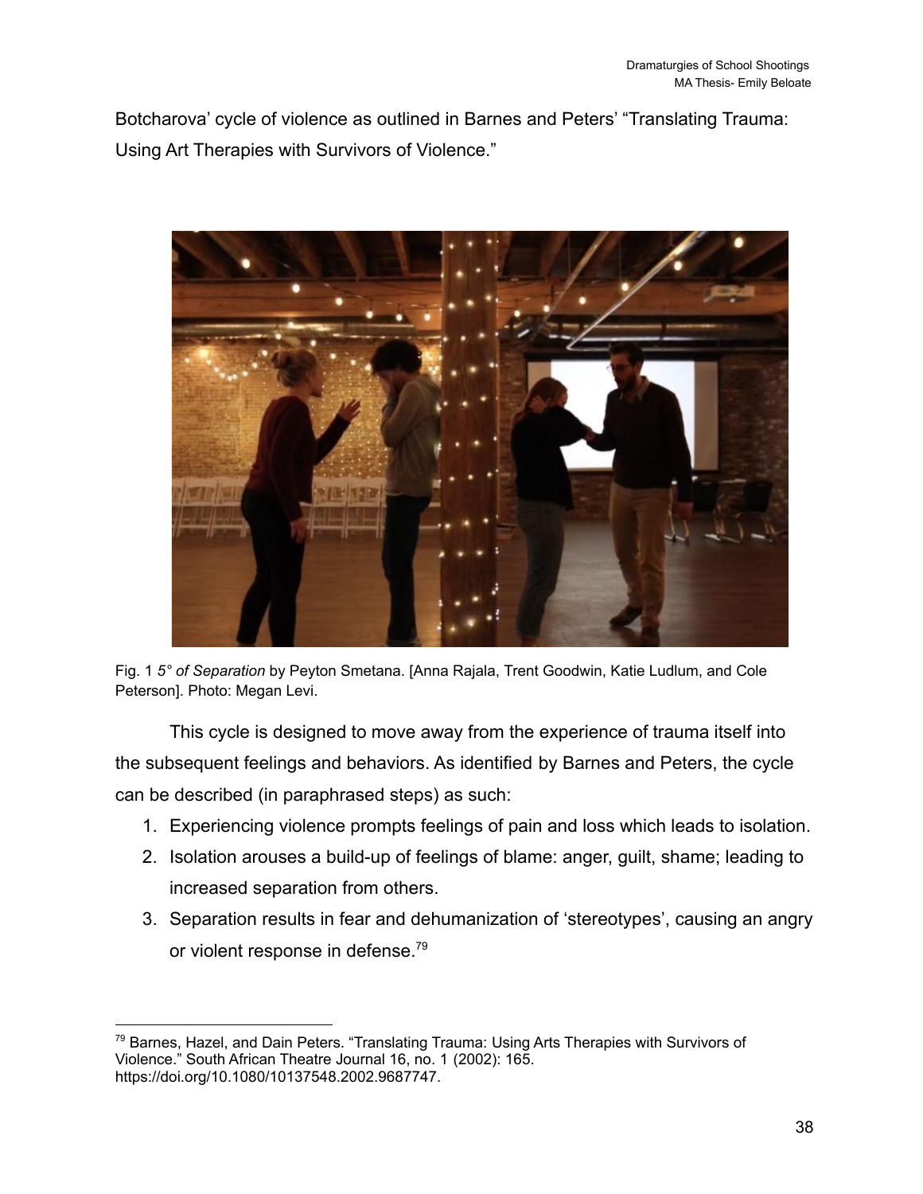Botcharova' cycle of violence as outlined in Barnes and Peters' "Translating Trauma: Using Art Therapies with Survivors of Violence."

Fig. 1 *5° of Separation* by Peyton Smetana. [Anna Rajala, Trent Goodwin, Katie Ludlum, and Cole Peterson]. Photo: Megan Levi.

This cycle is designed to move away from the experience of trauma itself into the subsequent feelings and behaviors. As identified by Barnes and Peters, the cycle can be described (in paraphrased steps) as such:

1. Experiencing violence prompts feelings of pain and loss which leads to isolation.
2. Isolation arouses a build-up of feelings of blame: anger, guilt, shame; leading to increased separation from others.
3. Separation results in fear and dehumanization of 'stereotypes', causing an angry or violent response in defense.[79]

---

[79] Barnes, Hazel, and Dain Peters. "Translating Trauma: Using Arts Therapies with Survivors of Violence." South African Theatre Journal 16, no. 1 (2002): 165. https://doi.org/10.1080/10137548.2002.9687747.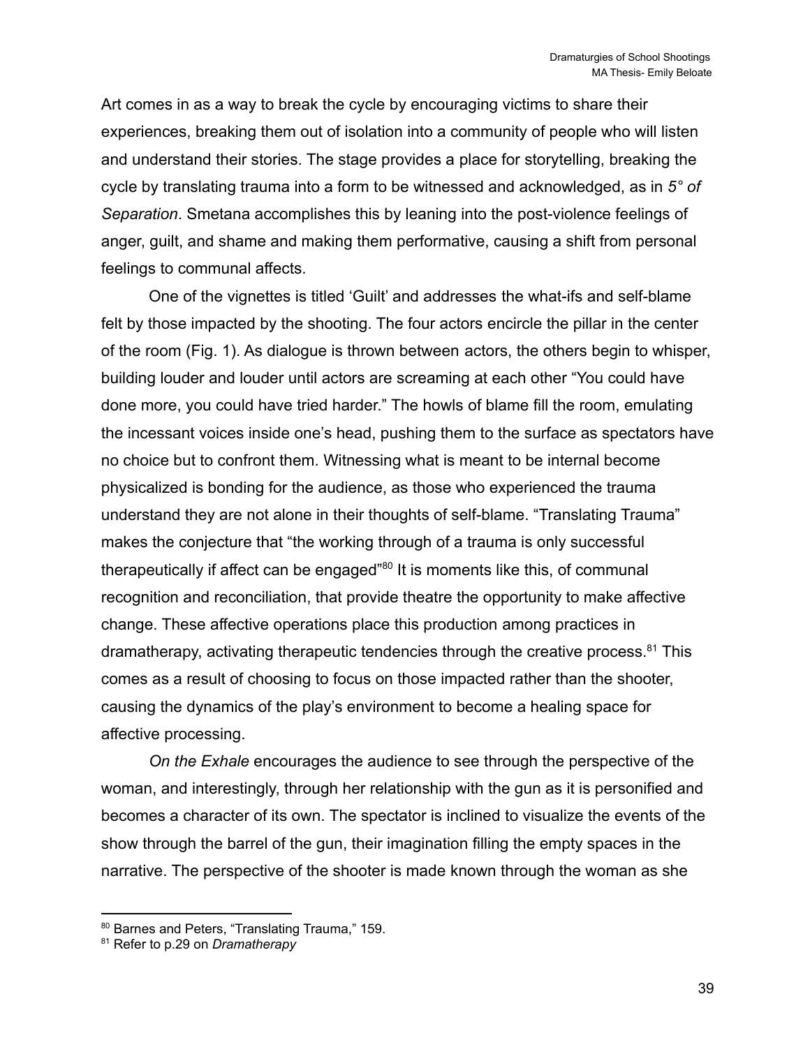Art comes in as a way to break the cycle by encouraging victims to share their experiences, breaking them out of isolation into a community of people who will listen and understand their stories. The stage provides a place for storytelling, breaking the cycle by translating trauma into a form to be witnessed and acknowledged, as in *5° of Separation*. Smetana accomplishes this by leaning into the post-violence feelings of anger, guilt, and shame and making them performative, causing a shift from personal feelings to communal affects.

One of the vignettes is titled 'Guilt' and addresses the what-ifs and self-blame felt by those impacted by the shooting. The four actors encircle the pillar in the center of the room (Fig. 1). As dialogue is thrown between actors, the others begin to whisper, building louder and louder until actors are screaming at each other "You could have done more, you could have tried harder." The howls of blame fill the room, emulating the incessant voices inside one's head, pushing them to the surface as spectators have no choice but to confront them. Witnessing what is meant to be internal become physicalized is bonding for the audience, as those who experienced the trauma understand they are not alone in their thoughts of self-blame. "Translating Trauma" makes the conjecture that "the working through of a trauma is only successful therapeutically if affect can be engaged"[80] It is moments like this, of communal recognition and reconciliation, that provide theatre the opportunity to make affective change. These affective operations place this production among practices in dramatherapy, activating therapeutic tendencies through the creative process.[81] This comes as a result of choosing to focus on those impacted rather than the shooter, causing the dynamics of the play's environment to become a healing space for affective processing.

*On the Exhale* encourages the audience to see through the perspective of the woman, and interestingly, through her relationship with the gun as it is personified and becomes a character of its own. The spectator is inclined to visualize the events of the show through the barrel of the gun, their imagination filling the empty spaces in the narrative. The perspective of the shooter is made known through the woman as she

---

[80] Barnes and Peters, "Translating Trauma," 159.

[81] Refer to p.29 on *Dramatherapy*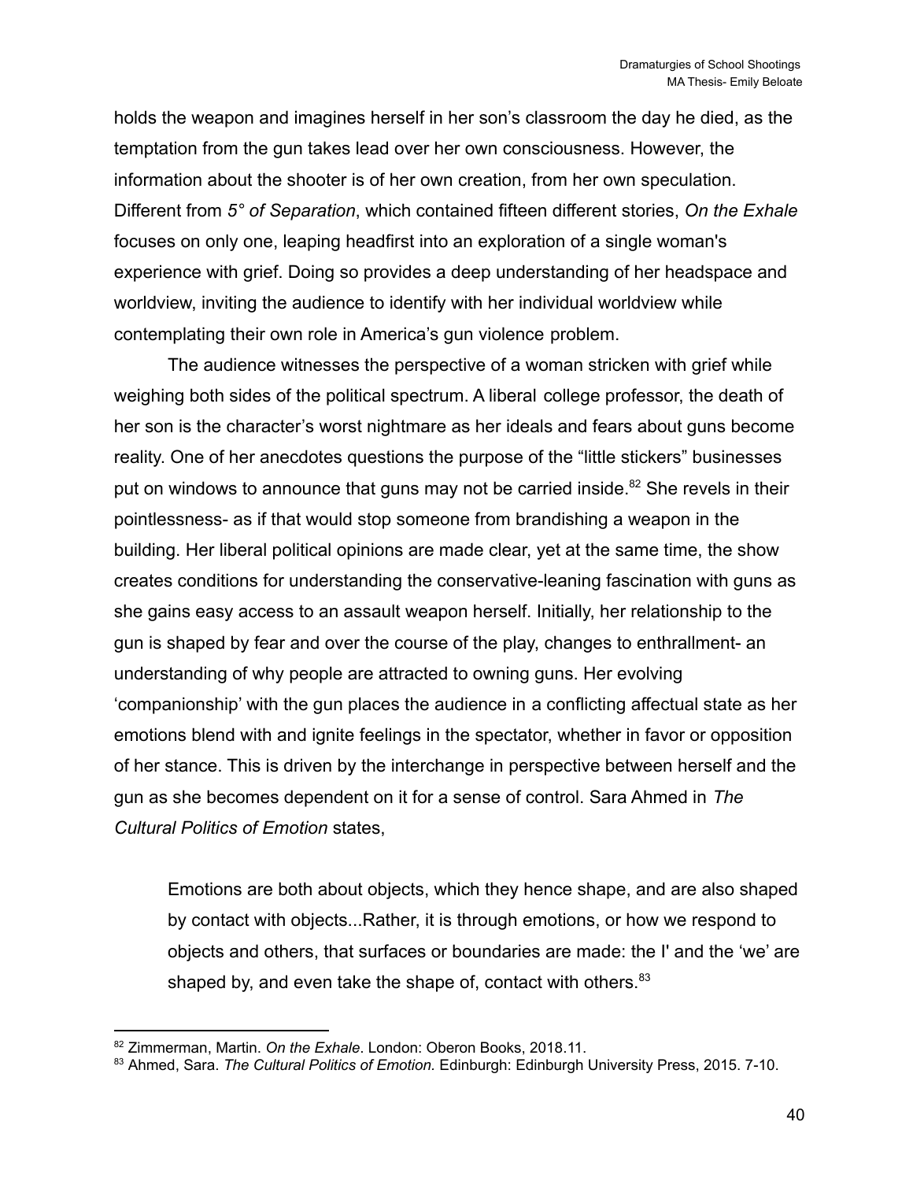holds the weapon and imagines herself in her son's classroom the day he died, as the temptation from the gun takes lead over her own consciousness. However, the information about the shooter is of her own creation, from her own speculation. Different from *5° of Separation*, which contained fifteen different stories, *On the Exhale* focuses on only one, leaping headfirst into an exploration of a single woman's experience with grief. Doing so provides a deep understanding of her headspace and worldview, inviting the audience to identify with her individual worldview while contemplating their own role in America's gun violence problem.

The audience witnesses the perspective of a woman stricken with grief while weighing both sides of the political spectrum. A liberal college professor, the death of her son is the character's worst nightmare as her ideals and fears about guns become reality. One of her anecdotes questions the purpose of the "little stickers" businesses put on windows to announce that guns may not be carried inside.[82] She revels in their pointlessness- as if that would stop someone from brandishing a weapon in the building. Her liberal political opinions are made clear, yet at the same time, the show creates conditions for understanding the conservative-leaning fascination with guns as she gains easy access to an assault weapon herself. Initially, her relationship to the gun is shaped by fear and over the course of the play, changes to enthrallment- an understanding of why people are attracted to owning guns. Her evolving 'companionship' with the gun places the audience in a conflicting affectual state as her emotions blend with and ignite feelings in the spectator, whether in favor or opposition of her stance. This is driven by the interchange in perspective between herself and the gun as she becomes dependent on it for a sense of control. Sara Ahmed in *The Cultural Politics of Emotion* states,

> Emotions are both about objects, which they hence shape, and are also shaped by contact with objects...Rather, it is through emotions, or how we respond to objects and others, that surfaces or boundaries are made: the I' and the 'we' are shaped by, and even take the shape of, contact with others.[83]

---

[82] Zimmerman, Martin. *On the Exhale*. London: Oberon Books, 2018.11.

[83] Ahmed, Sara. *The Cultural Politics of Emotion.* Edinburgh: Edinburgh University Press, 2015. 7-10.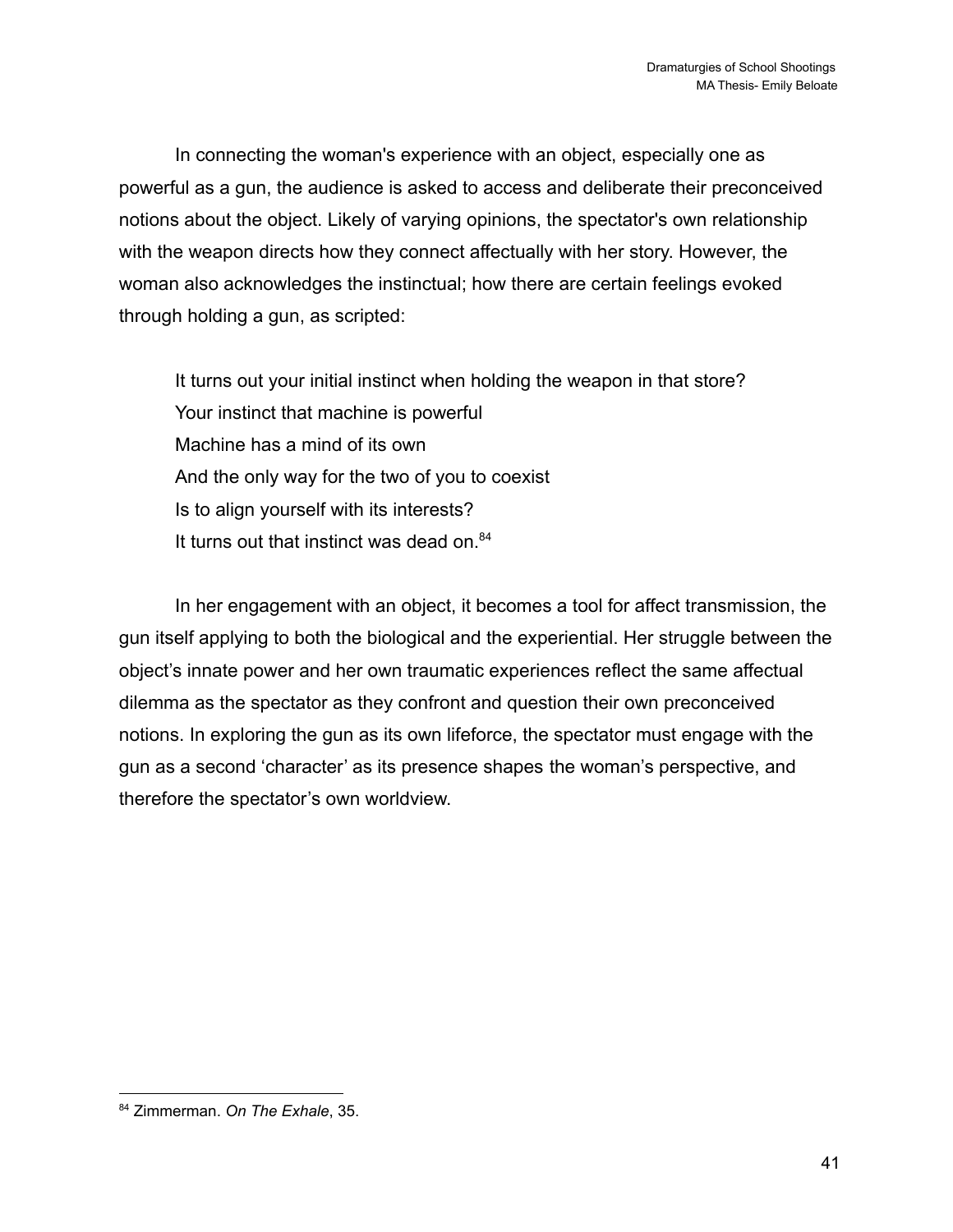In connecting the woman's experience with an object, especially one as powerful as a gun, the audience is asked to access and deliberate their preconceived notions about the object. Likely of varying opinions, the spectator's own relationship with the weapon directs how they connect affectually with her story. However, the woman also acknowledges the instinctual; how there are certain feelings evoked through holding a gun, as scripted:

> It turns out your initial instinct when holding the weapon in that store?
> Your instinct that machine is powerful
> Machine has a mind of its own
> And the only way for the two of you to coexist
> Is to align yourself with its interests?
> It turns out that instinct was dead on.[84]

In her engagement with an object, it becomes a tool for affect transmission, the gun itself applying to both the biological and the experiential. Her struggle between the object's innate power and her own traumatic experiences reflect the same affectual dilemma as the spectator as they confront and question their own preconceived notions. In exploring the gun as its own lifeforce, the spectator must engage with the gun as a second 'character' as its presence shapes the woman's perspective, and therefore the spectator's own worldview.

---

[84] Zimmerman. *On The Exhale*, 35.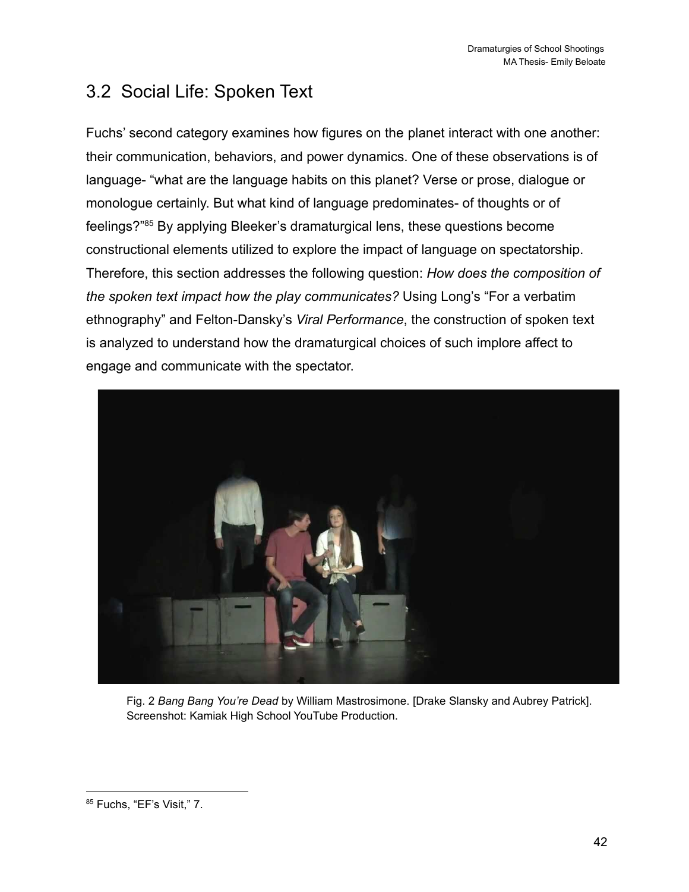## 3.2 Social Life: Spoken Text

Fuchs' second category examines how figures on the planet interact with one another: their communication, behaviors, and power dynamics. One of these observations is of language- "what are the language habits on this planet? Verse or prose, dialogue or monologue certainly. But what kind of language predominates- of thoughts or of feelings?"[85] By applying Bleeker's dramaturgical lens, these questions become constructional elements utilized to explore the impact of language on spectatorship. Therefore, this section addresses the following question: *How does the composition of the spoken text impact how the play communicates?* Using Long's "For a verbatim ethnography" and Felton-Dansky's *Viral Performance*, the construction of spoken text is analyzed to understand how the dramaturgical choices of such implore affect to engage and communicate with the spectator.

Fig. 2 *Bang Bang You're Dead* by William Mastrosimone. [Drake Slansky and Aubrey Patrick]. Screenshot: Kamiak High School YouTube Production.

[85] Fuchs, "EF's Visit," 7.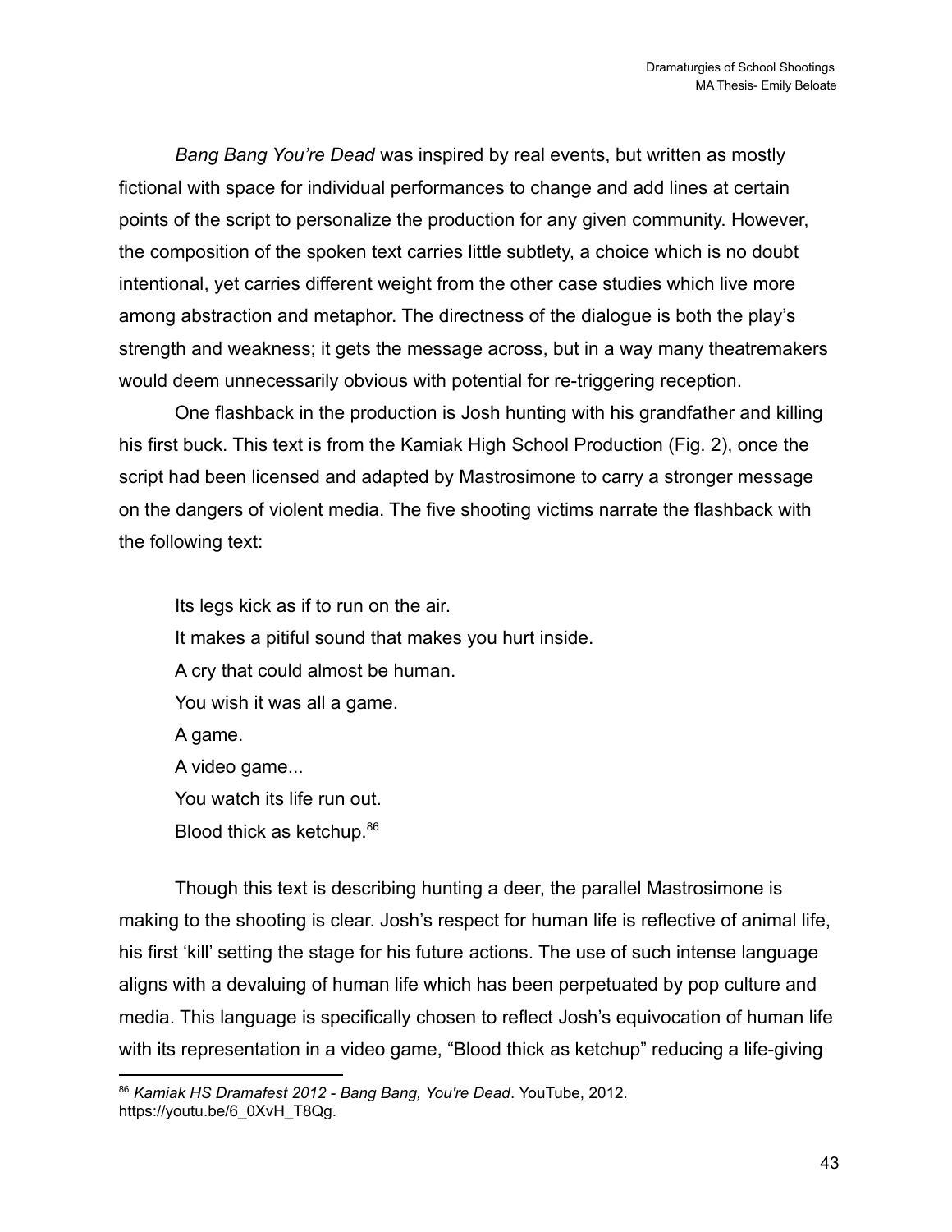*Bang Bang You're Dead* was inspired by real events, but written as mostly fictional with space for individual performances to change and add lines at certain points of the script to personalize the production for any given community. However, the composition of the spoken text carries little subtlety, a choice which is no doubt intentional, yet carries different weight from the other case studies which live more among abstraction and metaphor. The directness of the dialogue is both the play's strength and weakness; it gets the message across, but in a way many theatremakers would deem unnecessarily obvious with potential for re-triggering reception.

One flashback in the production is Josh hunting with his grandfather and killing his first buck. This text is from the Kamiak High School Production (Fig. 2), once the script had been licensed and adapted by Mastrosimone to carry a stronger message on the dangers of violent media. The five shooting victims narrate the flashback with the following text:

> Its legs kick as if to run on the air.
> It makes a pitiful sound that makes you hurt inside.
> A cry that could almost be human.
> You wish it was all a game.
> A game.
> A video game...
> You watch its life run out.
> Blood thick as ketchup.[86]

Though this text is describing hunting a deer, the parallel Mastrosimone is making to the shooting is clear. Josh's respect for human life is reflective of animal life, his first 'kill' setting the stage for his future actions. The use of such intense language aligns with a devaluing of human life which has been perpetuated by pop culture and media. This language is specifically chosen to reflect Josh's equivocation of human life with its representation in a video game, "Blood thick as ketchup" reducing a life-giving

[86] *Kamiak HS Dramafest 2012 - Bang Bang, You're Dead*. YouTube, 2012. https://youtu.be/6_0XvH_T8Qg.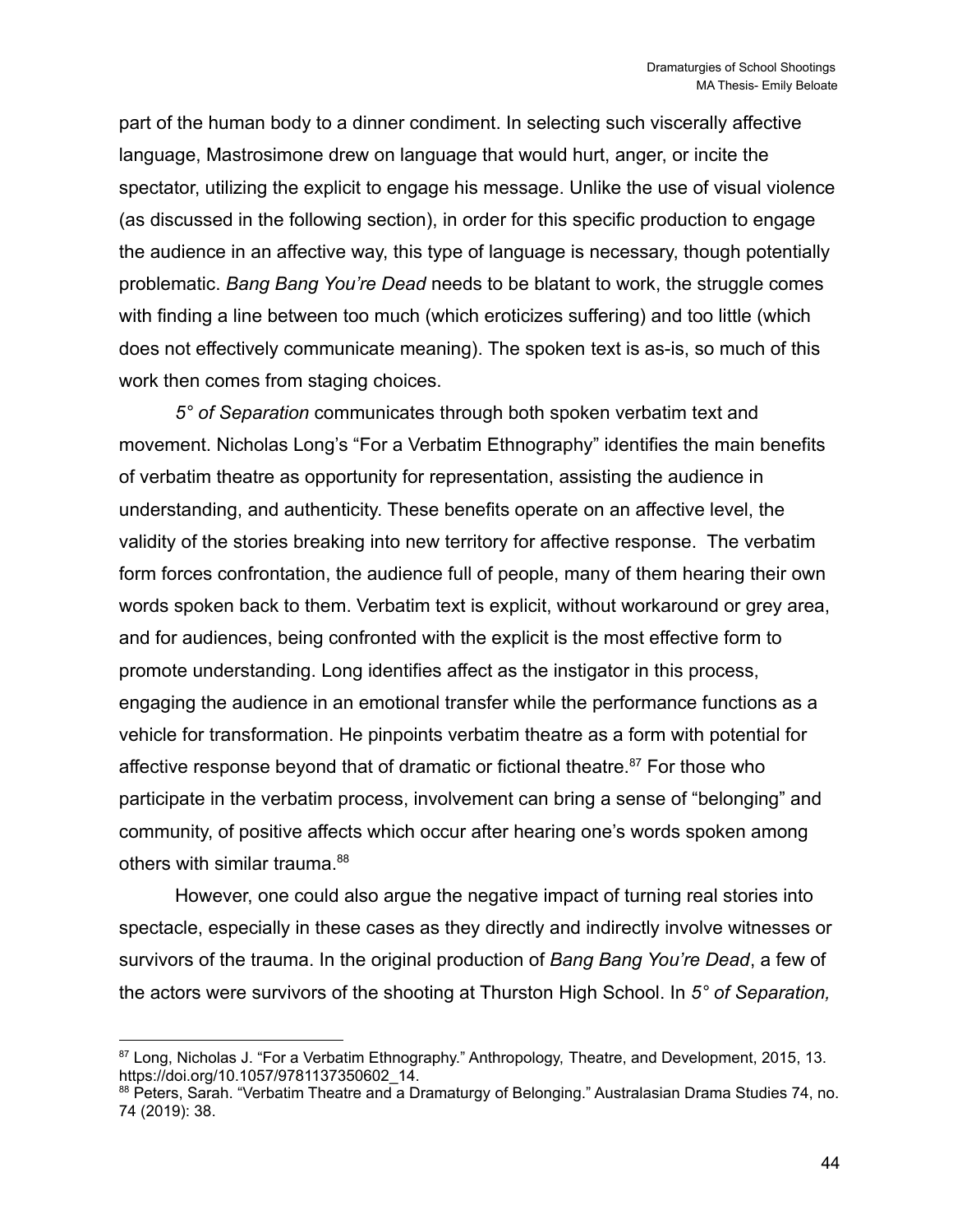part of the human body to a dinner condiment. In selecting such viscerally affective language, Mastrosimone drew on language that would hurt, anger, or incite the spectator, utilizing the explicit to engage his message. Unlike the use of visual violence (as discussed in the following section), in order for this specific production to engage the audience in an affective way, this type of language is necessary, though potentially problematic. *Bang Bang You're Dead* needs to be blatant to work, the struggle comes with finding a line between too much (which eroticizes suffering) and too little (which does not effectively communicate meaning). The spoken text is as-is, so much of this work then comes from staging choices.

*5° of Separation* communicates through both spoken verbatim text and movement. Nicholas Long's "For a Verbatim Ethnography" identifies the main benefits of verbatim theatre as opportunity for representation, assisting the audience in understanding, and authenticity. These benefits operate on an affective level, the validity of the stories breaking into new territory for affective response. The verbatim form forces confrontation, the audience full of people, many of them hearing their own words spoken back to them. Verbatim text is explicit, without workaround or grey area, and for audiences, being confronted with the explicit is the most effective form to promote understanding. Long identifies affect as the instigator in this process, engaging the audience in an emotional transfer while the performance functions as a vehicle for transformation. He pinpoints verbatim theatre as a form with potential for affective response beyond that of dramatic or fictional theatre.[87] For those who participate in the verbatim process, involvement can bring a sense of "belonging" and community, of positive affects which occur after hearing one's words spoken among others with similar trauma.[88]

However, one could also argue the negative impact of turning real stories into spectacle, especially in these cases as they directly and indirectly involve witnesses or survivors of the trauma. In the original production of *Bang Bang You're Dead*, a few of the actors were survivors of the shooting at Thurston High School. In *5° of Separation,*

---

[87] Long, Nicholas J. "For a Verbatim Ethnography." Anthropology, Theatre, and Development, 2015, 13. https://doi.org/10.1057/9781137350602_14.

[88] Peters, Sarah. "Verbatim Theatre and a Dramaturgy of Belonging." Australasian Drama Studies 74, no. 74 (2019): 38.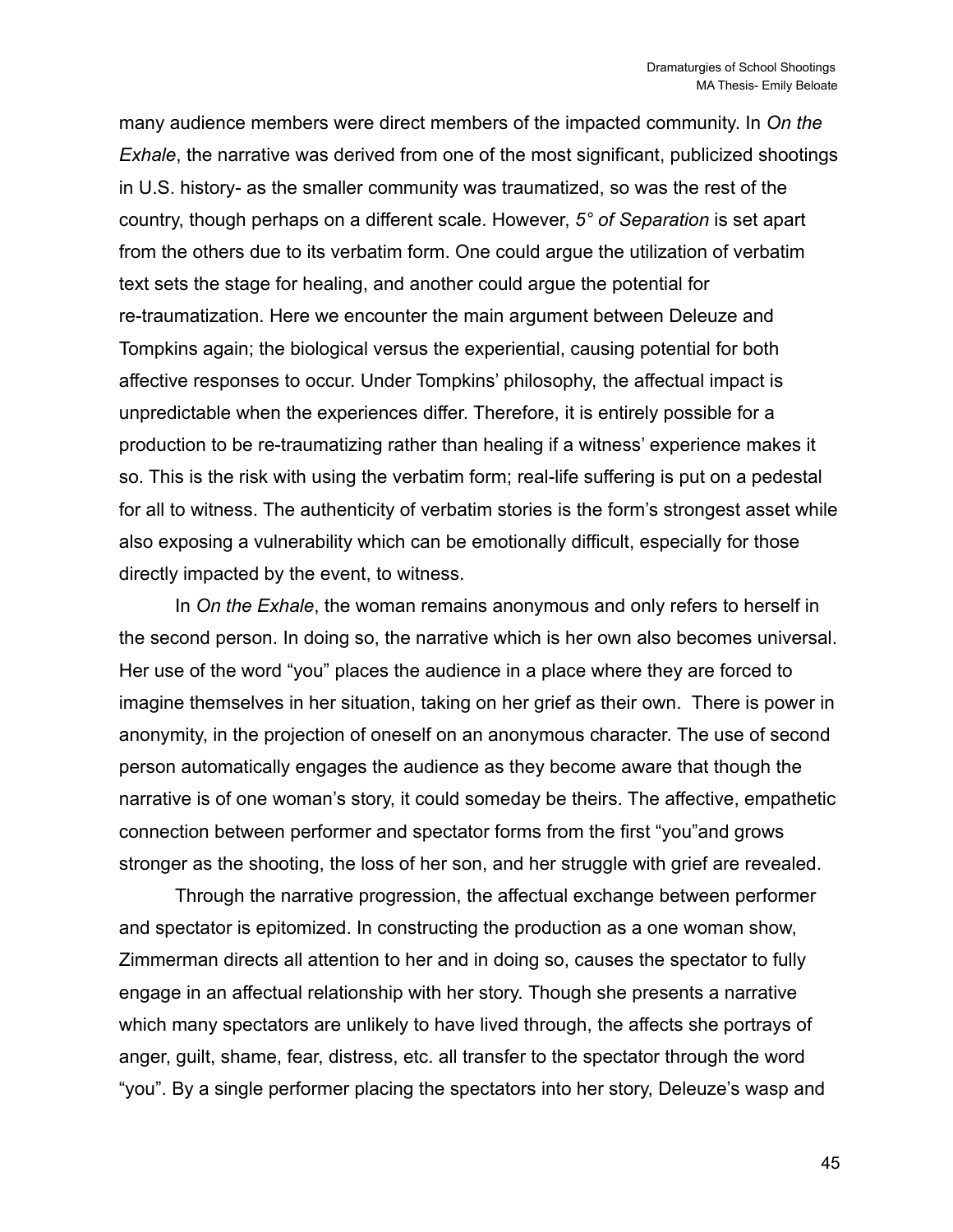many audience members were direct members of the impacted community. In *On the Exhale*, the narrative was derived from one of the most significant, publicized shootings in U.S. history- as the smaller community was traumatized, so was the rest of the country, though perhaps on a different scale. However, *5° of Separation* is set apart from the others due to its verbatim form. One could argue the utilization of verbatim text sets the stage for healing, and another could argue the potential for re-traumatization. Here we encounter the main argument between Deleuze and Tompkins again; the biological versus the experiential, causing potential for both affective responses to occur. Under Tompkins' philosophy, the affectual impact is unpredictable when the experiences differ. Therefore, it is entirely possible for a production to be re-traumatizing rather than healing if a witness' experience makes it so. This is the risk with using the verbatim form; real-life suffering is put on a pedestal for all to witness. The authenticity of verbatim stories is the form's strongest asset while also exposing a vulnerability which can be emotionally difficult, especially for those directly impacted by the event, to witness.

In *On the Exhale*, the woman remains anonymous and only refers to herself in the second person. In doing so, the narrative which is her own also becomes universal. Her use of the word "you" places the audience in a place where they are forced to imagine themselves in her situation, taking on her grief as their own. There is power in anonymity, in the projection of oneself on an anonymous character. The use of second person automatically engages the audience as they become aware that though the narrative is of one woman's story, it could someday be theirs. The affective, empathetic connection between performer and spectator forms from the first "you"and grows stronger as the shooting, the loss of her son, and her struggle with grief are revealed.

Through the narrative progression, the affectual exchange between performer and spectator is epitomized. In constructing the production as a one woman show, Zimmerman directs all attention to her and in doing so, causes the spectator to fully engage in an affectual relationship with her story. Though she presents a narrative which many spectators are unlikely to have lived through, the affects she portrays of anger, guilt, shame, fear, distress, etc. all transfer to the spectator through the word "you". By a single performer placing the spectators into her story, Deleuze's wasp and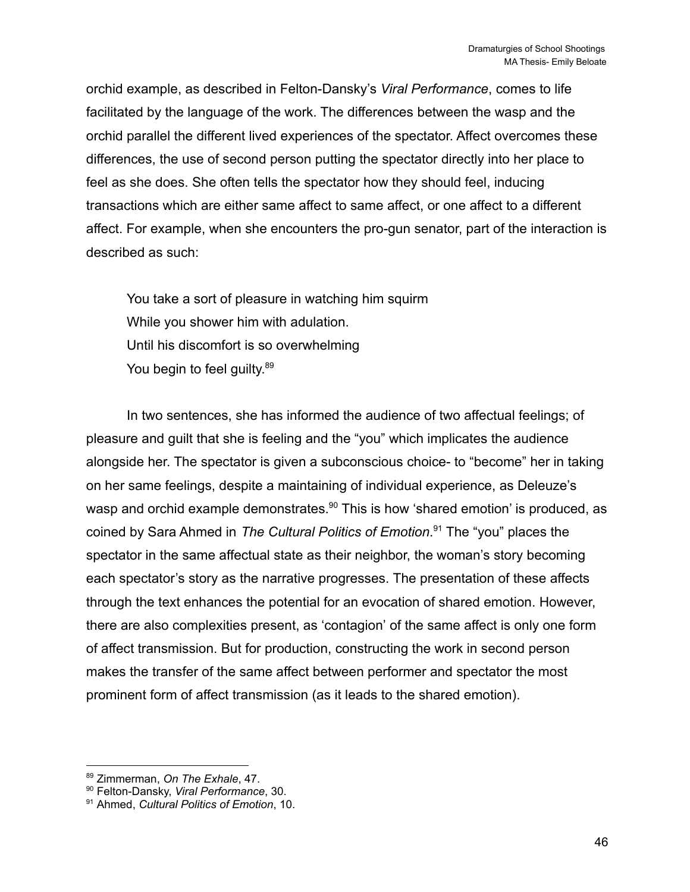orchid example, as described in Felton-Dansky's *Viral Performance*, comes to life facilitated by the language of the work. The differences between the wasp and the orchid parallel the different lived experiences of the spectator. Affect overcomes these differences, the use of second person putting the spectator directly into her place to feel as she does. She often tells the spectator how they should feel, inducing transactions which are either same affect to same affect, or one affect to a different affect. For example, when she encounters the pro-gun senator, part of the interaction is described as such:

> You take a sort of pleasure in watching him squirm
> While you shower him with adulation.
> Until his discomfort is so overwhelming
> You begin to feel guilty.[89]

In two sentences, she has informed the audience of two affectual feelings; of pleasure and guilt that she is feeling and the "you" which implicates the audience alongside her. The spectator is given a subconscious choice- to "become" her in taking on her same feelings, despite a maintaining of individual experience, as Deleuze's wasp and orchid example demonstrates.[90] This is how 'shared emotion' is produced, as coined by Sara Ahmed in *The Cultural Politics of Emotion*.[91] The "you" places the spectator in the same affectual state as their neighbor, the woman's story becoming each spectator's story as the narrative progresses. The presentation of these affects through the text enhances the potential for an evocation of shared emotion. However, there are also complexities present, as 'contagion' of the same affect is only one form of affect transmission. But for production, constructing the work in second person makes the transfer of the same affect between performer and spectator the most prominent form of affect transmission (as it leads to the shared emotion).

---

[89] Zimmerman, *On The Exhale*, 47.
[90] Felton-Dansky, *Viral Performance*, 30.
[91] Ahmed, *Cultural Politics of Emotion*, 10.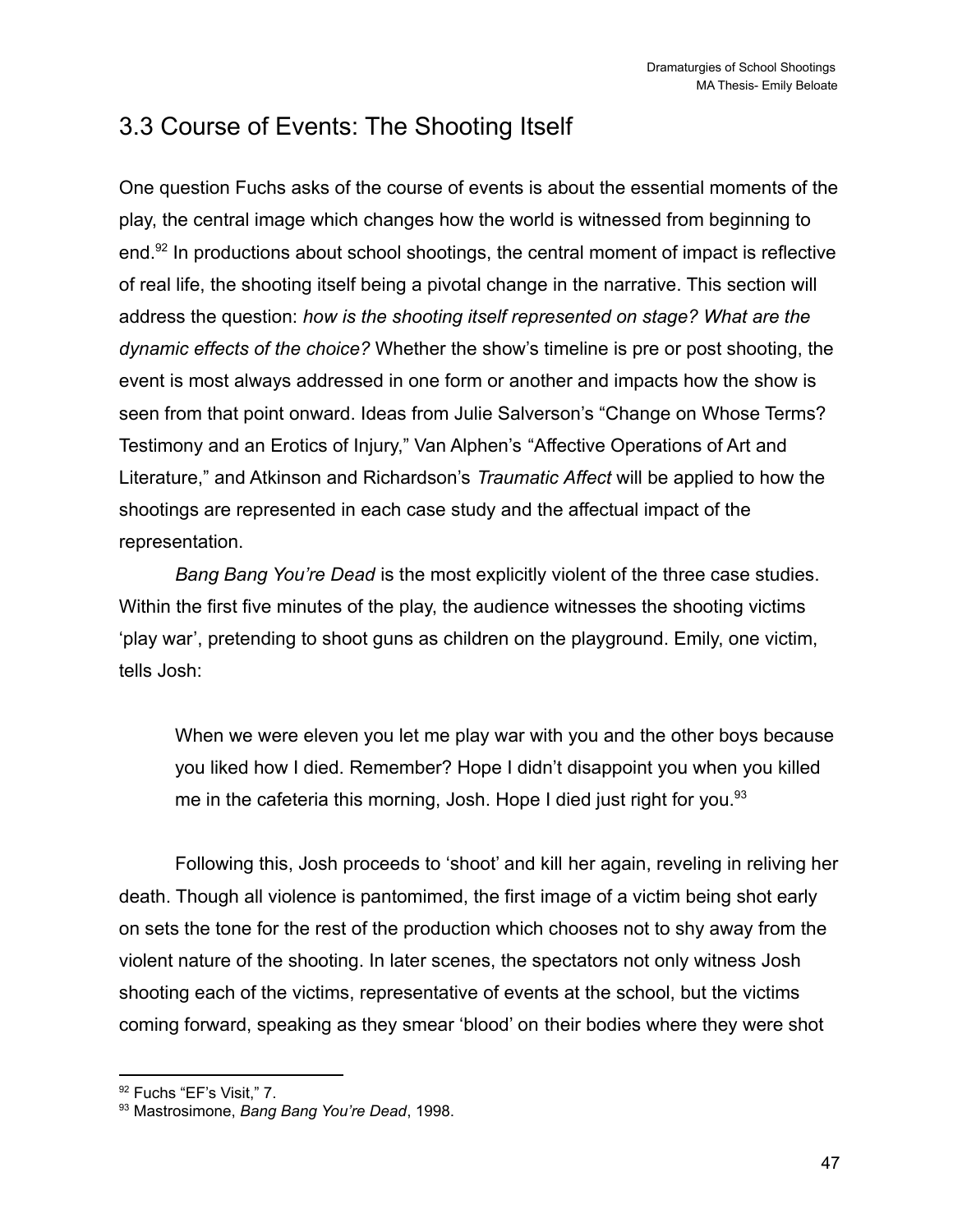## 3.3 Course of Events: The Shooting Itself

One question Fuchs asks of the course of events is about the essential moments of the play, the central image which changes how the world is witnessed from beginning to end.[92] In productions about school shootings, the central moment of impact is reflective of real life, the shooting itself being a pivotal change in the narrative. This section will address the question: *how is the shooting itself represented on stage? What are the dynamic effects of the choice?* Whether the show's timeline is pre or post shooting, the event is most always addressed in one form or another and impacts how the show is seen from that point onward. Ideas from Julie Salverson's "Change on Whose Terms? Testimony and an Erotics of Injury," Van Alphen's "Affective Operations of Art and Literature," and Atkinson and Richardson's *Traumatic Affect* will be applied to how the shootings are represented in each case study and the affectual impact of the representation.

*Bang Bang You're Dead* is the most explicitly violent of the three case studies. Within the first five minutes of the play, the audience witnesses the shooting victims 'play war', pretending to shoot guns as children on the playground. Emily, one victim, tells Josh:

> When we were eleven you let me play war with you and the other boys because you liked how I died. Remember? Hope I didn't disappoint you when you killed me in the cafeteria this morning, Josh. Hope I died just right for you.[93]

Following this, Josh proceeds to 'shoot' and kill her again, reveling in reliving her death. Though all violence is pantomimed, the first image of a victim being shot early on sets the tone for the rest of the production which chooses not to shy away from the violent nature of the shooting. In later scenes, the spectators not only witness Josh shooting each of the victims, representative of events at the school, but the victims coming forward, speaking as they smear 'blood' on their bodies where they were shot

---

[92] Fuchs "EF's Visit," 7.

[93] Mastrosimone, *Bang Bang You're Dead*, 1998.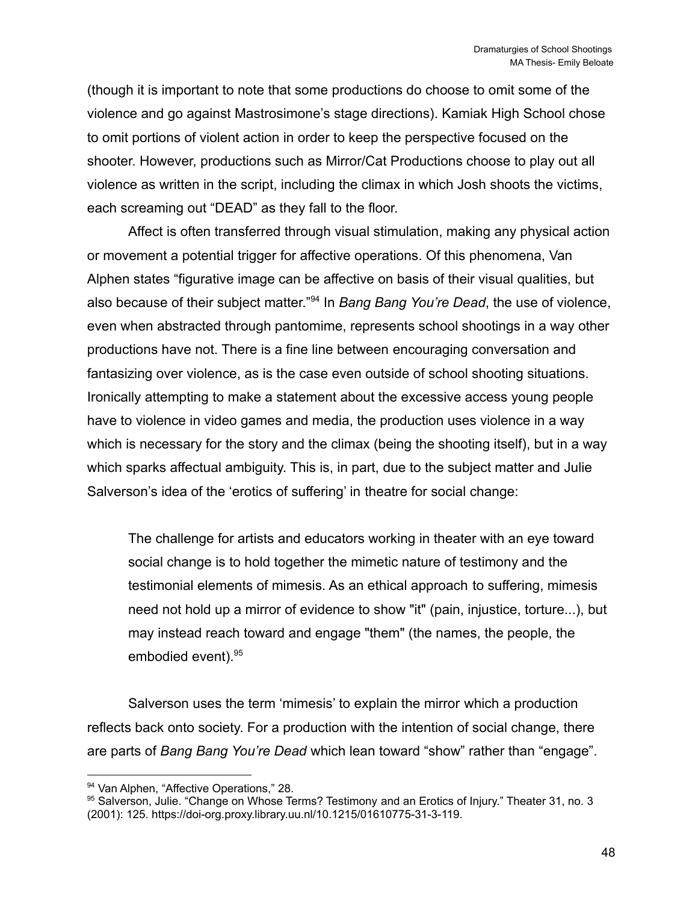(though it is important to note that some productions do choose to omit some of the violence and go against Mastrosimone's stage directions). Kamiak High School chose to omit portions of violent action in order to keep the perspective focused on the shooter. However, productions such as Mirror/Cat Productions choose to play out all violence as written in the script, including the climax in which Josh shoots the victims, each screaming out "DEAD" as they fall to the floor.

Affect is often transferred through visual stimulation, making any physical action or movement a potential trigger for affective operations. Of this phenomena, Van Alphen states "figurative image can be affective on basis of their visual qualities, but also because of their subject matter."[94] In *Bang Bang You're Dead*, the use of violence, even when abstracted through pantomime, represents school shootings in a way other productions have not. There is a fine line between encouraging conversation and fantasizing over violence, as is the case even outside of school shooting situations. Ironically attempting to make a statement about the excessive access young people have to violence in video games and media, the production uses violence in a way which is necessary for the story and the climax (being the shooting itself), but in a way which sparks affectual ambiguity. This is, in part, due to the subject matter and Julie Salverson's idea of the 'erotics of suffering' in theatre for social change:

> The challenge for artists and educators working in theater with an eye toward social change is to hold together the mimetic nature of testimony and the testimonial elements of mimesis. As an ethical approach to suffering, mimesis need not hold up a mirror of evidence to show "it" (pain, injustice, torture...), but may instead reach toward and engage "them" (the names, the people, the embodied event).[95]

Salverson uses the term 'mimesis' to explain the mirror which a production reflects back onto society. For a production with the intention of social change, there are parts of *Bang Bang You're Dead* which lean toward "show" rather than "engage".

---

[94] Van Alphen, "Affective Operations," 28.

[95] Salverson, Julie. "Change on Whose Terms? Testimony and an Erotics of Injury." Theater 31, no. 3 (2001): 125. https://doi-org.proxy.library.uu.nl/10.1215/01610775-31-3-119.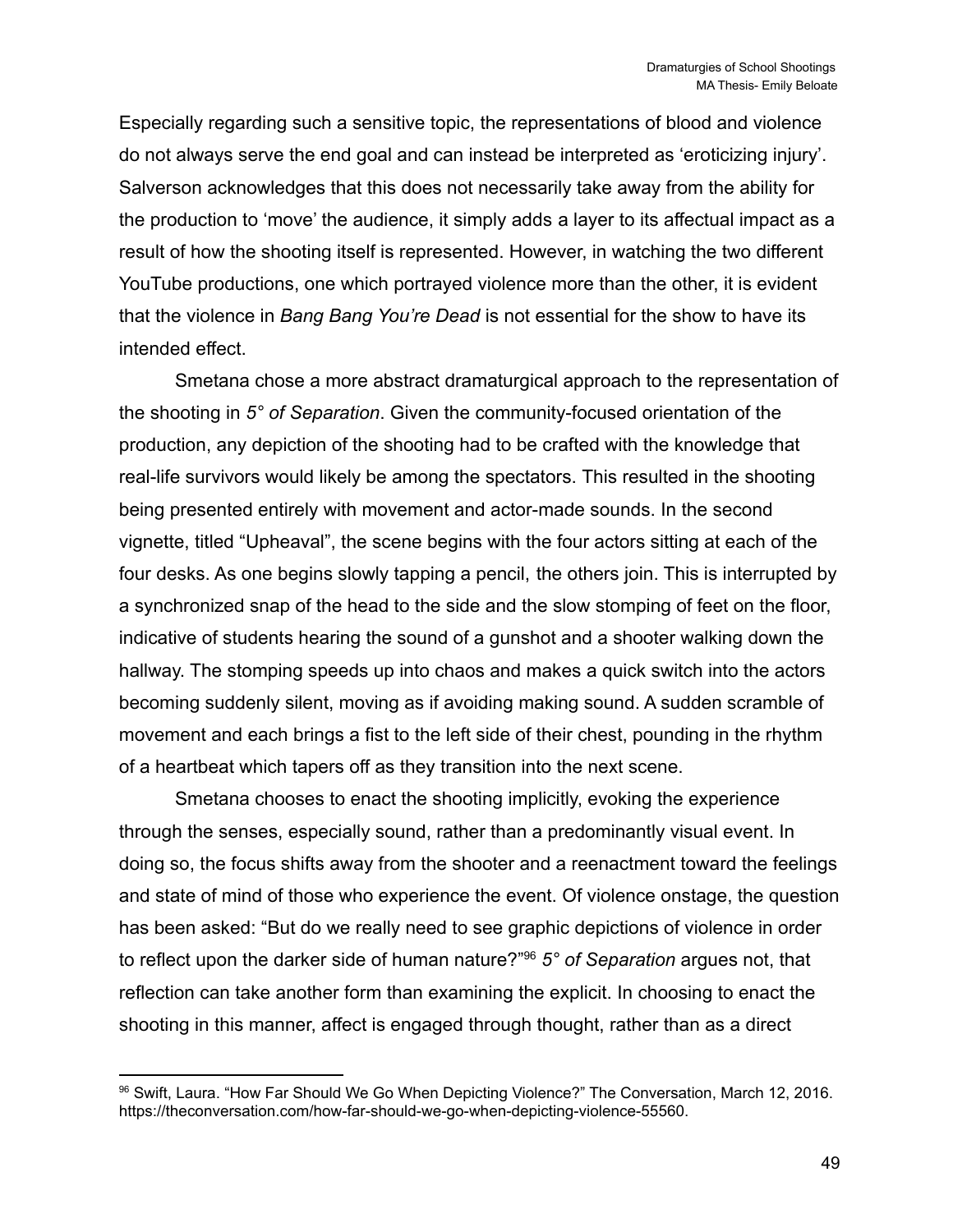Especially regarding such a sensitive topic, the representations of blood and violence do not always serve the end goal and can instead be interpreted as 'eroticizing injury'. Salverson acknowledges that this does not necessarily take away from the ability for the production to 'move' the audience, it simply adds a layer to its affectual impact as a result of how the shooting itself is represented. However, in watching the two different YouTube productions, one which portrayed violence more than the other, it is evident that the violence in *Bang Bang You're Dead* is not essential for the show to have its intended effect.

Smetana chose a more abstract dramaturgical approach to the representation of the shooting in *5° of Separation*. Given the community-focused orientation of the production, any depiction of the shooting had to be crafted with the knowledge that real-life survivors would likely be among the spectators. This resulted in the shooting being presented entirely with movement and actor-made sounds. In the second vignette, titled "Upheaval", the scene begins with the four actors sitting at each of the four desks. As one begins slowly tapping a pencil, the others join. This is interrupted by a synchronized snap of the head to the side and the slow stomping of feet on the floor, indicative of students hearing the sound of a gunshot and a shooter walking down the hallway. The stomping speeds up into chaos and makes a quick switch into the actors becoming suddenly silent, moving as if avoiding making sound. A sudden scramble of movement and each brings a fist to the left side of their chest, pounding in the rhythm of a heartbeat which tapers off as they transition into the next scene.

Smetana chooses to enact the shooting implicitly, evoking the experience through the senses, especially sound, rather than a predominantly visual event. In doing so, the focus shifts away from the shooter and a reenactment toward the feelings and state of mind of those who experience the event. Of violence onstage, the question has been asked: "But do we really need to see graphic depictions of violence in order to reflect upon the darker side of human nature?"[96] *5° of Separation* argues not, that reflection can take another form than examining the explicit. In choosing to enact the shooting in this manner, affect is engaged through thought, rather than as a direct

---

[96] Swift, Laura. "How Far Should We Go When Depicting Violence?" The Conversation, March 12, 2016. https://theconversation.com/how-far-should-we-go-when-depicting-violence-55560.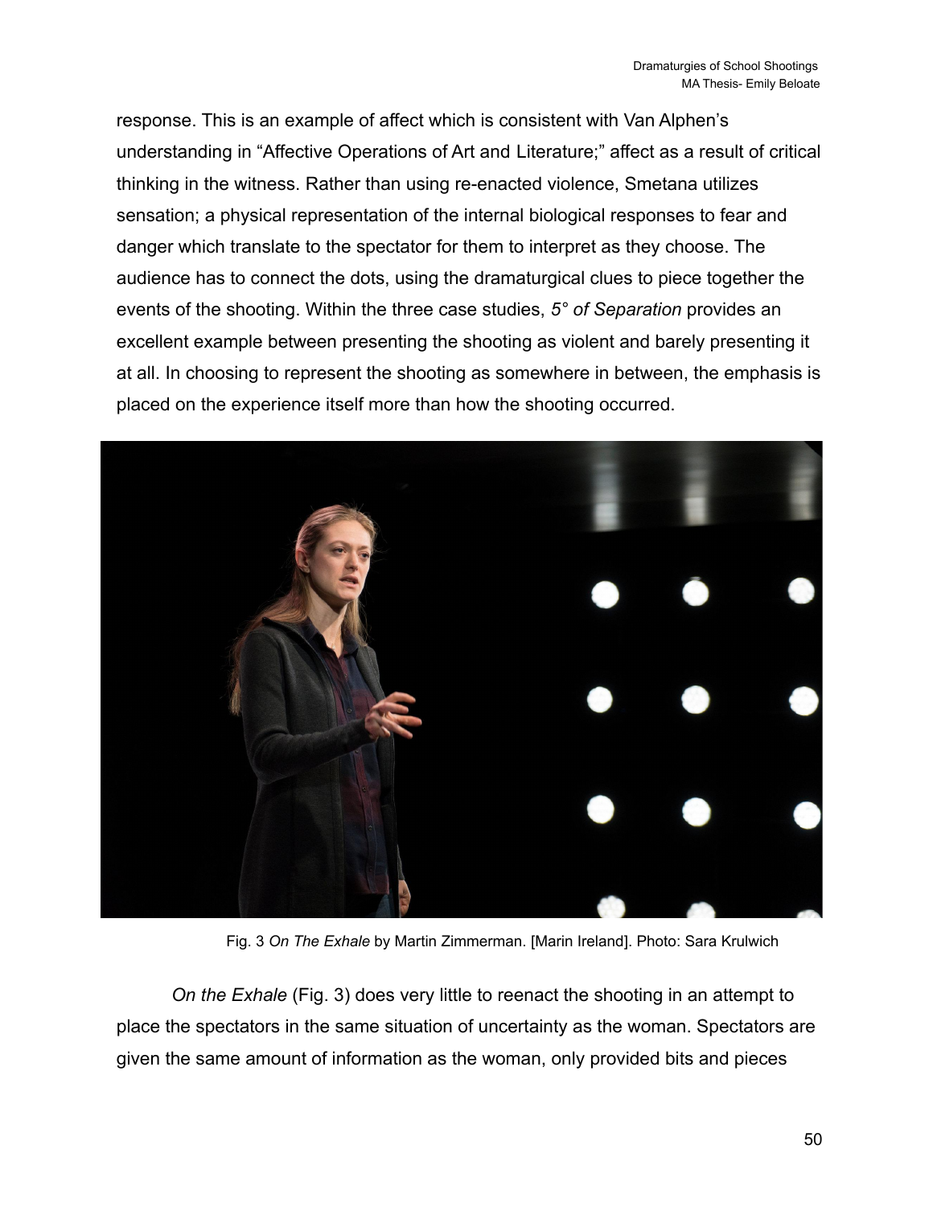response. This is an example of affect which is consistent with Van Alphen's understanding in "Affective Operations of Art and Literature;" affect as a result of critical thinking in the witness. Rather than using re-enacted violence, Smetana utilizes sensation; a physical representation of the internal biological responses to fear and danger which translate to the spectator for them to interpret as they choose. The audience has to connect the dots, using the dramaturgical clues to piece together the events of the shooting. Within the three case studies, *5° of Separation* provides an excellent example between presenting the shooting as violent and barely presenting it at all. In choosing to represent the shooting as somewhere in between, the emphasis is placed on the experience itself more than how the shooting occurred.

Fig. 3 *On The Exhale* by Martin Zimmerman. [Marin Ireland]. Photo: Sara Krulwich

*On the Exhale* (Fig. 3) does very little to reenact the shooting in an attempt to place the spectators in the same situation of uncertainty as the woman. Spectators are given the same amount of information as the woman, only provided bits and pieces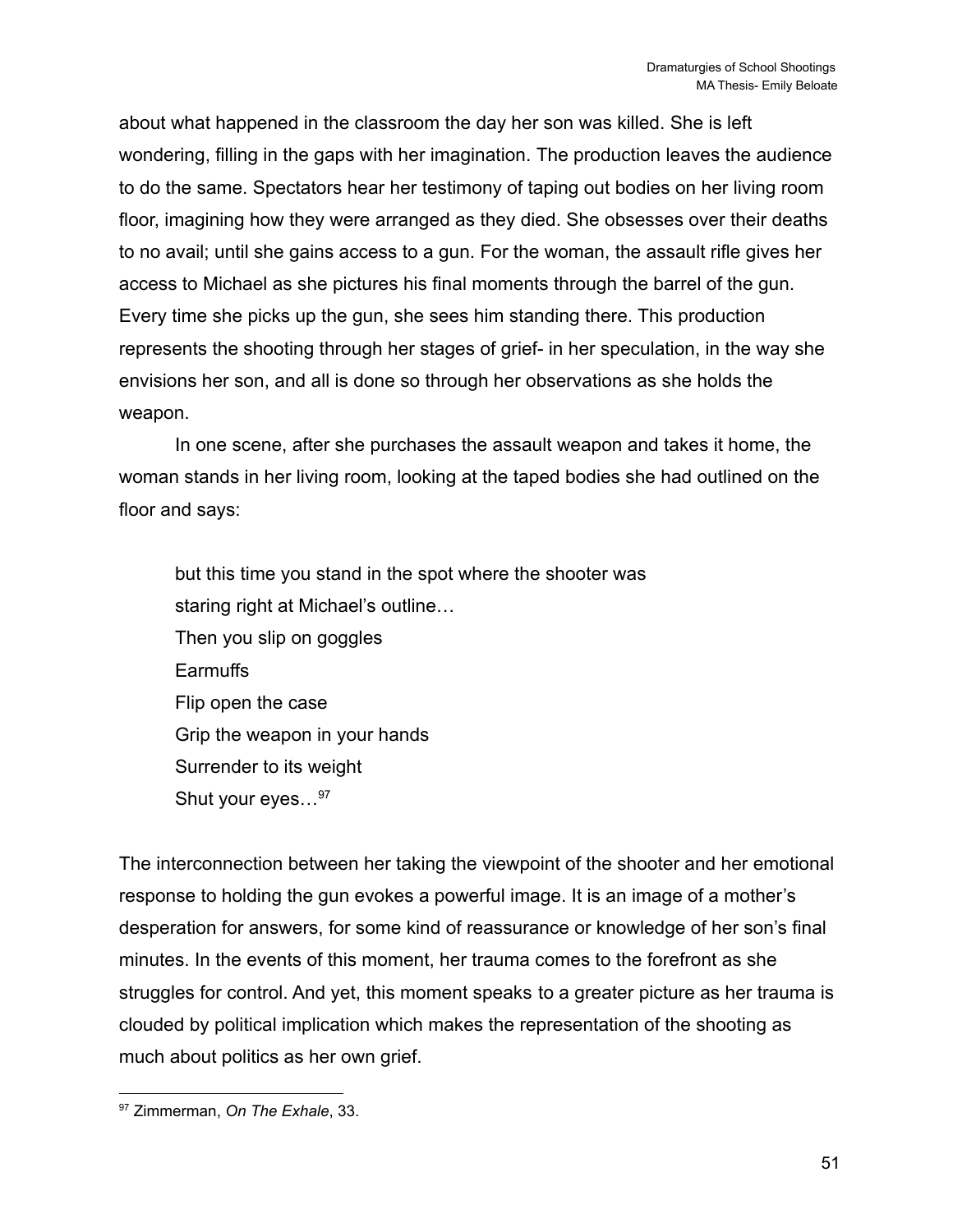about what happened in the classroom the day her son was killed. She is left wondering, filling in the gaps with her imagination. The production leaves the audience to do the same. Spectators hear her testimony of taping out bodies on her living room floor, imagining how they were arranged as they died. She obsesses over their deaths to no avail; until she gains access to a gun. For the woman, the assault rifle gives her access to Michael as she pictures his final moments through the barrel of the gun. Every time she picks up the gun, she sees him standing there. This production represents the shooting through her stages of grief- in her speculation, in the way she envisions her son, and all is done so through her observations as she holds the weapon.

In one scene, after she purchases the assault weapon and takes it home, the woman stands in her living room, looking at the taped bodies she had outlined on the floor and says:

> but this time you stand in the spot where the shooter was
> staring right at Michael's outline…
> Then you slip on goggles
> Earmuffs
> Flip open the case
> Grip the weapon in your hands
> Surrender to its weight
> Shut your eyes…[97]

The interconnection between her taking the viewpoint of the shooter and her emotional response to holding the gun evokes a powerful image. It is an image of a mother's desperation for answers, for some kind of reassurance or knowledge of her son's final minutes. In the events of this moment, her trauma comes to the forefront as she struggles for control. And yet, this moment speaks to a greater picture as her trauma is clouded by political implication which makes the representation of the shooting as much about politics as her own grief.

---

[97] Zimmerman, *On The Exhale*, 33.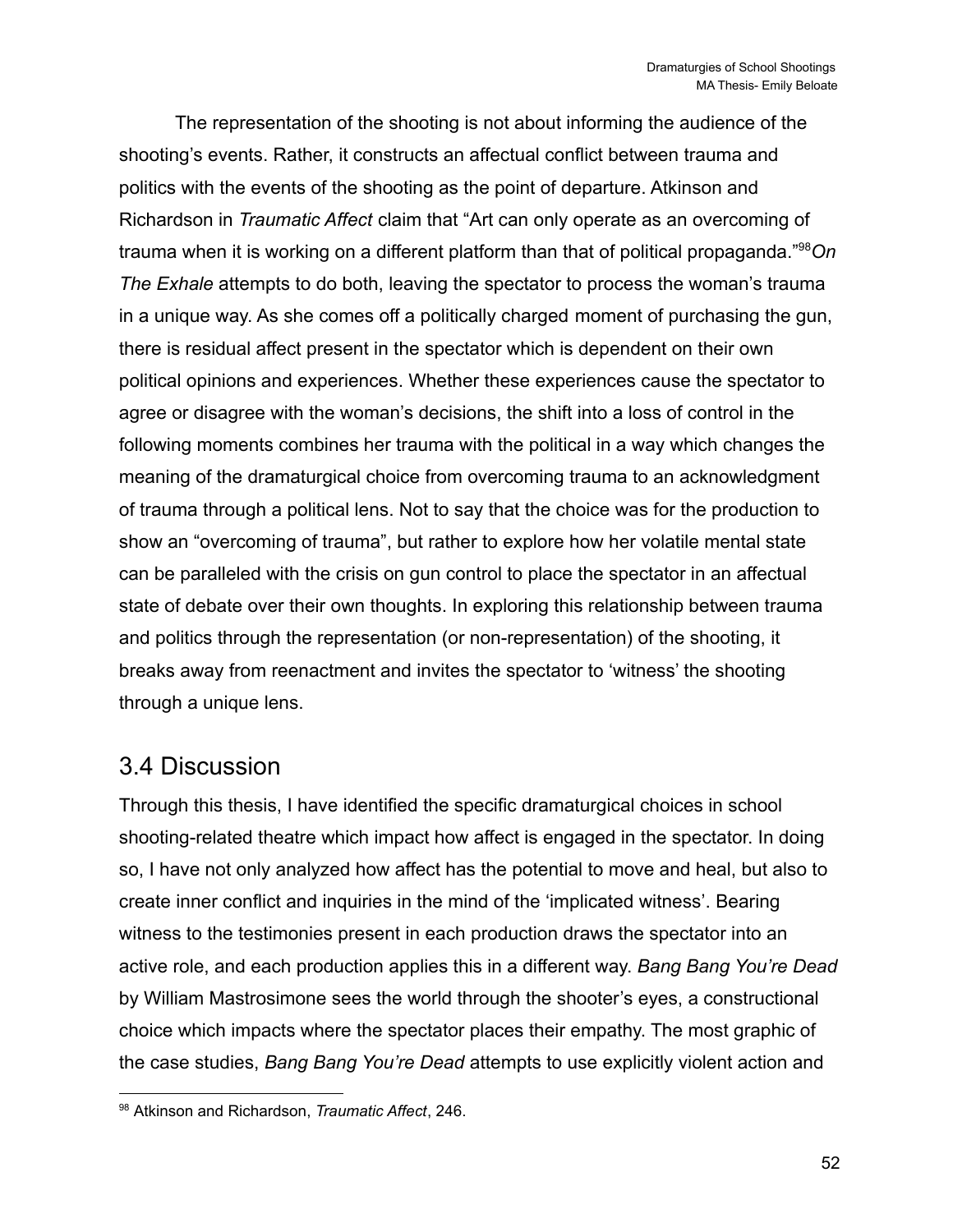The representation of the shooting is not about informing the audience of the shooting's events. Rather, it constructs an affectual conflict between trauma and politics with the events of the shooting as the point of departure. Atkinson and Richardson in *Traumatic Affect* claim that "Art can only operate as an overcoming of trauma when it is working on a different platform than that of political propaganda."[98] *On The Exhale* attempts to do both, leaving the spectator to process the woman's trauma in a unique way. As she comes off a politically charged moment of purchasing the gun, there is residual affect present in the spectator which is dependent on their own political opinions and experiences. Whether these experiences cause the spectator to agree or disagree with the woman's decisions, the shift into a loss of control in the following moments combines her trauma with the political in a way which changes the meaning of the dramaturgical choice from overcoming trauma to an acknowledgment of trauma through a political lens. Not to say that the choice was for the production to show an "overcoming of trauma", but rather to explore how her volatile mental state can be paralleled with the crisis on gun control to place the spectator in an affectual state of debate over their own thoughts. In exploring this relationship between trauma and politics through the representation (or non-representation) of the shooting, it breaks away from reenactment and invites the spectator to 'witness' the shooting through a unique lens.

## 3.4 Discussion

Through this thesis, I have identified the specific dramaturgical choices in school shooting-related theatre which impact how affect is engaged in the spectator. In doing so, I have not only analyzed how affect has the potential to move and heal, but also to create inner conflict and inquiries in the mind of the 'implicated witness'. Bearing witness to the testimonies present in each production draws the spectator into an active role, and each production applies this in a different way. *Bang Bang You're Dead* by William Mastrosimone sees the world through the shooter's eyes, a constructional choice which impacts where the spectator places their empathy. The most graphic of the case studies, *Bang Bang You're Dead* attempts to use explicitly violent action and

---

[98] Atkinson and Richardson, *Traumatic Affect*, 246.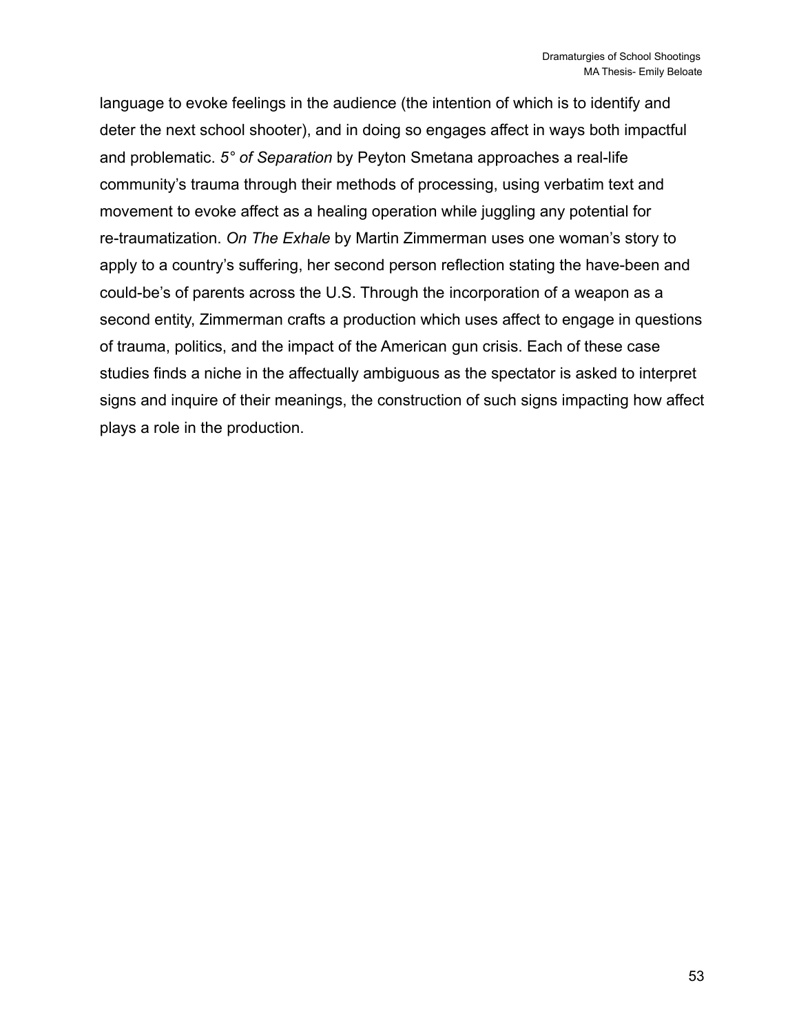language to evoke feelings in the audience (the intention of which is to identify and deter the next school shooter), and in doing so engages affect in ways both impactful and problematic. *5° of Separation* by Peyton Smetana approaches a real-life community's trauma through their methods of processing, using verbatim text and movement to evoke affect as a healing operation while juggling any potential for re-traumatization. *On The Exhale* by Martin Zimmerman uses one woman's story to apply to a country's suffering, her second person reflection stating the have-been and could-be's of parents across the U.S. Through the incorporation of a weapon as a second entity, Zimmerman crafts a production which uses affect to engage in questions of trauma, politics, and the impact of the American gun crisis. Each of these case studies finds a niche in the affectually ambiguous as the spectator is asked to interpret signs and inquire of their meanings, the construction of such signs impacting how affect plays a role in the production.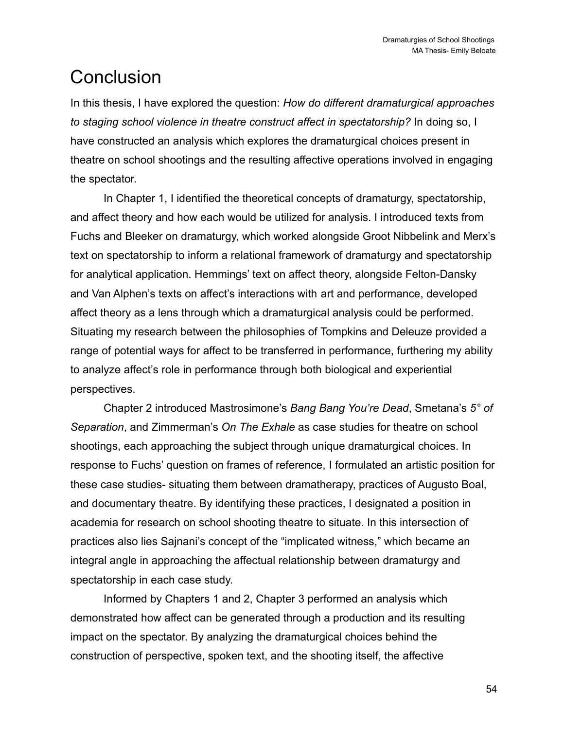# Conclusion

In this thesis, I have explored the question: *How do different dramaturgical approaches to staging school violence in theatre construct affect in spectatorship?* In doing so, I have constructed an analysis which explores the dramaturgical choices present in theatre on school shootings and the resulting affective operations involved in engaging the spectator.

In Chapter 1, I identified the theoretical concepts of dramaturgy, spectatorship, and affect theory and how each would be utilized for analysis. I introduced texts from Fuchs and Bleeker on dramaturgy, which worked alongside Groot Nibbelink and Merx's text on spectatorship to inform a relational framework of dramaturgy and spectatorship for analytical application. Hemmings' text on affect theory, alongside Felton-Dansky and Van Alphen's texts on affect's interactions with art and performance, developed affect theory as a lens through which a dramaturgical analysis could be performed. Situating my research between the philosophies of Tompkins and Deleuze provided a range of potential ways for affect to be transferred in performance, furthering my ability to analyze affect's role in performance through both biological and experiential perspectives.

Chapter 2 introduced Mastrosimone's *Bang Bang You're Dead*, Smetana's *5° of Separation*, and Zimmerman's *On The Exhale* as case studies for theatre on school shootings, each approaching the subject through unique dramaturgical choices. In response to Fuchs' question on frames of reference, I formulated an artistic position for these case studies- situating them between dramatherapy, practices of Augusto Boal, and documentary theatre. By identifying these practices, I designated a position in academia for research on school shooting theatre to situate. In this intersection of practices also lies Sajnani's concept of the "implicated witness," which became an integral angle in approaching the affectual relationship between dramaturgy and spectatorship in each case study.

Informed by Chapters 1 and 2, Chapter 3 performed an analysis which demonstrated how affect can be generated through a production and its resulting impact on the spectator. By analyzing the dramaturgical choices behind the construction of perspective, spoken text, and the shooting itself, the affective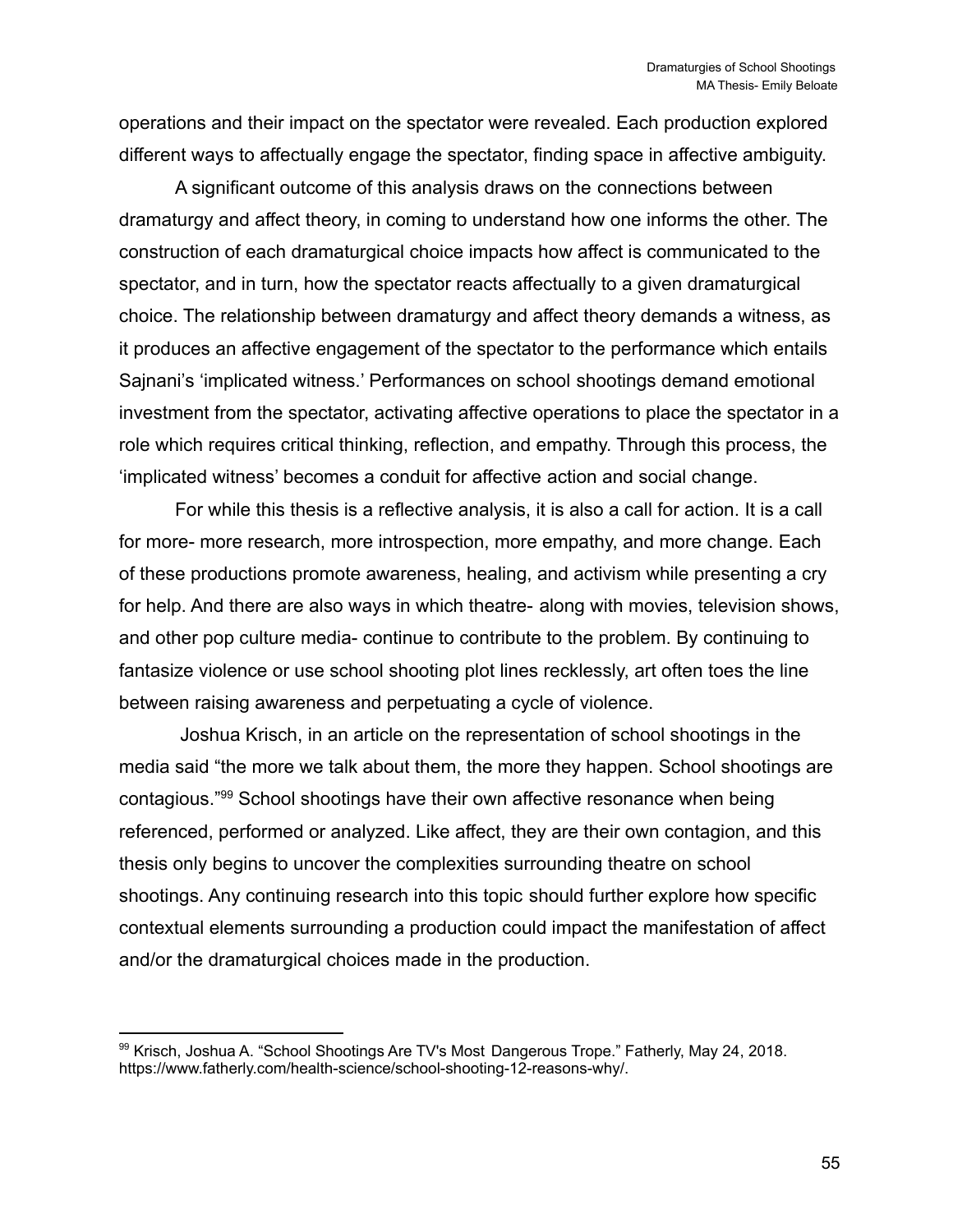operations and their impact on the spectator were revealed. Each production explored different ways to affectually engage the spectator, finding space in affective ambiguity.

A significant outcome of this analysis draws on the connections between dramaturgy and affect theory, in coming to understand how one informs the other. The construction of each dramaturgical choice impacts how affect is communicated to the spectator, and in turn, how the spectator reacts affectually to a given dramaturgical choice. The relationship between dramaturgy and affect theory demands a witness, as it produces an affective engagement of the spectator to the performance which entails Sajnani's 'implicated witness.' Performances on school shootings demand emotional investment from the spectator, activating affective operations to place the spectator in a role which requires critical thinking, reflection, and empathy. Through this process, the 'implicated witness' becomes a conduit for affective action and social change.

For while this thesis is a reflective analysis, it is also a call for action. It is a call for more- more research, more introspection, more empathy, and more change. Each of these productions promote awareness, healing, and activism while presenting a cry for help. And there are also ways in which theatre- along with movies, television shows, and other pop culture media- continue to contribute to the problem. By continuing to fantasize violence or use school shooting plot lines recklessly, art often toes the line between raising awareness and perpetuating a cycle of violence.

Joshua Krisch, in an article on the representation of school shootings in the media said "the more we talk about them, the more they happen. School shootings are contagious."[99] School shootings have their own affective resonance when being referenced, performed or analyzed. Like affect, they are their own contagion, and this thesis only begins to uncover the complexities surrounding theatre on school shootings. Any continuing research into this topic should further explore how specific contextual elements surrounding a production could impact the manifestation of affect and/or the dramaturgical choices made in the production.

---

[99] Krisch, Joshua A. "School Shootings Are TV's Most Dangerous Trope." Fatherly, May 24, 2018. https://www.fatherly.com/health-science/school-shooting-12-reasons-why/.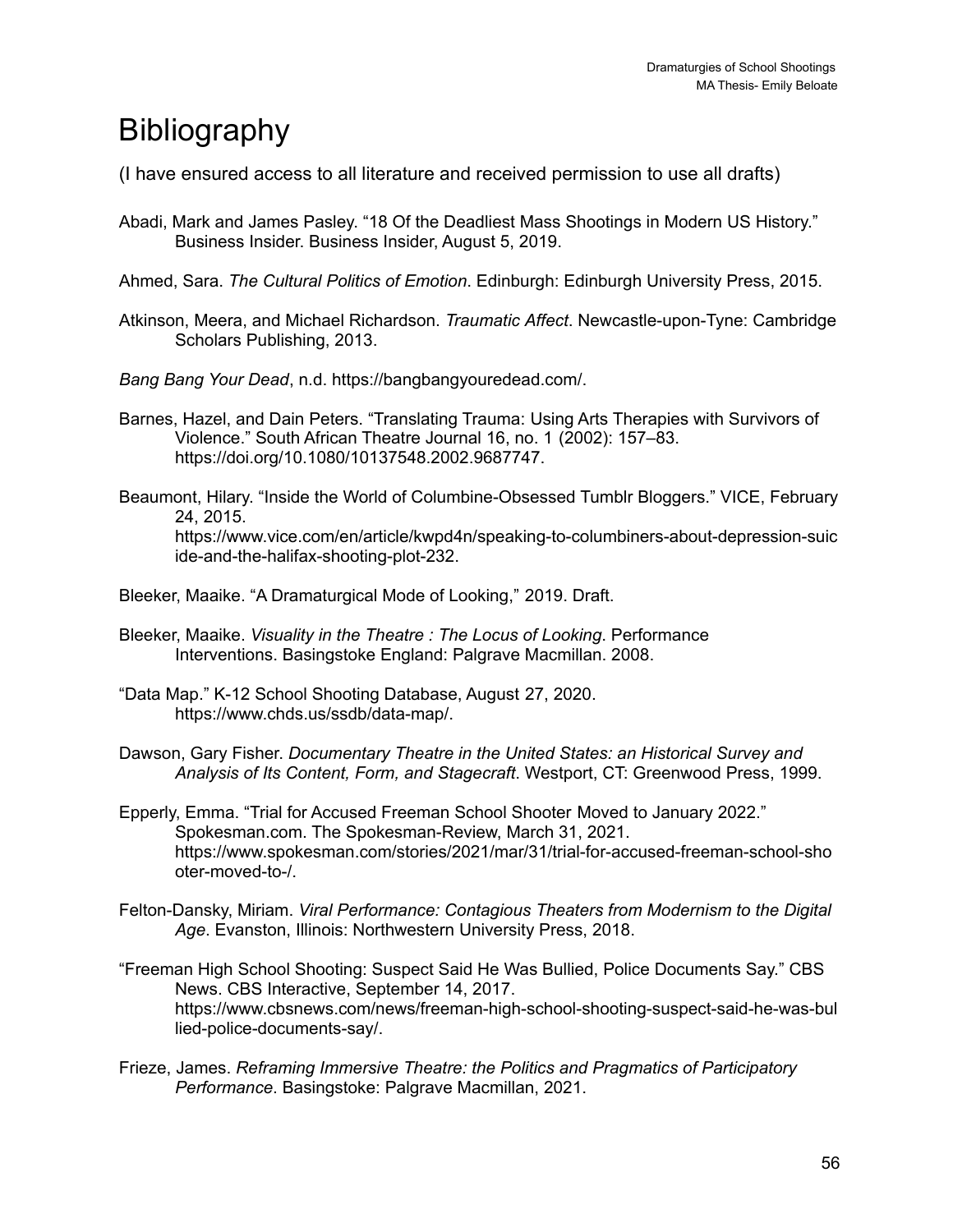# Bibliography

(I have ensured access to all literature and received permission to use all drafts)

Abadi, Mark and James Pasley. "18 Of the Deadliest Mass Shootings in Modern US History." Business Insider. Business Insider, August 5, 2019.

Ahmed, Sara. *The Cultural Politics of Emotion*. Edinburgh: Edinburgh University Press, 2015.

Atkinson, Meera, and Michael Richardson. *Traumatic Affect*. Newcastle-upon-Tyne: Cambridge Scholars Publishing, 2013.

*Bang Bang Your Dead*, n.d. https://bangbangyouredead.com/.

Barnes, Hazel, and Dain Peters. "Translating Trauma: Using Arts Therapies with Survivors of Violence." South African Theatre Journal 16, no. 1 (2002): 157–83. https://doi.org/10.1080/10137548.2002.9687747.

Beaumont, Hilary. "Inside the World of Columbine-Obsessed Tumblr Bloggers." VICE, February 24, 2015. https://www.vice.com/en/article/kwpd4n/speaking-to-columbiners-about-depression-suicide-and-the-halifax-shooting-plot-232.

Bleeker, Maaike. "A Dramaturgical Mode of Looking," 2019. Draft.

Bleeker, Maaike. *Visuality in the Theatre : The Locus of Looking*. Performance Interventions. Basingstoke England: Palgrave Macmillan. 2008.

"Data Map." K-12 School Shooting Database, August 27, 2020. https://www.chds.us/ssdb/data-map/.

Dawson, Gary Fisher. *Documentary Theatre in the United States: an Historical Survey and Analysis of Its Content, Form, and Stagecraft*. Westport, CT: Greenwood Press, 1999.

Epperly, Emma. "Trial for Accused Freeman School Shooter Moved to January 2022." Spokesman.com. The Spokesman-Review, March 31, 2021. https://www.spokesman.com/stories/2021/mar/31/trial-for-accused-freeman-school-shooter-moved-to-/.

Felton-Dansky, Miriam. *Viral Performance: Contagious Theaters from Modernism to the Digital Age*. Evanston, Illinois: Northwestern University Press, 2018.

"Freeman High School Shooting: Suspect Said He Was Bullied, Police Documents Say." CBS News. CBS Interactive, September 14, 2017. https://www.cbsnews.com/news/freeman-high-school-shooting-suspect-said-he-was-bullied-police-documents-say/.

Frieze, James. *Reframing Immersive Theatre: the Politics and Pragmatics of Participatory Performance*. Basingstoke: Palgrave Macmillan, 2021.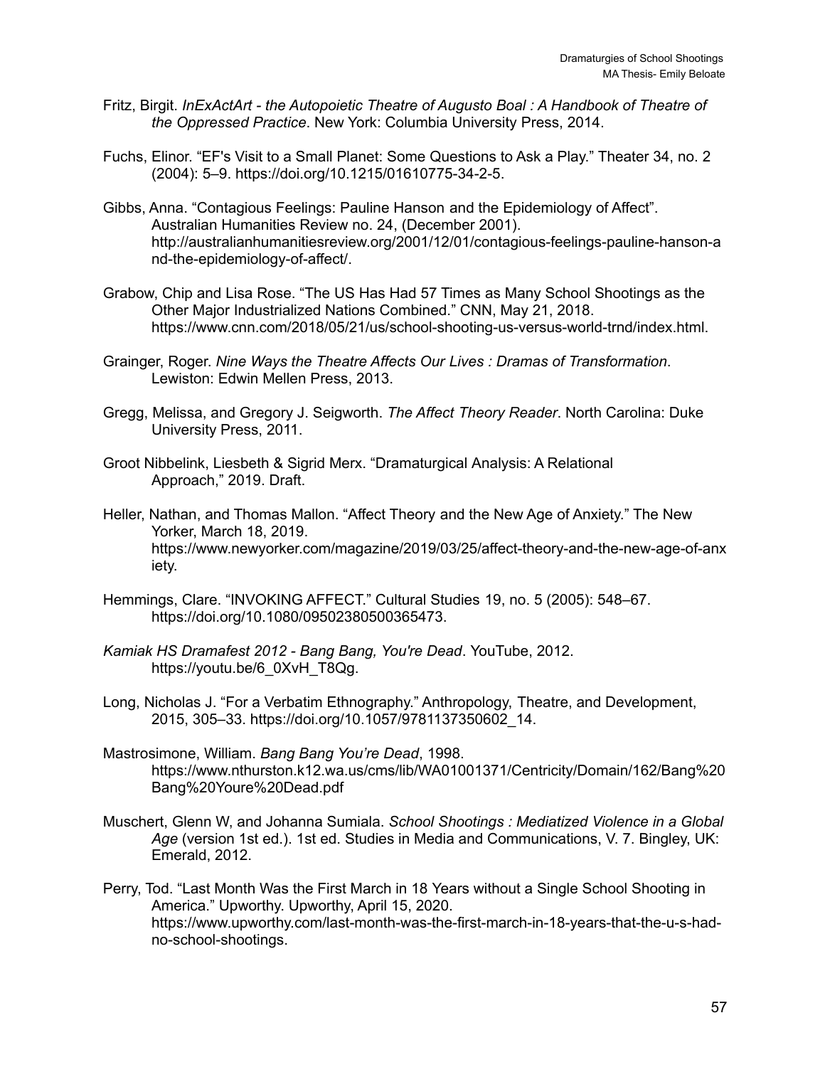Fritz, Birgit. *InExActArt - the Autopoietic Theatre of Augusto Boal : A Handbook of Theatre of the Oppressed Practice*. New York: Columbia University Press, 2014.

Fuchs, Elinor. "EF's Visit to a Small Planet: Some Questions to Ask a Play." Theater 34, no. 2 (2004): 5–9. https://doi.org/10.1215/01610775-34-2-5.

Gibbs, Anna. "Contagious Feelings: Pauline Hanson and the Epidemiology of Affect". Australian Humanities Review no. 24, (December 2001). http://australianhumanitiesreview.org/2001/12/01/contagious-feelings-pauline-hanson-and-the-epidemiology-of-affect/.

Grabow, Chip and Lisa Rose. "The US Has Had 57 Times as Many School Shootings as the Other Major Industrialized Nations Combined." CNN, May 21, 2018. https://www.cnn.com/2018/05/21/us/school-shooting-us-versus-world-trnd/index.html.

Grainger, Roger. *Nine Ways the Theatre Affects Our Lives : Dramas of Transformation*. Lewiston: Edwin Mellen Press, 2013.

Gregg, Melissa, and Gregory J. Seigworth. *The Affect Theory Reader*. North Carolina: Duke University Press, 2011.

Groot Nibbelink, Liesbeth & Sigrid Merx. "Dramaturgical Analysis: A Relational Approach," 2019. Draft.

Heller, Nathan, and Thomas Mallon. "Affect Theory and the New Age of Anxiety." The New Yorker, March 18, 2019. https://www.newyorker.com/magazine/2019/03/25/affect-theory-and-the-new-age-of-anxiety.

Hemmings, Clare. "INVOKING AFFECT." Cultural Studies 19, no. 5 (2005): 548–67. https://doi.org/10.1080/09502380500365473.

*Kamiak HS Dramafest 2012 - Bang Bang, You're Dead*. YouTube, 2012. https://youtu.be/6_0XvH_T8Qg.

Long, Nicholas J. "For a Verbatim Ethnography." Anthropology, Theatre, and Development, 2015, 305–33. https://doi.org/10.1057/9781137350602_14.

Mastrosimone, William. *Bang Bang You're Dead*, 1998. https://www.nthurston.k12.wa.us/cms/lib/WA01001371/Centricity/Domain/162/Bang%20Bang%20Youre%20Dead.pdf

Muschert, Glenn W, and Johanna Sumiala. *School Shootings : Mediatized Violence in a Global Age* (version 1st ed.). 1st ed. Studies in Media and Communications, V. 7. Bingley, UK: Emerald, 2012.

Perry, Tod. "Last Month Was the First March in 18 Years without a Single School Shooting in America." Upworthy. Upworthy, April 15, 2020. https://www.upworthy.com/last-month-was-the-first-march-in-18-years-that-the-u-s-had-no-school-shootings.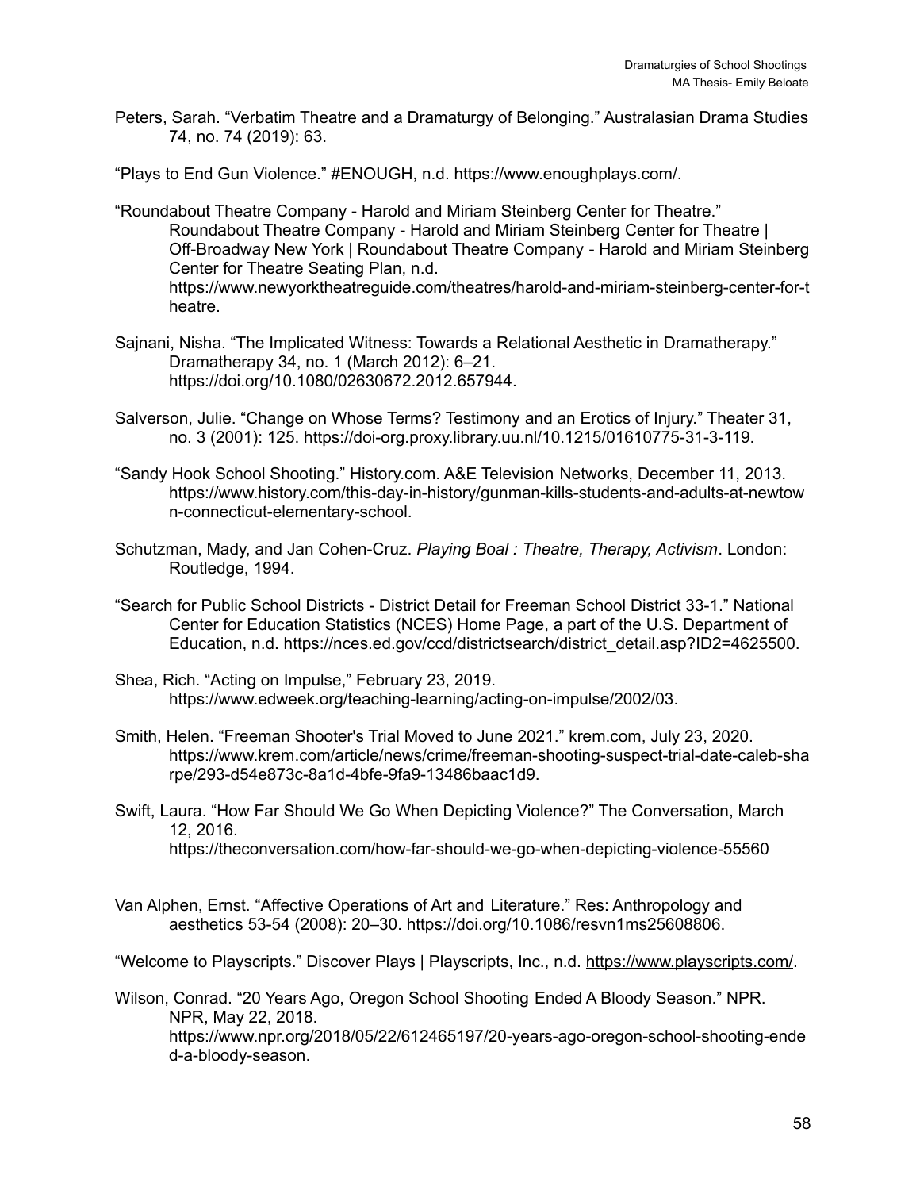Peters, Sarah. “Verbatim Theatre and a Dramaturgy of Belonging.” Australasian Drama Studies 74, no. 74 (2019): 63.

“Plays to End Gun Violence.” #ENOUGH, n.d. https://www.enoughplays.com/.

“Roundabout Theatre Company - Harold and Miriam Steinberg Center for Theatre.” Roundabout Theatre Company - Harold and Miriam Steinberg Center for Theatre | Off-Broadway New York | Roundabout Theatre Company - Harold and Miriam Steinberg Center for Theatre Seating Plan, n.d. https://www.newyorktheatreguide.com/theatres/harold-and-miriam-steinberg-center-for-theatre.

Sajnani, Nisha. “The Implicated Witness: Towards a Relational Aesthetic in Dramatherapy.” Dramatherapy 34, no. 1 (March 2012): 6–21. https://doi.org/10.1080/02630672.2012.657944.

Salverson, Julie. “Change on Whose Terms? Testimony and an Erotics of Injury.” Theater 31, no. 3 (2001): 125. https://doi-org.proxy.library.uu.nl/10.1215/01610775-31-3-119.

“Sandy Hook School Shooting.” History.com. A&E Television Networks, December 11, 2013. https://www.history.com/this-day-in-history/gunman-kills-students-and-adults-at-newtown-connecticut-elementary-school.

Schutzman, Mady, and Jan Cohen-Cruz. *Playing Boal : Theatre, Therapy, Activism*. London: Routledge, 1994.

“Search for Public School Districts - District Detail for Freeman School District 33-1.” National Center for Education Statistics (NCES) Home Page, a part of the U.S. Department of Education, n.d. https://nces.ed.gov/ccd/districtsearch/district_detail.asp?ID2=4625500.

Shea, Rich. “Acting on Impulse,” February 23, 2019. https://www.edweek.org/teaching-learning/acting-on-impulse/2002/03.

Smith, Helen. “Freeman Shooter's Trial Moved to June 2021.” krem.com, July 23, 2020. https://www.krem.com/article/news/crime/freeman-shooting-suspect-trial-date-caleb-sharpe/293-d54e873c-8a1d-4bfe-9fa9-13486baac1d9.

Swift, Laura. “How Far Should We Go When Depicting Violence?” The Conversation, March 12, 2016. https://theconversation.com/how-far-should-we-go-when-depicting-violence-55560

Van Alphen, Ernst. “Affective Operations of Art and Literature.” Res: Anthropology and aesthetics 53-54 (2008): 20–30. https://doi.org/10.1086/resvn1ms25608806.

“Welcome to Playscripts.” Discover Plays | Playscripts, Inc., n.d. https://www.playscripts.com/.

Wilson, Conrad. “20 Years Ago, Oregon School Shooting Ended A Bloody Season.” NPR. NPR, May 22, 2018. https://www.npr.org/2018/05/22/612465197/20-years-ago-oregon-school-shooting-ended-a-bloody-season.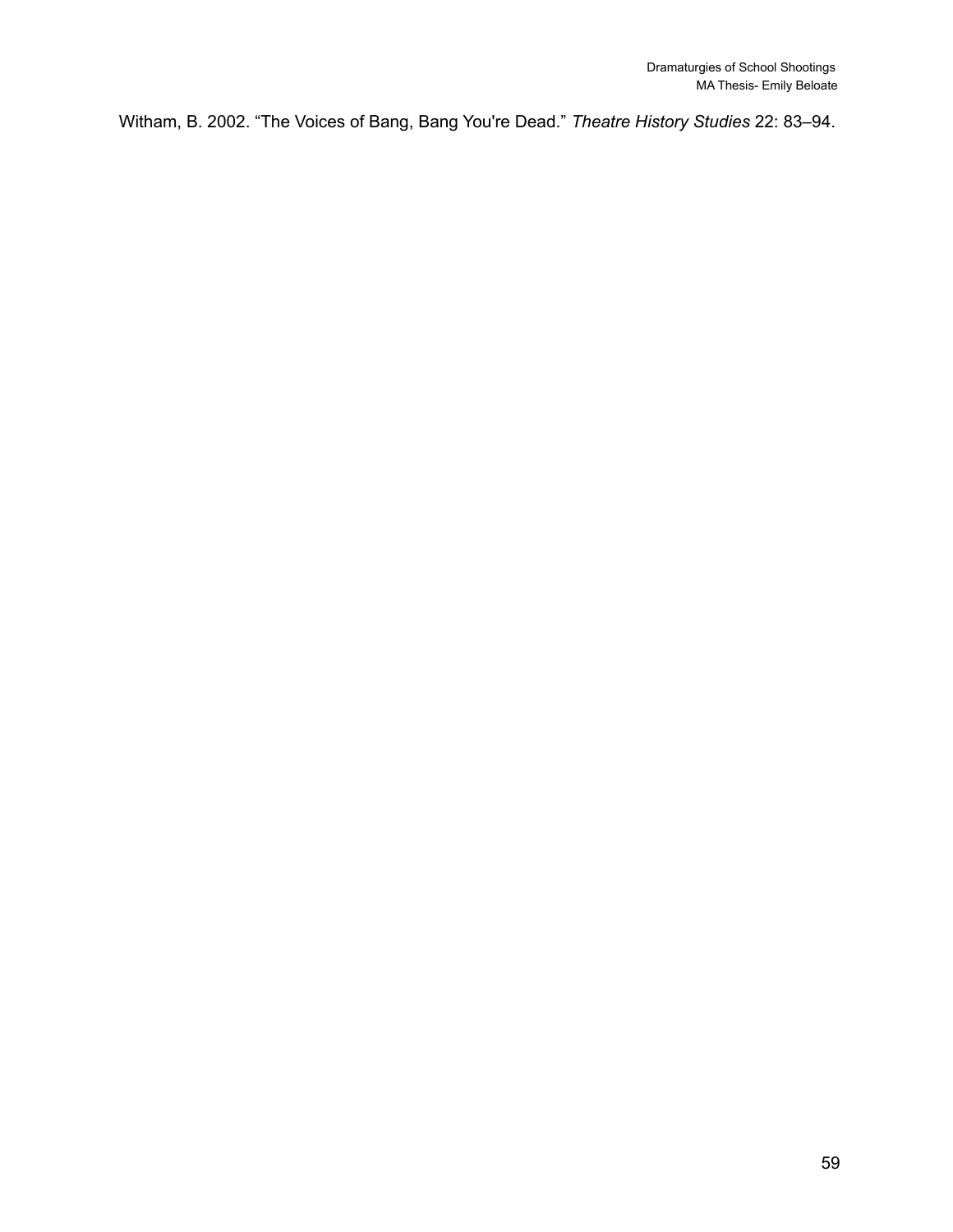Witham, B. 2002. “The Voices of Bang, Bang You're Dead.” *Theatre History Studies* 22: 83–94.